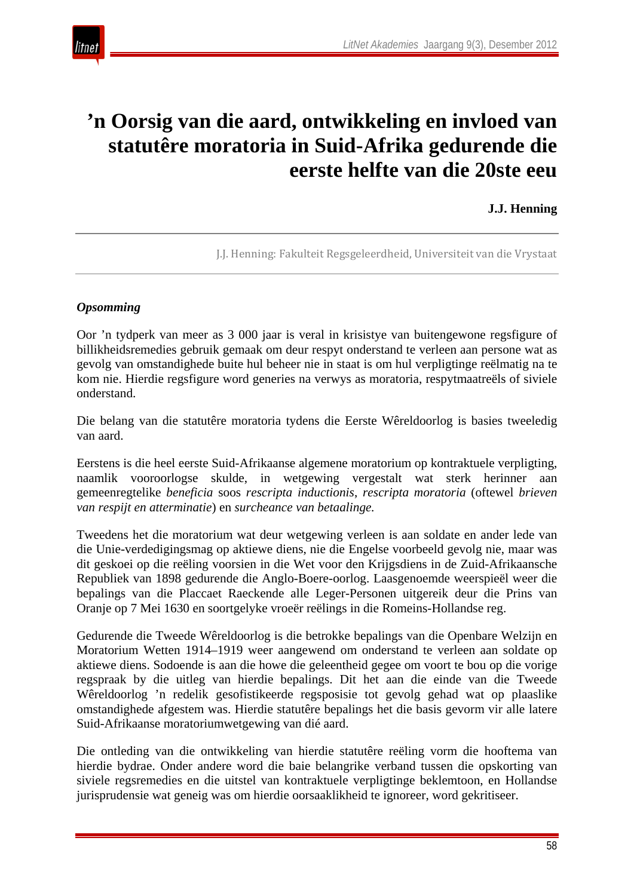# ’n Oorsig van die aard, ontwikkeling en invloed van statutêre moratoria in Suid-Afrika gedurende die eerste helfte van die 20ste eeu

**J.J. Henning**

J.J. Henning: Fakulteit Regsgeleerdheid, Universiteit van die Vrystaat

***Opsomming***

Oor ’n tydperk van meer as 3 000 jaar is veral in krisistye van buitengewone regsfigure of billikheidsremedies gebruik gemaak om deur respyt onderstand te verleen aan persone wat as gevolg van omstandighede buite hul beheer nie in staat is om hul verpligtinge reëlmatig na te kom nie. Hierdie regsfigure word generies na verwys as moratoria, respytmaatreëls of siviele onderstand.

Die belang van die statutêre moratoria tydens die Eerste Wêreldoorlog is basies tweeledig van aard.

Eerstens is die heel eerste Suid-Afrikaanse algemene moratorium op kontraktuele verpligting, naamlik vooroorlogse skulde, in wetgewing vergestalt wat sterk herinner aan gemeenregtelike *beneficia* soos *rescripta inductionis*, *rescripta moratoria* (oftewel *brieven van respijt en atterminatie*) en *surcheance van betaalinge.*

Tweedens het die moratorium wat deur wetgewing verleen is aan soldate en ander lede van die Unie-verdedigingsmag op aktiewe diens, nie die Engelse voorbeeld gevolg nie, maar was dit geskoei op die reëling voorsien in die Wet voor den Krijgsdiens in de Zuid-Afrikaansche Republiek van 1898 gedurende die Anglo-Boere-oorlog. Laasgenoemde weerspieël weer die bepalings van die Placcaet Raeckende alle Leger-Personen uitgereik deur die Prins van Oranje op 7 Mei 1630 en soortgelyke vroeër reëlings in die Romeins-Hollandse reg.

Gedurende die Tweede Wêreldoorlog is die betrokke bepalings van die Openbare Welzijn en Moratorium Wetten 1914–1919 weer aangewend om onderstand te verleen aan soldate op aktiewe diens. Sodoende is aan die howe die geleentheid gegee om voort te bou op die vorige regspraak by die uitleg van hierdie bepalings. Dit het aan die einde van die Tweede Wêreldoorlog ’n redelik gesofistikeerde regsposisie tot gevolg gehad wat op plaaslike omstandighede afgestem was. Hierdie statutêre bepalings het die basis gevorm vir alle latere Suid-Afrikaanse moratoriumwetgewing van dié aard.

Die ontleding van die ontwikkeling van hierdie statutêre reëling vorm die hooftema van hierdie bydrae. Onder andere word die baie belangrike verband tussen die opskorting van siviele regsremedies en die uitstel van kontraktuele verpligtinge beklemtoon, en Hollandse jurisprudensie wat geneig was om hierdie oorsaaklikheid te ignoreer, word gekritiseer.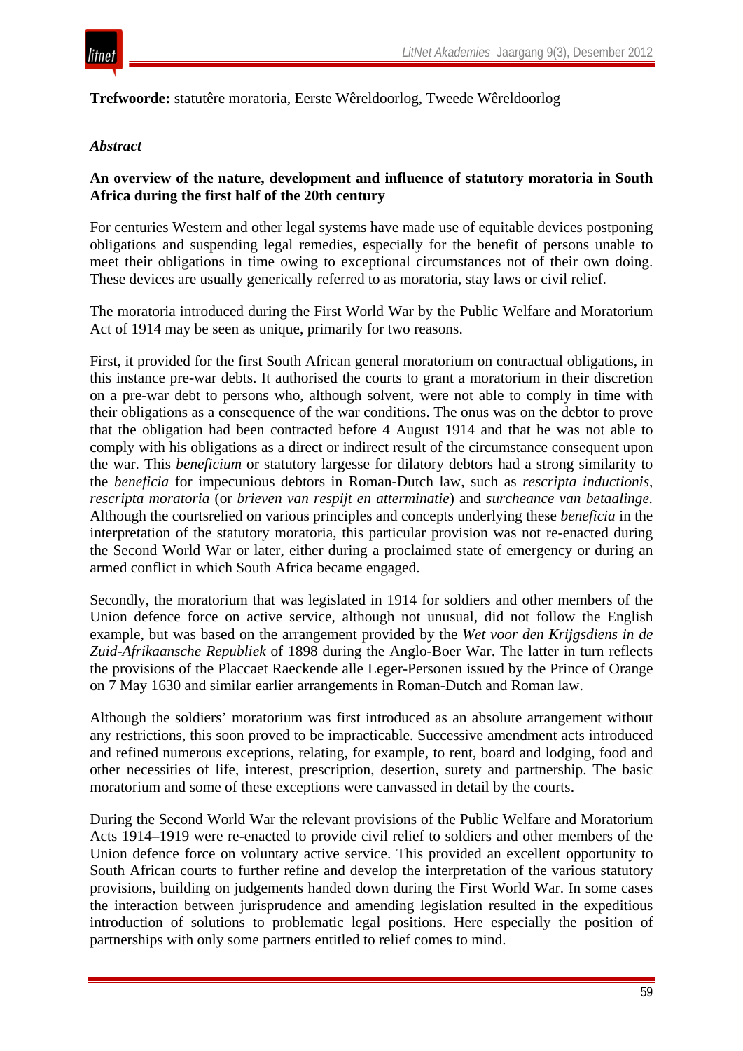**Trefwoorde:** statutêre moratoria, Eerste Wêreldoorlog, Tweede Wêreldoorlog

***Abstract***

**An overview of the nature, development and influence of statutory moratoria in South Africa during the first half of the 20th century**

For centuries Western and other legal systems have made use of equitable devices postponing obligations and suspending legal remedies, especially for the benefit of persons unable to meet their obligations in time owing to exceptional circumstances not of their own doing. These devices are usually generically referred to as moratoria, stay laws or civil relief.

The moratoria introduced during the First World War by the Public Welfare and Moratorium Act of 1914 may be seen as unique, primarily for two reasons.

First, it provided for the first South African general moratorium on contractual obligations, in this instance pre-war debts. It authorised the courts to grant a moratorium in their discretion on a pre-war debt to persons who, although solvent, were not able to comply in time with their obligations as a consequence of the war conditions. The onus was on the debtor to prove that the obligation had been contracted before 4 August 1914 and that he was not able to comply with his obligations as a direct or indirect result of the circumstance consequent upon the war. This *beneficium* or statutory largesse for dilatory debtors had a strong similarity to the *beneficia* for impecunious debtors in Roman-Dutch law, such as *rescripta inductionis*, *rescripta moratoria* (or *brieven van respijt en atterminatie*) and *surcheance van betaalinge.* Although the courtsrelied on various principles and concepts underlying these *beneficia* in the interpretation of the statutory moratoria, this particular provision was not re-enacted during the Second World War or later, either during a proclaimed state of emergency or during an armed conflict in which South Africa became engaged.

Secondly, the moratorium that was legislated in 1914 for soldiers and other members of the Union defence force on active service, although not unusual, did not follow the English example, but was based on the arrangement provided by the *Wet voor den Krijgsdiens in de Zuid-Afrikaansche Republiek* of 1898 during the Anglo-Boer War. The latter in turn reflects the provisions of the Placcaet Raeckende alle Leger-Personen issued by the Prince of Orange on 7 May 1630 and similar earlier arrangements in Roman-Dutch and Roman law.

Although the soldiers' moratorium was first introduced as an absolute arrangement without any restrictions, this soon proved to be impracticable. Successive amendment acts introduced and refined numerous exceptions, relating, for example, to rent, board and lodging, food and other necessities of life, interest, prescription, desertion, surety and partnership. The basic moratorium and some of these exceptions were canvassed in detail by the courts.

During the Second World War the relevant provisions of the Public Welfare and Moratorium Acts 1914–1919 were re-enacted to provide civil relief to soldiers and other members of the Union defence force on voluntary active service. This provided an excellent opportunity to South African courts to further refine and develop the interpretation of the various statutory provisions, building on judgements handed down during the First World War. In some cases the interaction between jurisprudence and amending legislation resulted in the expeditious introduction of solutions to problematic legal positions. Here especially the position of partnerships with only some partners entitled to relief comes to mind.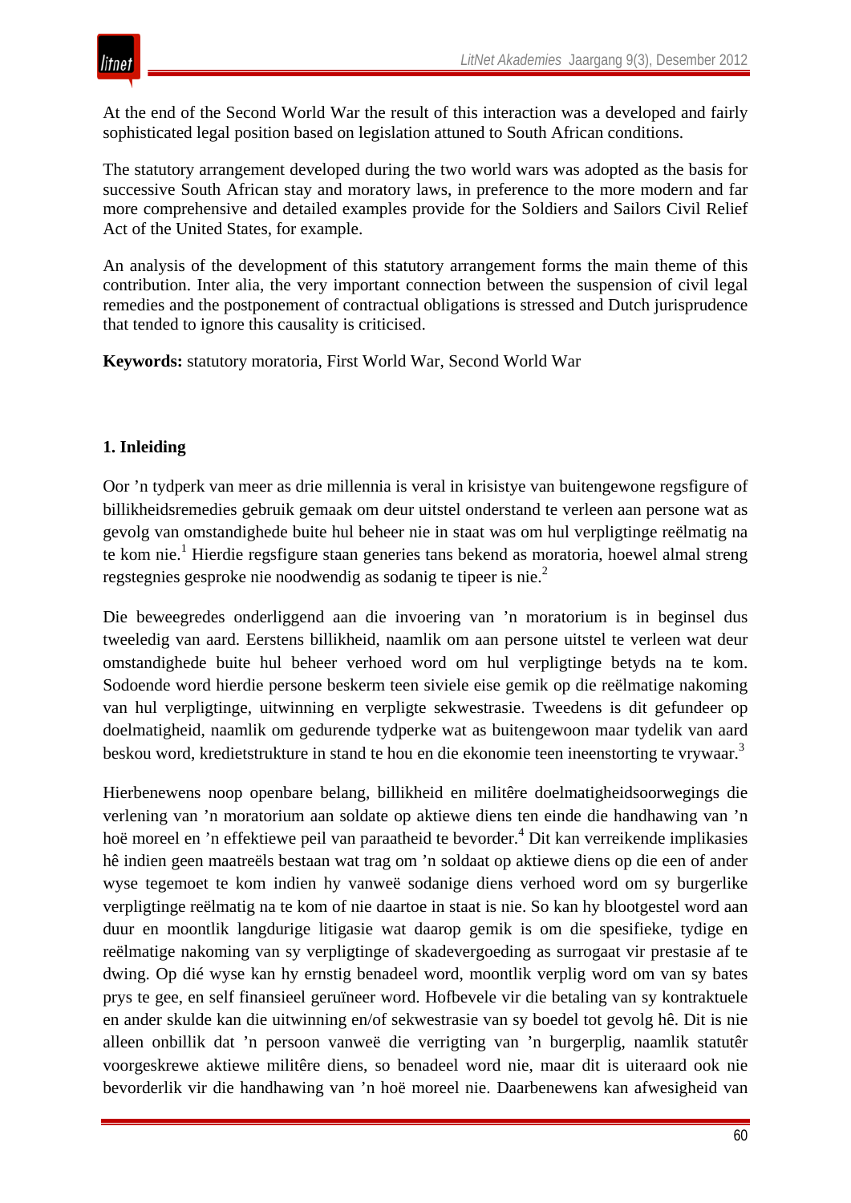At the end of the Second World War the result of this interaction was a developed and fairly sophisticated legal position based on legislation attuned to South African conditions.

The statutory arrangement developed during the two world wars was adopted as the basis for successive South African stay and moratory laws, in preference to the more modern and far more comprehensive and detailed examples provide for the Soldiers and Sailors Civil Relief Act of the United States, for example.

An analysis of the development of this statutory arrangement forms the main theme of this contribution. Inter alia, the very important connection between the suspension of civil legal remedies and the postponement of contractual obligations is stressed and Dutch jurisprudence that tended to ignore this causality is criticised.

**Keywords:** statutory moratoria, First World War, Second World War

## 1. Inleiding

Oor ’n tydperk van meer as drie millennia is veral in krisistye van buitengewone regsfigure of billikheidsremedies gebruik gemaak om deur uitstel onderstand te verleen aan persone wat as gevolg van omstandighede buite hul beheer nie in staat was om hul verpligtinge reëlmatig na te kom nie.[1] Hierdie regsfigure staan generies tans bekend as moratoria, hoewel almal streng regstegnies gesproke nie noodwendig as sodanig te tipeer is nie.[2]

Die beweegredes onderliggend aan die invoering van ’n moratorium is in beginsel dus tweeledig van aard. Eerstens billikheid, naamlik om aan persone uitstel te verleen wat deur omstandighede buite hul beheer verhoed word om hul verpligtinge betyds na te kom. Sodoende word hierdie persone beskerm teen siviele eise gemik op die reëlmatige nakoming van hul verpligtinge, uitwinning en verpligte sekwestrasie. Tweedens is dit gefundeer op doelmatigheid, naamlik om gedurende tydperke wat as buitengewoon maar tydelik van aard beskou word, kredietstrukture in stand te hou en die ekonomie teen ineenstorting te vrywaar.[3]

Hierbenewens noop openbare belang, billikheid en militêre doelmatigheidsoorwegings die verlening van ’n moratorium aan soldate op aktiewe diens ten einde die handhawing van ’n hoë moreel en ’n effektiewe peil van paraatheid te bevorder.[4] Dit kan verreikende implikasies hê indien geen maatreëls bestaan wat trag om ’n soldaat op aktiewe diens op die een of ander wyse tegemoet te kom indien hy vanweë sodanige diens verhoed word om sy burgerlike verpligtinge reëlmatig na te kom of nie daartoe in staat is nie. So kan hy blootgestel word aan duur en moontlik langdurige litigasie wat daarop gemik is om die spesifieke, tydige en reëlmatige nakoming van sy verpligtinge of skadevergoeding as surrogaat vir prestasie af te dwing. Op dié wyse kan hy ernstig benadeel word, moontlik verplig word om van sy bates prys te gee, en self finansieel geruïneer word. Hofbevele vir die betaling van sy kontraktuele en ander skulde kan die uitwinning en/of sekwestrasie van sy boedel tot gevolg hê. Dit is nie alleen onbillik dat ’n persoon vanweë die verrigting van ’n burgerplig, naamlik statutêr voorgeskrewe aktiewe militêre diens, so benadeel word nie, maar dit is uiteraard ook nie bevorderlik vir die handhawing van ’n hoë moreel nie. Daarbenewens kan afwesigheid van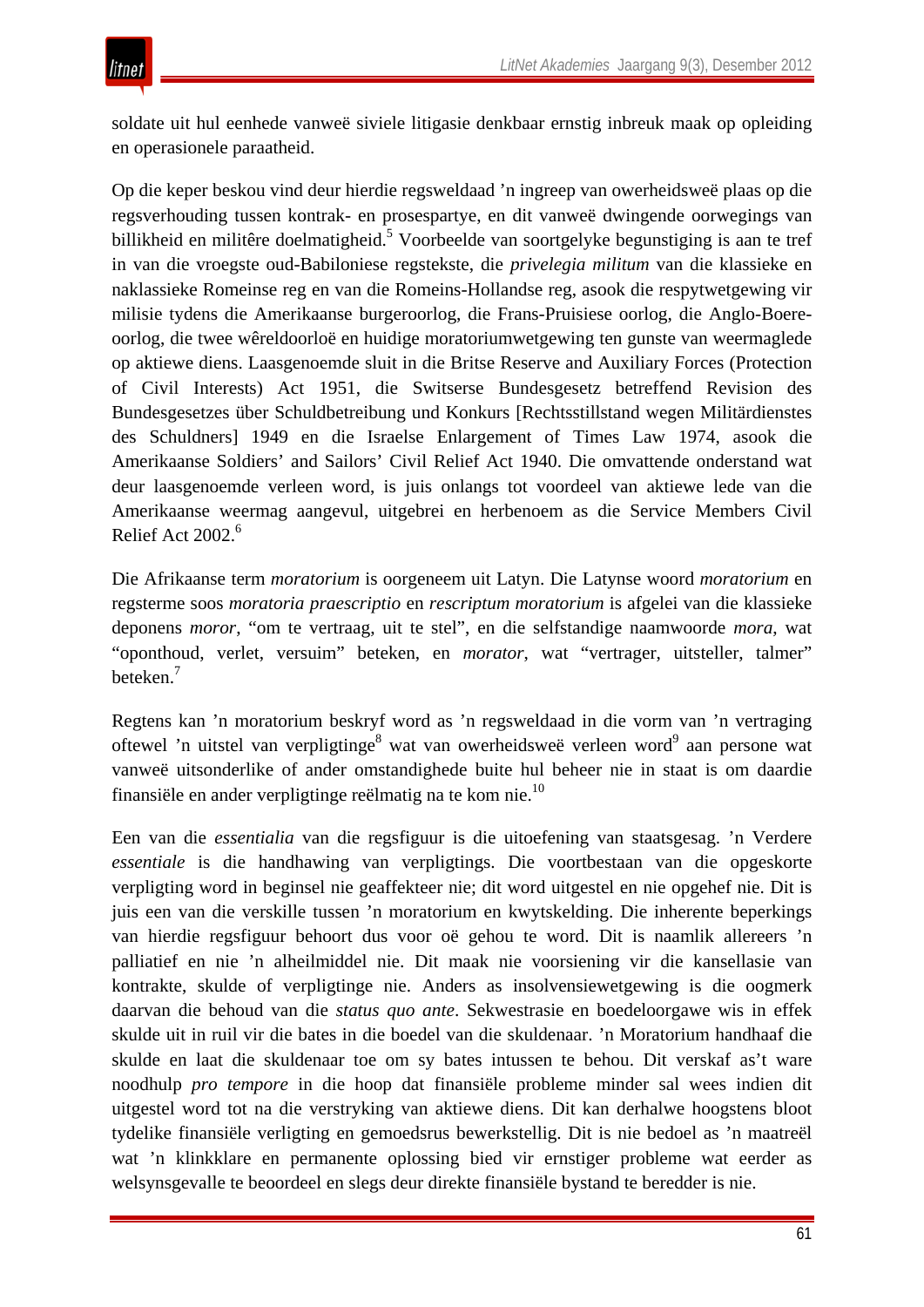soldate uit hul eenhede vanweë siviele litigasie denkbaar ernstig inbreuk maak op opleiding en operasionele paraatheid.

Op die keper beskou vind deur hierdie regsweldaad ’n ingreep van owerheidsweë plaas op die regsverhouding tussen kontrak- en prosespartye, en dit vanweë dwingende oorwegings van billikheid en militêre doelmatigheid.[5] Voorbeelde van soortgelyke begunstiging is aan te tref in van die vroegste oud-Babiloniese regstekste, die *privelegia militum* van die klassieke en naklassieke Romeinse reg en van die Romeins-Hollandse reg, asook die respytwetgewing vir milisie tydens die Amerikaanse burgeroorlog, die Frans-Pruisiese oorlog, die Anglo-Boere-oorlog, die twee wêreldoorloë en huidige moratoriumwetgewing ten gunste van weermaglede op aktiewe diens. Laasgenoemde sluit in die Britse Reserve and Auxiliary Forces (Protection of Civil Interests) Act 1951, die Switserse Bundesgesetz betreffend Revision des Bundesgesetzes über Schuldbetreibung und Konkurs [Rechtsstillstand wegen Militärdienstes des Schuldners] 1949 en die Israelse Enlargement of Times Law 1974, asook die Amerikaanse Soldiers’ and Sailors’ Civil Relief Act 1940. Die omvattende onderstand wat deur laasgenoemde verleen word, is juis onlangs tot voordeel van aktiewe lede van die Amerikaanse weermag aangevul, uitgebrei en herbenoem as die Service Members Civil Relief Act 2002.[6]

Die Afrikaanse term *moratorium* is oorgeneem uit Latyn. Die Latynse woord *moratorium* en regsterme soos *moratoria praescriptio* en *rescriptum moratorium* is afgelei van die klassieke deponens *moror*, “om te vertraag, uit te stel”, en die selfstandige naamwoorde *mora*, wat “oponthoud, verlet, versuim” beteken, en *morator*, wat “vertrager, uitsteller, talmer” beteken.[7]

Regtens kan ’n moratorium beskryf word as ’n regsweldaad in die vorm van ’n vertraging oftewel ’n uitstel van verpligtinge[8] wat van owerheidsweë verleen word[9] aan persone wat vanweë uitsonderlike of ander omstandighede buite hul beheer nie in staat is om daardie finansiële en ander verpligtinge reëlmatig na te kom nie.[10]

Een van die *essentialia* van die regsfiguur is die uitoefening van staatsgesag. ’n Verdere *essentiale* is die handhawing van verpligtings. Die voortbestaan van die opgeskorte verpligting word in beginsel nie geaffekteer nie; dit word uitgestel en nie opgehef nie. Dit is juis een van die verskille tussen ’n moratorium en kwytskelding. Die inherente beperkings van hierdie regsfiguur behoort dus voor oë gehou te word. Dit is naamlik allereers ’n palliatief en nie ’n alheilmiddel nie. Dit maak nie voorsiening vir die kansellasie van kontrakte, skulde of verpligtinge nie. Anders as insolvensiewetgewing is die oogmerk daarvan die behoud van die *status quo ante*. Sekwestrasie en boedeloorgawe wis in effek skulde uit in ruil vir die bates in die boedel van die skuldenaar. ’n Moratorium handhaaf die skulde en laat die skuldenaar toe om sy bates intussen te behou. Dit verskaf as’t ware noodhulp *pro tempore* in die hoop dat finansiële probleme minder sal wees indien dit uitgestel word tot na die verstryking van aktiewe diens. Dit kan derhalwe hoogstens bloot tydelike finansiële verligting en gemoedsrus bewerkstellig. Dit is nie bedoel as ’n maatreël wat ’n klinkklare en permanente oplossing bied vir ernstiger probleme wat eerder as welsynsgevalle te beoordeel en slegs deur direkte finansiële bystand te beredder is nie.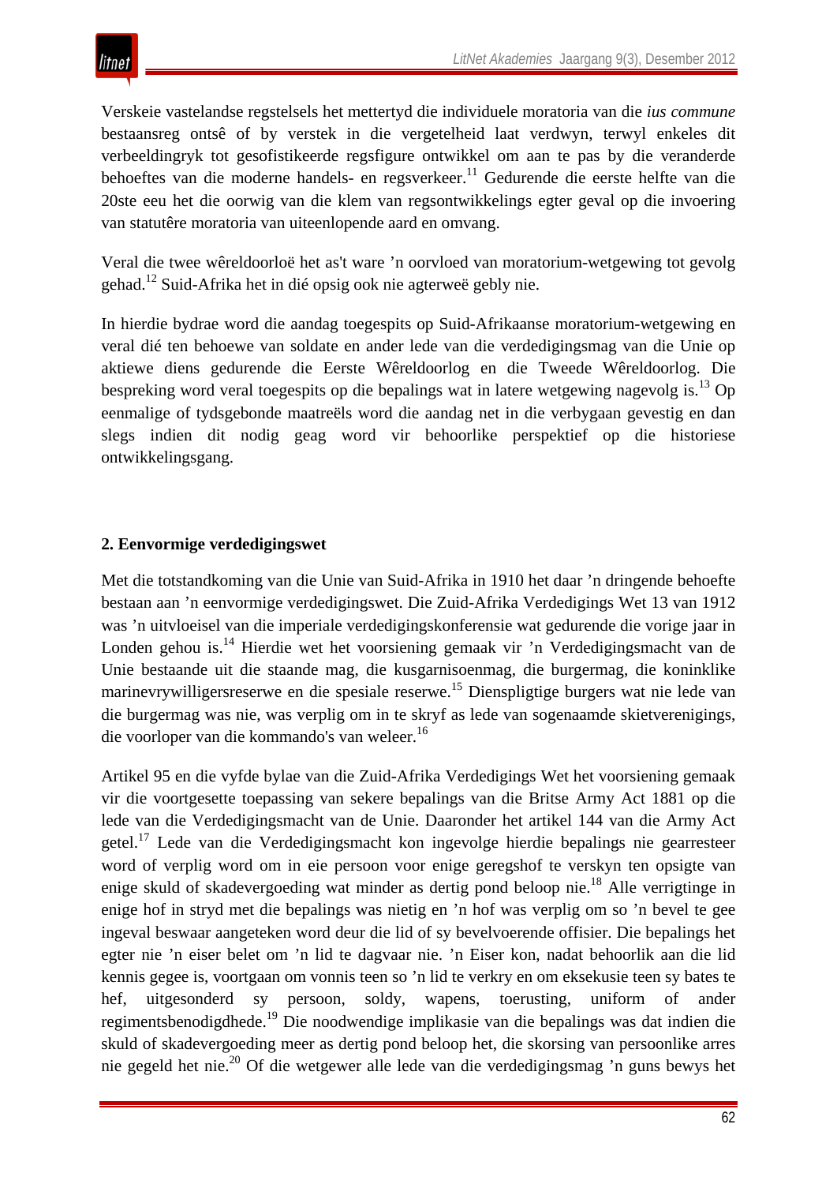Verskeie vastelandse regstelsels het mettertyd die individuele moratoria van die *ius commune* bestaansreg ontsê of by verstek in die vergetelheid laat verdwyn, terwyl enkeles dit verbeeldingryk tot gesofistikeerde regsfigure ontwikkel om aan te pas by die veranderde behoeftes van die moderne handels- en regsverkeer.[11] Gedurende die eerste helfte van die 20ste eeu het die oorwig van die klem van regsontwikkelings egter geval op die invoering van statutêre moratoria van uiteenlopende aard en omvang.

Veral die twee wêreldoorloë het as't ware ’n oorvloed van moratorium-wetgewing tot gevolg gehad.[12] Suid-Afrika het in dié opsig ook nie agterweë gebly nie.

In hierdie bydrae word die aandag toegespits op Suid-Afrikaanse moratorium-wetgewing en veral dié ten behoewe van soldate en ander lede van die verdedigingsmag van die Unie op aktiewe diens gedurende die Eerste Wêreldoorlog en die Tweede Wêreldoorlog. Die bespreking word veral toegespits op die bepalings wat in latere wetgewing nagevolg is.[13] Op eenmalige of tydsgebonde maatreëls word die aandag net in die verbygaan gevestig en dan slegs indien dit nodig geag word vir behoorlike perspektief op die historiese ontwikkelingsgang.

## 2. Eenvormige verdedigingswet

Met die totstandkoming van die Unie van Suid-Afrika in 1910 het daar ’n dringende behoefte bestaan aan ’n eenvormige verdedigingswet. Die Zuid-Afrika Verdedigings Wet 13 van 1912 was ’n uitvloeisel van die imperiale verdedigingskonferensie wat gedurende die vorige jaar in Londen gehou is.[14] Hierdie wet het voorsiening gemaak vir ’n Verdedigingsmacht van de Unie bestaande uit die staande mag, die kusgarnisoenmag, die burgermag, die koninklike marinevrywilligersreserwe en die spesiale reserwe.[15] Dienspligtige burgers wat nie lede van die burgermag was nie, was verplig om in te skryf as lede van sogenaamde skietverenigings, die voorloper van die kommando's van weleer.[16]

Artikel 95 en die vyfde bylae van die Zuid-Afrika Verdedigings Wet het voorsiening gemaak vir die voortgesette toepassing van sekere bepalings van die Britse Army Act 1881 op die lede van die Verdedigingsmacht van de Unie. Daaronder het artikel 144 van die Army Act getel.[17] Lede van die Verdedigingsmacht kon ingevolge hierdie bepalings nie gearresteer word of verplig word om in eie persoon voor enige geregshof te verskyn ten opsigte van enige skuld of skadevergoeding wat minder as dertig pond beloop nie.[18] Alle verrigtinge in enige hof in stryd met die bepalings was nietig en ’n hof was verplig om so ’n bevel te gee ingeval beswaar aangeteken word deur die lid of sy bevelvoerende offisier. Die bepalings het egter nie ’n eiser belet om ’n lid te dagvaar nie. ’n Eiser kon, nadat behoorlik aan die lid kennis gegee is, voortgaan om vonnis teen so ’n lid te verkry en om eksekusie teen sy bates te hef, uitgesonderd sy persoon, soldy, wapens, toerusting, uniform of ander regimentsbenodigdhede.[19] Die noodwendige implikasie van die bepalings was dat indien die skuld of skadevergoeding meer as dertig pond beloop het, die skorsing van persoonlike arres nie gegeld het nie.[20] Of die wetgewer alle lede van die verdedigingsmag ’n guns bewys het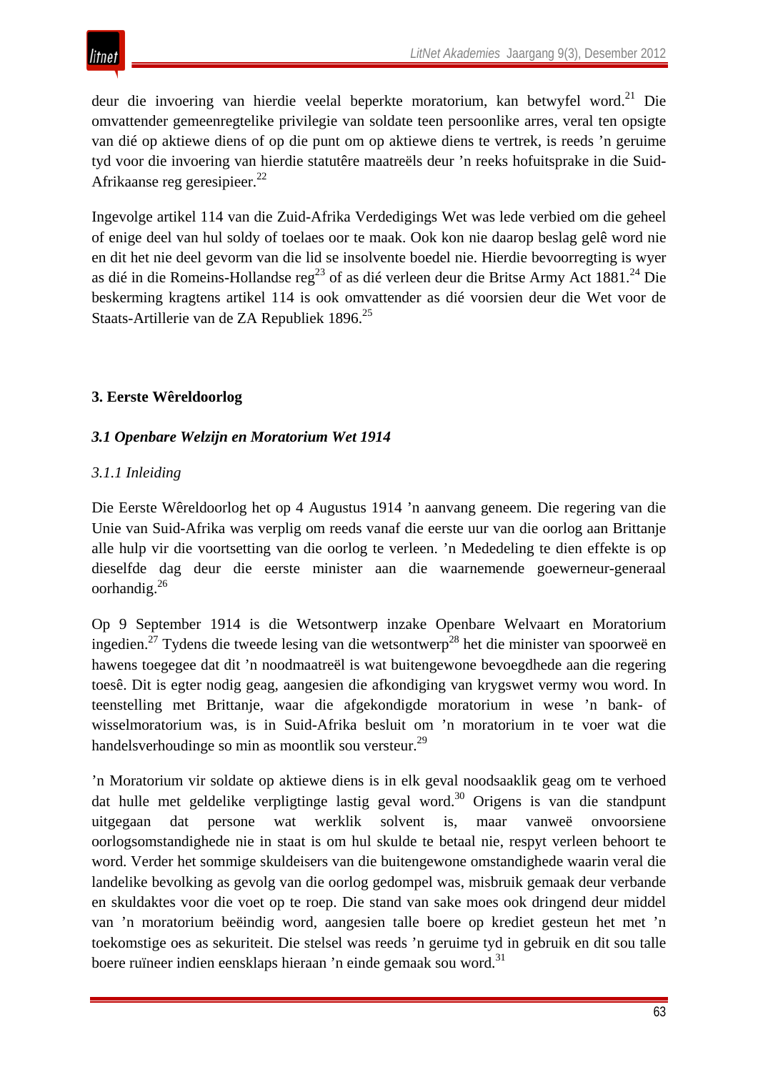deur die invoering van hierdie veelal beperkte moratorium, kan betwyfel word.[21] Die omvattender gemeenregtelike privilegie van soldate teen persoonlike arres, veral ten opsigte van dié op aktiewe diens of op die punt om op aktiewe diens te vertrek, is reeds ’n geruime tyd voor die invoering van hierdie statutêre maatreëls deur ’n reeks hofuitsprake in die Suid-Afrikaanse reg geresipieer.[22]

Ingevolge artikel 114 van die Zuid-Afrika Verdedigings Wet was lede verbied om die geheel of enige deel van hul soldy of toelaes oor te maak. Ook kon nie daarop beslag gelê word nie en dit het nie deel gevorm van die lid se insolvente boedel nie. Hierdie bevoorregting is wyer as dié in die Romeins-Hollandse reg[23] of as dié verleen deur die Britse Army Act 1881.[24] Die beskerming kragtens artikel 114 is ook omvattender as dié voorsien deur die Wet voor de Staats-Artillerie van de ZA Republiek 1896.[25]

## 3. Eerste Wêreldoorlog

### *3.1 Openbare Welzijn en Moratorium Wet 1914*

#### *3.1.1 Inleiding*

Die Eerste Wêreldoorlog het op 4 Augustus 1914 ’n aanvang geneem. Die regering van die Unie van Suid-Afrika was verplig om reeds vanaf die eerste uur van die oorlog aan Brittanje alle hulp vir die voortsetting van die oorlog te verleen. ’n Mededeling te dien effekte is op dieselfde dag deur die eerste minister aan die waarnemende goewerneur-generaal oorhandig.[26]

Op 9 September 1914 is die Wetsontwerp inzake Openbare Welvaart en Moratorium ingedien.[27] Tydens die tweede lesing van die wetsontwerp[28] het die minister van spoorweë en hawens toegegee dat dit ’n noodmaatreël is wat buitengewone bevoegdhede aan die regering toesê. Dit is egter nodig geag, aangesien die afkondiging van krygswet vermy wou word. In teenstelling met Brittanje, waar die afgekondigde moratorium in wese ’n bank- of wisselmoratorium was, is in Suid-Afrika besluit om ’n moratorium in te voer wat die handelsverhoudinge so min as moontlik sou versteur.[29]

’n Moratorium vir soldate op aktiewe diens is in elk geval noodsaaklik geag om te verhoed dat hulle met geldelike verpligtinge lastig geval word.[30] Origens is van die standpunt uitgegaan dat persone wat werklik solvent is, maar vanweë onvoorsiene oorlogsomstandighede nie in staat is om hul skulde te betaal nie, respyt verleen behoort te word. Verder het sommige skuldeisers van die buitengewone omstandighede waarin veral die landelike bevolking as gevolg van die oorlog gedompel was, misbruik gemaak deur verbande en skuldaktes voor die voet op te roep. Die stand van sake moes ook dringend deur middel van ’n moratorium beëindig word, aangesien talle boere op krediet gesteun het met ’n toekomstige oes as sekuriteit. Die stelsel was reeds ’n geruime tyd in gebruik en dit sou talle boere ruïneer indien eensklaps hieraan ’n einde gemaak sou word.[31]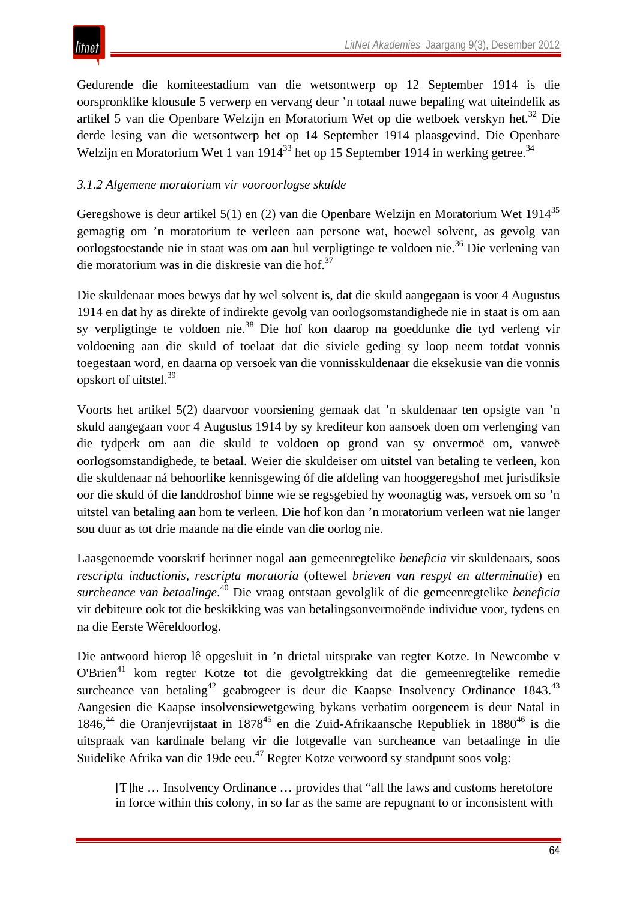Gedurende die komiteestadium van die wetsontwerp op 12 September 1914 is die oorspronklike klousule 5 verwerp en vervang deur ’n totaal nuwe bepaling wat uiteindelik as artikel 5 van die Openbare Welzijn en Moratorium Wet op die wetboek verskyn het.[32] Die derde lesing van die wetsontwerp het op 14 September 1914 plaasgevind. Die Openbare Welzijn en Moratorium Wet 1 van 1914[33] het op 15 September 1914 in werking getree.[34]

*3.1.2 Algemene moratorium vir vooroorlogse skulde*

Geregshowe is deur artikel 5(1) en (2) van die Openbare Welzijn en Moratorium Wet 1914[35] gemagtig om ’n moratorium te verleen aan persone wat, hoewel solvent, as gevolg van oorlogstoestande nie in staat was om aan hul verpligtinge te voldoen nie.[36] Die verlening van die moratorium was in die diskresie van die hof.[37]

Die skuldenaar moes bewys dat hy wel solvent is, dat die skuld aangegaan is voor 4 Augustus 1914 en dat hy as direkte of indirekte gevolg van oorlogsomstandighede nie in staat is om aan sy verpligtinge te voldoen nie.[38] Die hof kon daarop na goeddunke die tyd verleng vir voldoening aan die skuld of toelaat dat die siviele geding sy loop neem totdat vonnis toegestaan word, en daarna op versoek van die vonnisskuldenaar die eksekusie van die vonnis opskort of uitstel.[39]

Voorts het artikel 5(2) daarvoor voorsiening gemaak dat ’n skuldenaar ten opsigte van ’n skuld aangegaan voor 4 Augustus 1914 by sy krediteur kon aansoek doen om verlenging van die tydperk om aan die skuld te voldoen op grond van sy onvermoë om, vanweë oorlogsomstandighede, te betaal. Weier die skuldeiser om uitstel van betaling te verleen, kon die skuldenaar ná behoorlike kennisgewing óf die afdeling van hooggeregshof met jurisdiksie oor die skuld óf die landdroshof binne wie se regsgebied hy woonagtig was, versoek om so ’n uitstel van betaling aan hom te verleen. Die hof kon dan ’n moratorium verleen wat nie langer sou duur as tot drie maande na die einde van die oorlog nie.

Laasgenoemde voorskrif herinner nogal aan gemeenregtelike *beneficia* vir skuldenaars, soos *rescripta inductionis*, *rescripta moratoria* (oftewel *brieven van respyt en atterminatie*) en *surcheance van betaalinge*.[40] Die vraag ontstaan gevolglik of die gemeenregtelike *beneficia* vir debiteure ook tot die beskikking was van betalingsonvermoënde individue voor, tydens en na die Eerste Wêreldoorlog.

Die antwoord hierop lê opgesluit in ’n drietal uitsprake van regter Kotze. In Newcombe v O'Brien[41] kom regter Kotze tot die gevolgtrekking dat die gemeenregtelike remedie surcheance van betaling[42] geabrogeer is deur die Kaapse Insolvency Ordinance 1843.[43] Aangesien die Kaapse insolvensiewetgewing bykans verbatim oorgeneem is deur Natal in 1846,[44] die Oranjevrijstaat in 1878[45] en die Zuid-Afrikaansche Republiek in 1880[46] is die uitspraak van kardinale belang vir die lotgevalle van surcheance van betaalinge in die Suidelike Afrika van die 19de eeu.[47] Regter Kotze verwoord sy standpunt soos volg:

> [T]he … Insolvency Ordinance … provides that “all the laws and customs heretofore in force within this colony, in so far as the same are repugnant to or inconsistent with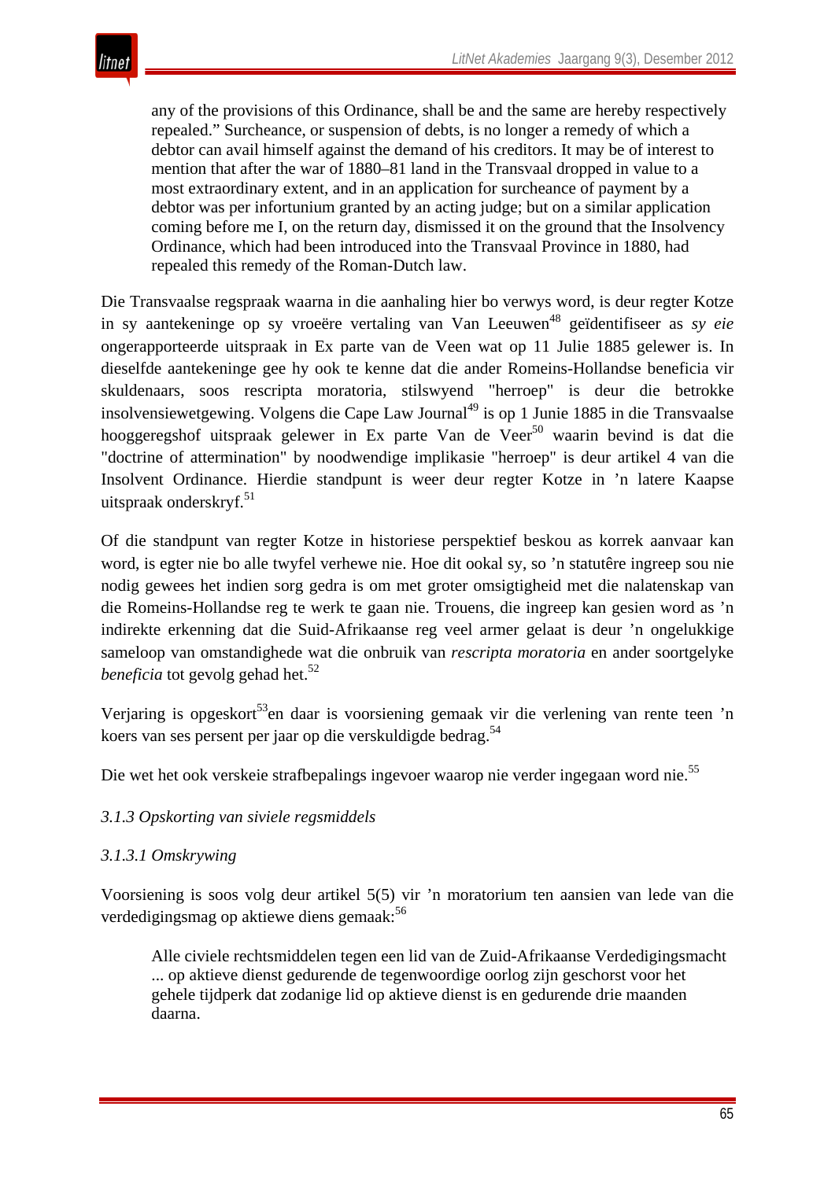> any of the provisions of this Ordinance, shall be and the same are hereby respectively repealed." Surcheance, or suspension of debts, is no longer a remedy of which a debtor can avail himself against the demand of his creditors. It may be of interest to mention that after the war of 1880–81 land in the Transvaal dropped in value to a most extraordinary extent, and in an application for surcheance of payment by a debtor was per infortunium granted by an acting judge; but on a similar application coming before me I, on the return day, dismissed it on the ground that the Insolvency Ordinance, which had been introduced into the Transvaal Province in 1880, had repealed this remedy of the Roman-Dutch law.

Die Transvaalse regspraak waarna in die aanhaling hier bo verwys word, is deur regter Kotze in sy aantekeninge op sy vroeëre vertaling van Van Leeuwen[48] geïdentifiseer as *sy eie* ongerapporteerde uitspraak in Ex parte van de Veen wat op 11 Julie 1885 gelewer is. In dieselfde aantekeninge gee hy ook te kenne dat die ander Romeins-Hollandse beneficia vir skuldenaars, soos rescripta moratoria, stilswyend "herroep" is deur die betrokke insolvensiewetgewing. Volgens die Cape Law Journal[49] is op 1 Junie 1885 in die Transvaalse hooggeregshof uitspraak gelewer in Ex parte Van de Veer[50] waarin bevind is dat die "doctrine of attermination" by noodwendige implikasie "herroep" is deur artikel 4 van die Insolvent Ordinance. Hierdie standpunt is weer deur regter Kotze in 'n latere Kaapse uitspraak onderskryf.[51]

Of die standpunt van regter Kotze in historiese perspektief beskou as korrek aanvaar kan word, is egter nie bo alle twyfel verhewe nie. Hoe dit ookal sy, so 'n statutêre ingreep sou nie nodig gewees het indien sorg gedra is om met groter omsigtigheid met die nalatenskap van die Romeins-Hollandse reg te werk te gaan nie. Trouens, die ingreep kan gesien word as 'n indirekte erkenning dat die Suid-Afrikaanse reg veel armer gelaat is deur 'n ongelukkige sameloop van omstandighede wat die onbruik van *rescripta moratoria* en ander soortgelyke *beneficia* tot gevolg gehad het.[52]

Verjaring is opgeskort[53] en daar is voorsiening gemaak vir die verlening van rente teen 'n koers van ses persent per jaar op die verskuldigde bedrag.[54]

Die wet het ook verskeie strafbepalings ingevoer waarop nie verder ingegaan word nie.[55]

*3.1.3 Opskorting van siviele regsmiddels*

*3.1.3.1 Omskrywing*

Voorsiening is soos volg deur artikel 5(5) vir 'n moratorium ten aansien van lede van die verdedigingsmag op aktiewe diens gemaak:[56]

> Alle civiele rechtsmiddelen tegen een lid van de Zuid-Afrikaanse Verdedigingsmacht ... op aktieve dienst gedurende de tegenwoordige oorlog zijn geschorst voor het gehele tijdperk dat zodanige lid op aktieve dienst is en gedurende drie maanden daarna.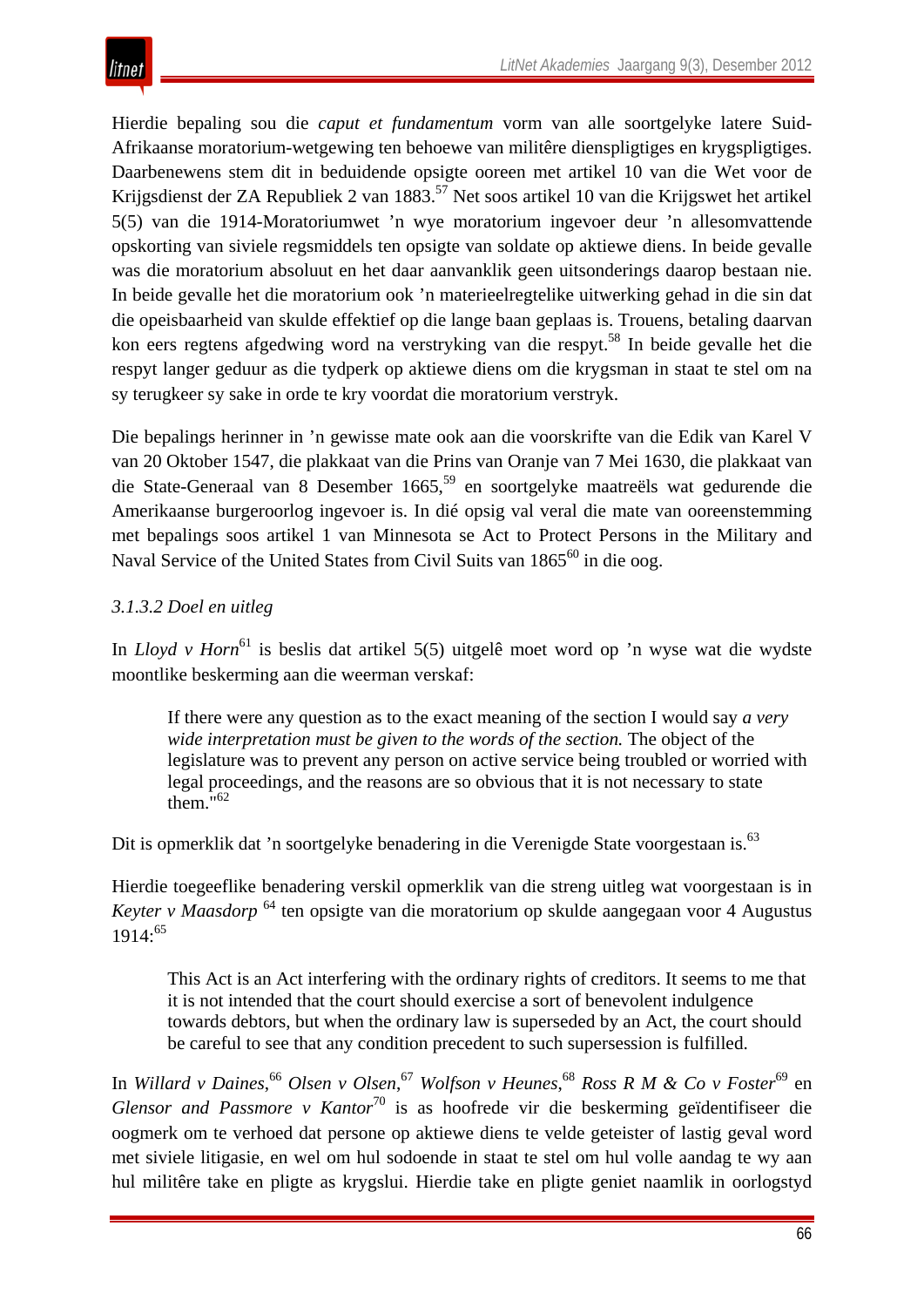Hierdie bepaling sou die *caput et fundamentum* vorm van alle soortgelyke latere Suid-Afrikaanse moratorium-wetgewing ten behoewe van militêre dienspligtiges en krygspligtiges. Daarbenewens stem dit in beduidende opsigte ooreen met artikel 10 van die Wet voor de Krijgsdienst der ZA Republiek 2 van 1883.[57] Net soos artikel 10 van die Krijgswet het artikel 5(5) van die 1914-Moratoriumwet ’n wye moratorium ingevoer deur ’n allesomvattende opskorting van siviele regsmiddels ten opsigte van soldate op aktiewe diens. In beide gevalle was die moratorium absoluut en het daar aanvanklik geen uitsonderings daarop bestaan nie. In beide gevalle het die moratorium ook ’n materieelregtelike uitwerking gehad in die sin dat die opeisbaarheid van skulde effektief op die lange baan geplaas is. Trouens, betaling daarvan kon eers regtens afgedwing word na verstryking van die respyt.[58] In beide gevalle het die respyt langer geduur as die tydperk op aktiewe diens om die krygsman in staat te stel om na sy terugkeer sy sake in orde te kry voordat die moratorium verstryk.

Die bepalings herinner in ’n gewisse mate ook aan die voorskrifte van die Edik van Karel V van 20 Oktober 1547, die plakkaat van die Prins van Oranje van 7 Mei 1630, die plakkaat van die State-Generaal van 8 Desember 1665,[59] en soortgelyke maatreëls wat gedurende die Amerikaanse burgeroorlog ingevoer is. In dié opsig val veral die mate van ooreenstemming met bepalings soos artikel 1 van Minnesota se Act to Protect Persons in the Military and Naval Service of the United States from Civil Suits van 1865[60] in die oog.

*3.1.3.2 Doel en uitleg*

In *Lloyd v Horn*[61] is beslis dat artikel 5(5) uitgelê moet word op ’n wyse wat die wydste moontlike beskerming aan die weerman verskaf:

> If there were any question as to the exact meaning of the section I would say *a very wide interpretation must be given to the words of the section.* The object of the legislature was to prevent any person on active service being troubled or worried with legal proceedings, and the reasons are so obvious that it is not necessary to state them."[62]

Dit is opmerklik dat ’n soortgelyke benadering in die Verenigde State voorgestaan is.[63]

Hierdie toegeeflike benadering verskil opmerklik van die streng uitleg wat voorgestaan is in *Keyter v Maasdorp*[64] ten opsigte van die moratorium op skulde aangegaan voor 4 Augustus 1914:[65]

> This Act is an Act interfering with the ordinary rights of creditors. It seems to me that it is not intended that the court should exercise a sort of benevolent indulgence towards debtors, but when the ordinary law is superseded by an Act, the court should be careful to see that any condition precedent to such supersession is fulfilled.

In *Willard v Daines*,[66] *Olsen v Olsen*,[67] *Wolfson v Heunes*,[68] *Ross R M & Co v Foster*[69] en *Glensor and Passmore v Kantor*[70] is as hoofrede vir die beskerming geïdentifiseer die oogmerk om te verhoed dat persone op aktiewe diens te velde geteister of lastig geval word met siviele litigasie, en wel om hul sodoende in staat te stel om hul volle aandag te wy aan hul militêre take en pligte as krygslui. Hierdie take en pligte geniet naamlik in oorlogstyd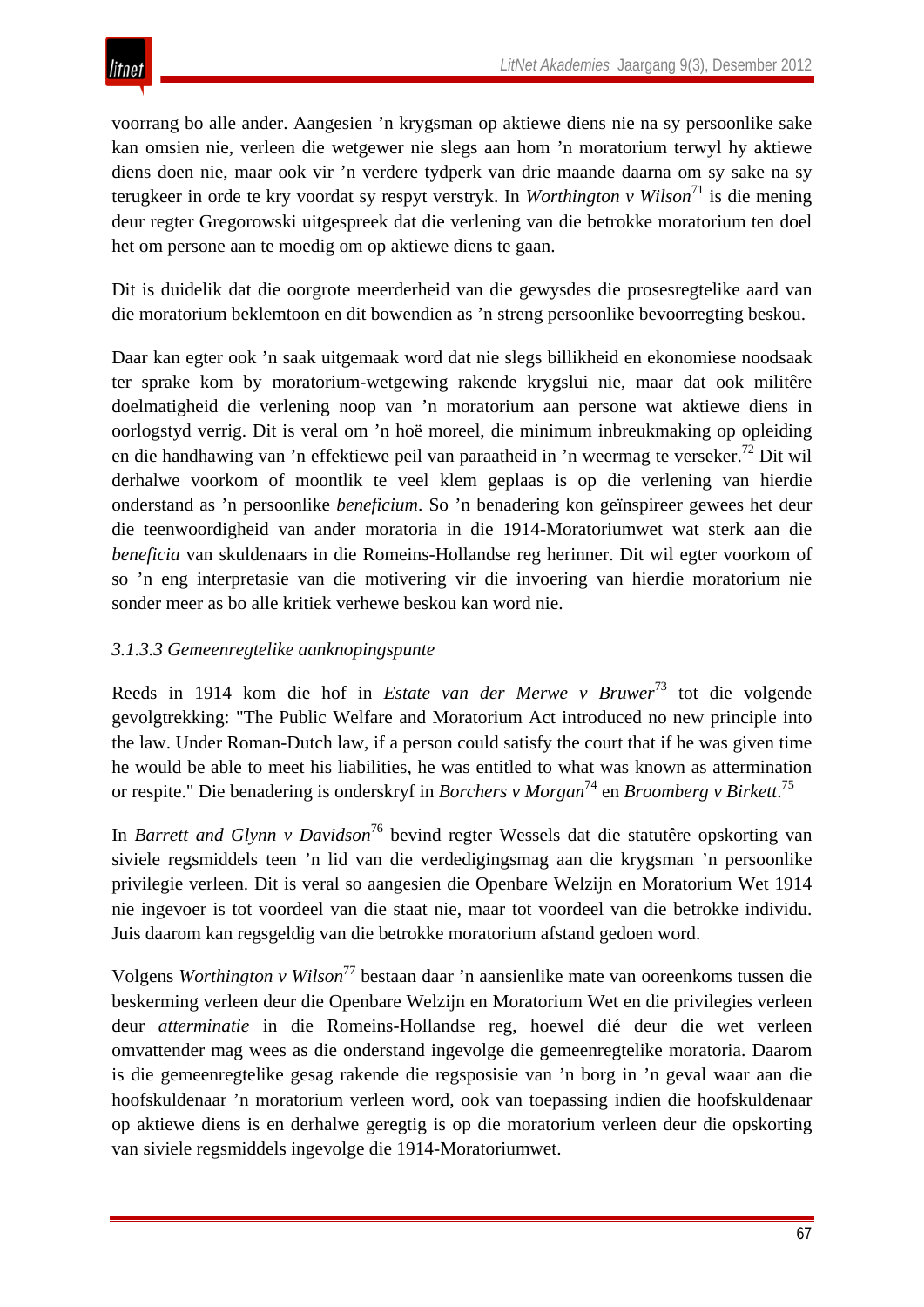voorrang bo alle ander. Aangesien ’n krygsman op aktiewe diens nie na sy persoonlike sake kan omsien nie, verleen die wetgewer nie slegs aan hom ’n moratorium terwyl hy aktiewe diens doen nie, maar ook vir ’n verdere tydperk van drie maande daarna om sy sake na sy terugkeer in orde te kry voordat sy respyt verstryk. In *Worthington v Wilson*[71] is die mening deur regter Gregorowski uitgespreek dat die verlening van die betrokke moratorium ten doel het om persone aan te moedig om op aktiewe diens te gaan.

Dit is duidelik dat die oorgrote meerderheid van die gewysdes die prosesregtelike aard van die moratorium beklemtoon en dit bowendien as ’n streng persoonlike bevoorregting beskou.

Daar kan egter ook ’n saak uitgemaak word dat nie slegs billikheid en ekonomiese noodsaak ter sprake kom by moratorium-wetgewing rakende krygslui nie, maar dat ook militêre doelmatigheid die verlening noop van ’n moratorium aan persone wat aktiewe diens in oorlogstyd verrig. Dit is veral om ’n hoë moreel, die minimum inbreukmaking op opleiding en die handhawing van ’n effektiewe peil van paraatheid in ’n weermag te verseker.[72] Dit wil derhalwe voorkom of moontlik te veel klem geplaas is op die verlening van hierdie onderstand as ’n persoonlike *beneficium*. So ’n benadering kon geïnspireer gewees het deur die teenwoordigheid van ander moratoria in die 1914-Moratoriumwet wat sterk aan die *beneficia* van skuldenaars in die Romeins-Hollandse reg herinner. Dit wil egter voorkom of so ’n eng interpretasie van die motivering vir die invoering van hierdie moratorium nie sonder meer as bo alle kritiek verhewe beskou kan word nie.

*3.1.3.3 Gemeenregtelike aanknopingspunte*

Reeds in 1914 kom die hof in *Estate van der Merwe v Bruwer*[73] tot die volgende gevolgtrekking: "The Public Welfare and Moratorium Act introduced no new principle into the law. Under Roman-Dutch law, if a person could satisfy the court that if he was given time he would be able to meet his liabilities, he was entitled to what was known as attermination or respite." Die benadering is onderskryf in *Borchers v Morgan*[74] en *Broomberg v Birkett*.[75]

In *Barrett and Glynn v Davidson*[76] bevind regter Wessels dat die statutêre opskorting van siviele regsmiddels teen ’n lid van die verdedigingsmag aan die krygsman ’n persoonlike privilegie verleen. Dit is veral so aangesien die Openbare Welzijn en Moratorium Wet 1914 nie ingevoer is tot voordeel van die staat nie, maar tot voordeel van die betrokke individu. Juis daarom kan regsgeldig van die betrokke moratorium afstand gedoen word.

Volgens *Worthington v Wilson*[77] bestaan daar ’n aansienlike mate van ooreenkoms tussen die beskerming verleen deur die Openbare Welzijn en Moratorium Wet en die privilegies verleen deur *atterminatie* in die Romeins-Hollandse reg, hoewel dié deur die wet verleen omvattender mag wees as die onderstand ingevolge die gemeenregtelike moratoria. Daarom is die gemeenregtelike gesag rakende die regsposisie van ’n borg in ’n geval waar aan die hoofskuldenaar ’n moratorium verleen word, ook van toepassing indien die hoofskuldenaar op aktiewe diens is en derhalwe geregtig is op die moratorium verleen deur die opskorting van siviele regsmiddels ingevolge die 1914-Moratoriumwet.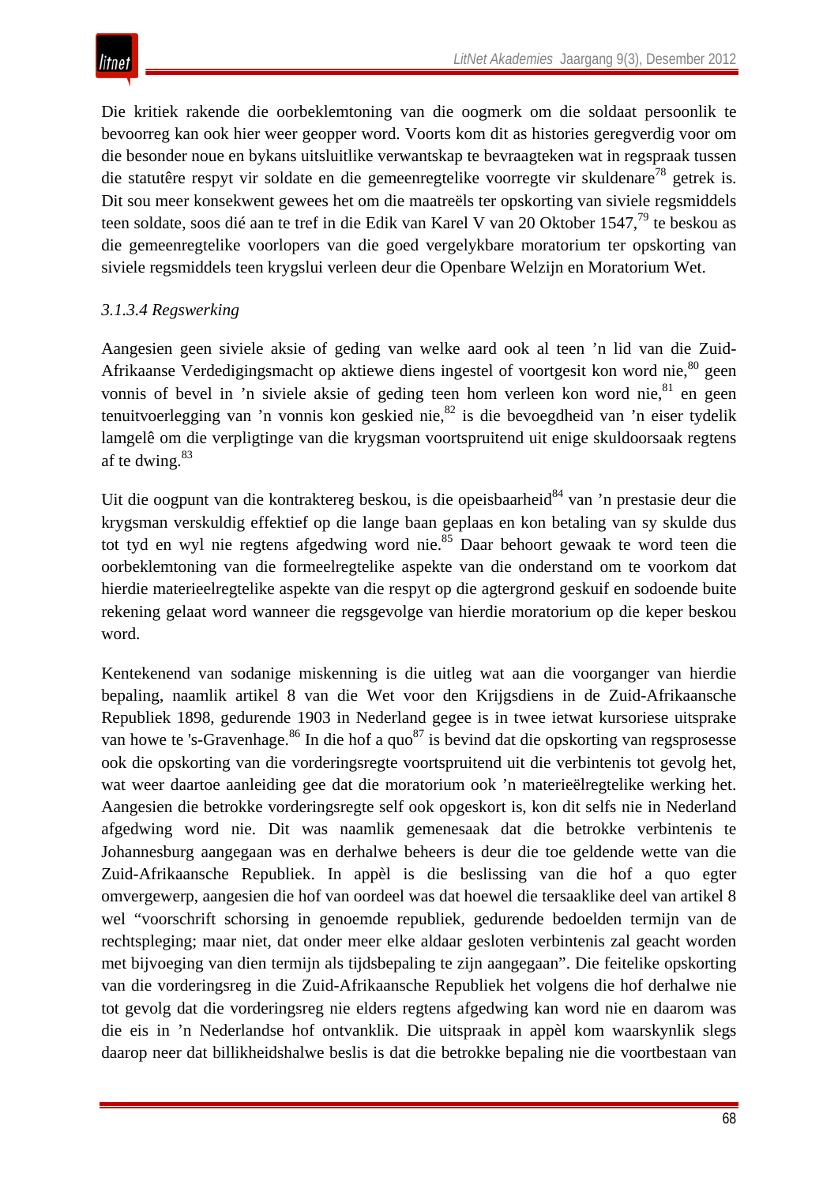Die kritiek rakende die oorbeklemtoning van die oogmerk om die soldaat persoonlik te bevoorreg kan ook hier weer geopper word. Voorts kom dit as histories geregverdig voor om die besonder noue en bykans uitsluitlike verwantskap te bevraagteken wat in regspraak tussen die statutêre respyt vir soldate en die gemeenregtelike voorregte vir skuldenare[78] getrek is. Dit sou meer konsekwent gewees het om die maatreëls ter opskorting van siviele regsmiddels teen soldate, soos dié aan te tref in die Edik van Karel V van 20 Oktober 1547,[79] te beskou as die gemeenregtelike voorlopers van die goed vergelykbare moratorium ter opskorting van siviele regsmiddels teen krygslui verleen deur die Openbare Welzijn en Moratorium Wet.

*3.1.3.4 Regswerking*

Aangesien geen siviele aksie of geding van welke aard ook al teen 'n lid van die Zuid-Afrikaanse Verdedigingsmacht op aktiewe diens ingestel of voortgesit kon word nie,[80] geen vonnis of bevel in 'n siviele aksie of geding teen hom verleen kon word nie,[81] en geen tenuitvoerlegging van 'n vonnis kon geskied nie,[82] is die bevoegdheid van 'n eiser tydelik lamgelê om die verpligtinge van die krygsman voortspruitend uit enige skuldoorsaak regtens af te dwing.[83]

Uit die oogpunt van die kontraktereg beskou, is die opeisbaarheid[84] van 'n prestasie deur die krygsman verskuldig effektief op die lange baan geplaas en kon betaling van sy skulde dus tot tyd en wyl nie regtens afgedwing word nie.[85] Daar behoort gewaak te word teen die oorbeklemtoning van die formeelregtelike aspekte van die onderstand om te voorkom dat hierdie materieelregtelike aspekte van die respyt op die agtergrond geskuif en sodoende buite rekening gelaat word wanneer die regsgevolge van hierdie moratorium op die keper beskou word.

Kentekenend van sodanige miskenning is die uitleg wat aan die voorganger van hierdie bepaling, naamlik artikel 8 van die Wet voor den Krijgsdiens in de Zuid-Afrikaansche Republiek 1898, gedurende 1903 in Nederland gegee is in twee ietwat kursoriese uitsprake van howe te 's-Gravenhage.[86] In die hof a quo[87] is bevind dat die opskorting van regsprosesse ook die opskorting van die vorderingsregte voortspruitend uit die verbintenis tot gevolg het, wat weer daartoe aanleiding gee dat die moratorium ook 'n materieëlregtelike werking het. Aangesien die betrokke vorderingsregte self ook opgeskort is, kon dit selfs nie in Nederland afgedwing word nie. Dit was naamlik gemenesaak dat die betrokke verbintenis te Johannesburg aangegaan was en derhalwe beheers is deur die toe geldende wette van die Zuid-Afrikaansche Republiek. In appèl is die beslissing van die hof a quo egter omvergewerp, aangesien die hof van oordeel was dat hoewel die tersaaklike deel van artikel 8 wel "voorschrift schorsing in genoemde republiek, gedurende bedoelden termijn van de rechtspleging; maar niet, dat onder meer elke aldaar gesloten verbintenis zal geacht worden met bijvoeging van dien termijn als tijdsbepaling te zijn aangegaan". Die feitelike opskorting van die vorderingsreg in die Zuid-Afrikaansche Republiek het volgens die hof derhalwe nie tot gevolg dat die vorderingsreg nie elders regtens afgedwing kan word nie en daarom was die eis in 'n Nederlandse hof ontvanklik. Die uitspraak in appèl kom waarskynlik slegs daarop neer dat billikheidshalwe beslis is dat die betrokke bepaling nie die voortbestaan van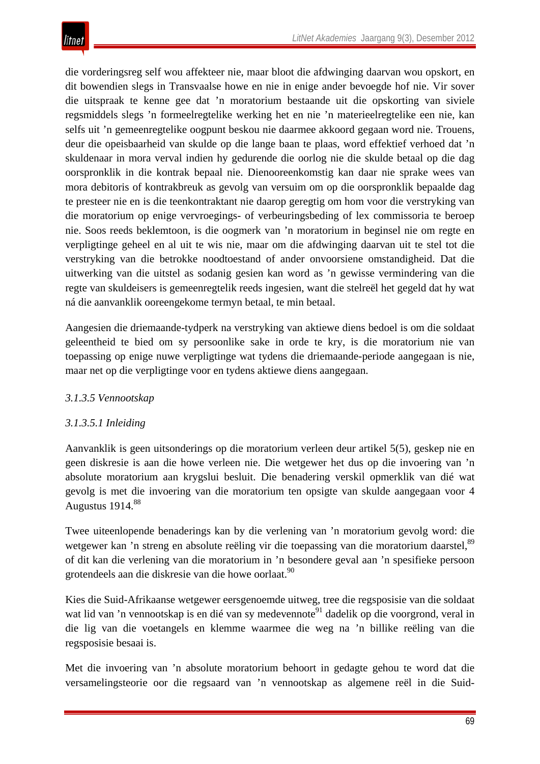die vorderingsreg self wou affekteer nie, maar bloot die afdwinging daarvan wou opskort, en dit bowendien slegs in Transvaalse howe en nie in enige ander bevoegde hof nie. Vir sover die uitspraak te kenne gee dat ’n moratorium bestaande uit die opskorting van siviele regsmiddels slegs ’n formeelregtelike werking het en nie ’n materieelregtelike een nie, kan selfs uit ’n gemeenregtelike oogpunt beskou nie daarmee akkoord gegaan word nie. Trouens, deur die opeisbaarheid van skulde op die lange baan te plaas, word effektief verhoed dat ’n skuldenaar in mora verval indien hy gedurende die oorlog nie die skulde betaal op die dag oorspronklik in die kontrak bepaal nie. Dienooreenkomstig kan daar nie sprake wees van mora debitoris of kontrakbreuk as gevolg van versuim om op die oorspronklik bepaalde dag te presteer nie en is die teenkontraktant nie daarop geregtig om hom voor die verstryking van die moratorium op enige vervroegings- of verbeuringsbeding of lex commissoria te beroep nie. Soos reeds beklemtoon, is die oogmerk van ’n moratorium in beginsel nie om regte en verpligtinge geheel en al uit te wis nie, maar om die afdwinging daarvan uit te stel tot die verstryking van die betrokke noodtoestand of ander onvoorsiene omstandigheid. Dat die uitwerking van die uitstel as sodanig gesien kan word as ’n gewisse vermindering van die regte van skuldeisers is gemeenregtelik reeds ingesien, want die stelreël het gegeld dat hy wat ná die aanvanklik ooreengekome termyn betaal, te min betaal.

Aangesien die driemaande-tydperk na verstryking van aktiewe diens bedoel is om die soldaat geleentheid te bied om sy persoonlike sake in orde te kry, is die moratorium nie van toepassing op enige nuwe verpligtinge wat tydens die driemaande-periode aangegaan is nie, maar net op die verpligtinge voor en tydens aktiewe diens aangegaan.

*3.1.3.5 Vennootskap*

*3.1.3.5.1 Inleiding*

Aanvanklik is geen uitsonderings op die moratorium verleen deur artikel 5(5), geskep nie en geen diskresie is aan die howe verleen nie. Die wetgewer het dus op die invoering van ’n absolute moratorium aan krygslui besluit. Die benadering verskil opmerklik van dié wat gevolg is met die invoering van die moratorium ten opsigte van skulde aangegaan voor 4 Augustus 1914.[88]

Twee uiteenlopende benaderings kan by die verlening van ’n moratorium gevolg word: die wetgewer kan ’n streng en absolute reëling vir die toepassing van die moratorium daarstel,[89] of dit kan die verlening van die moratorium in ’n besondere geval aan ’n spesifieke persoon grotendeels aan die diskresie van die howe oorlaat.[90]

Kies die Suid-Afrikaanse wetgewer eersgenoemde uitweg, tree die regsposisie van die soldaat wat lid van ’n vennootskap is en dié van sy medevennote[91] dadelik op die voorgrond, veral in die lig van die voetangels en klemme waarmee die weg na ’n billike reëling van die regsposisie besaai is.

Met die invoering van ’n absolute moratorium behoort in gedagte gehou te word dat die versamelingsteorie oor die regsaard van ’n vennootskap as algemene reël in die Suid-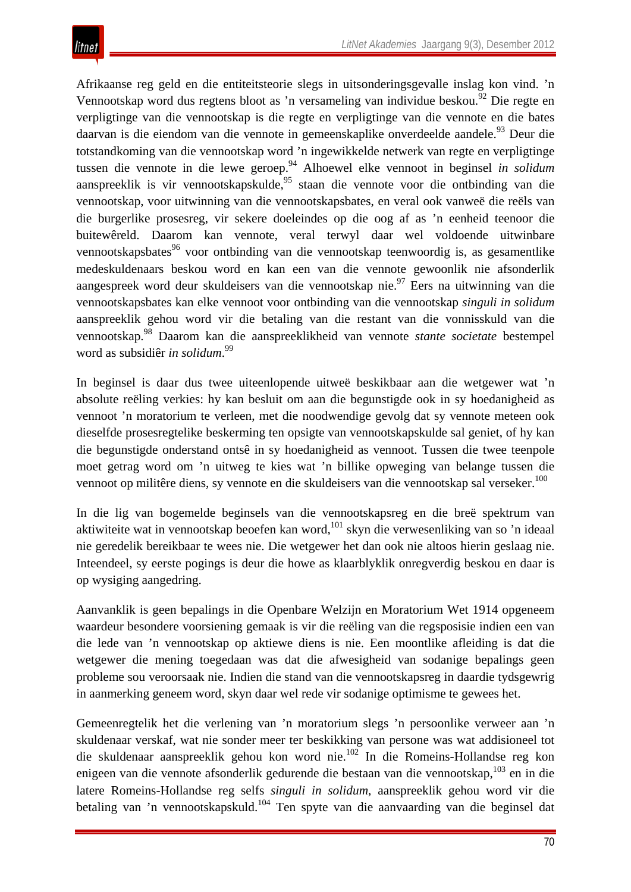Afrikaanse reg geld en die entiteitsteorie slegs in uitsonderingsgevalle inslag kon vind. ’n Vennootskap word dus regtens bloot as ’n versameling van individue beskou.[92] Die regte en verpligtinge van die vennootskap is die regte en verpligtinge van die vennote en die bates daarvan is die eiendom van die vennote in gemeenskaplike onverdeelde aandele.[93] Deur die totstandkoming van die vennootskap word ’n ingewikkelde netwerk van regte en verpligtinge tussen die vennote in die lewe geroep.[94] Alhoewel elke vennoot in beginsel *in solidum* aanspreeklik is vir vennootskapskulde,[95] staan die vennote voor die ontbinding van die vennootskap, voor uitwinning van die vennootskapsbates, en veral ook vanweë die reëls van die burgerlike prosesreg, vir sekere doeleindes op die oog af as ’n eenheid teenoor die buitewêreld. Daarom kan vennote, veral terwyl daar wel voldoende uitwinbare vennootskapsbates[96] voor ontbinding van die vennootskap teenwoordig is, as gesamentlike medeskuldenaars beskou word en kan een van die vennote gewoonlik nie afsonderlik aangespreek word deur skuldeisers van die vennootskap nie.[97] Eers na uitwinning van die vennootskapsbates kan elke vennoot voor ontbinding van die vennootskap *singuli in solidum* aanspreeklik gehou word vir die betaling van die restant van die vonnisskuld van die vennootskap.[98] Daarom kan die aanspreeklikheid van vennote *stante societate* bestempel word as subsidiêr *in solidum*.[99]

In beginsel is daar dus twee uiteenlopende uitweë beskikbaar aan die wetgewer wat ’n absolute reëling verkies: hy kan besluit om aan die begunstigde ook in sy hoedanigheid as vennoot ’n moratorium te verleen, met die noodwendige gevolg dat sy vennote meteen ook dieselfde prosesregtelike beskerming ten opsigte van vennootskapskulde sal geniet, of hy kan die begunstigde onderstand ontsê in sy hoedanigheid as vennoot. Tussen die twee teenpole moet getrag word om ’n uitweg te kies wat ’n billike opweging van belange tussen die vennoot op militêre diens, sy vennote en die skuldeisers van die vennootskap sal verseker.[100]

In die lig van bogemelde beginsels van die vennootskapsreg en die breë spektrum van aktiwiteite wat in vennootskap beoefen kan word,[101] skyn die verwesenliking van so ’n ideaal nie geredelik bereikbaar te wees nie. Die wetgewer het dan ook nie altoos hierin geslaag nie. Inteendeel, sy eerste pogings is deur die howe as klaarblyklik onregverdig beskou en daar is op wysiging aangedring.

Aanvanklik is geen bepalings in die Openbare Welzijn en Moratorium Wet 1914 opgeneem waardeur besondere voorsiening gemaak is vir die reëling van die regsposisie indien een van die lede van ’n vennootskap op aktiewe diens is nie. Een moontlike afleiding is dat die wetgewer die mening toegedaan was dat die afwesigheid van sodanige bepalings geen probleme sou veroorsaak nie. Indien die stand van die vennootskapsreg in daardie tydsgewrig in aanmerking geneem word, skyn daar wel rede vir sodanige optimisme te gewees het.

Gemeenregtelik het die verlening van ’n moratorium slegs ’n persoonlike verweer aan ’n skuldenaar verskaf, wat nie sonder meer ter beskikking van persone was wat addisioneel tot die skuldenaar aanspreeklik gehou kon word nie.[102] In die Romeins-Hollandse reg kon enigeen van die vennote afsonderlik gedurende die bestaan van die vennootskap,[103] en in die latere Romeins-Hollandse reg selfs *singuli in solidum*, aanspreeklik gehou word vir die betaling van ’n vennootskapskuld.[104] Ten spyte van die aanvaarding van die beginsel dat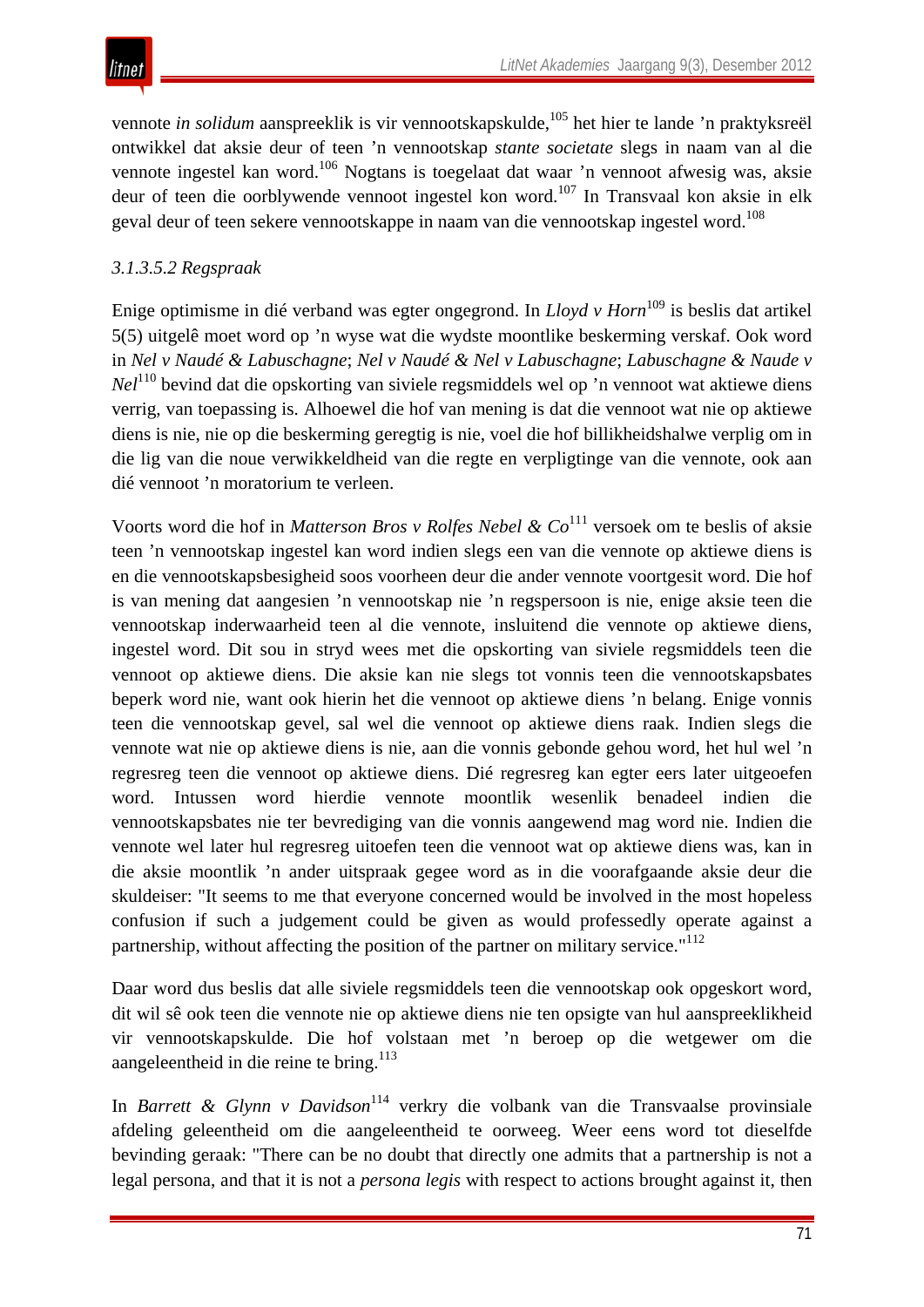vennote *in solidum* aanspreeklik is vir vennootskapskulde,[105] het hier te lande 'n praktyksreël ontwikkel dat aksie deur of teen 'n vennootskap *stante societate* slegs in naam van al die vennote ingestel kan word.[106] Nogtans is toegelaat dat waar 'n vennoot afwesig was, aksie deur of teen die oorblywende vennoot ingestel kon word.[107] In Transvaal kon aksie in elk geval deur of teen sekere vennootskappe in naam van die vennootskap ingestel word.[108]

*3.1.3.5.2 Regspraak*

Enige optimisme in dié verband was egter ongegrond. In *Lloyd v Horn*[109] is beslis dat artikel 5(5) uitgelê moet word op 'n wyse wat die wydste moontlike beskerming verskaf. Ook word in *Nel v Naudé & Labuschagne*; *Nel v Naudé & Nel v Labuschagne*; *Labuschagne & Naude v Nel*[110] bevind dat die opskorting van siviele regsmiddels wel op 'n vennoot wat aktiewe diens verrig, van toepassing is. Alhoewel die hof van mening is dat die vennoot wat nie op aktiewe diens is nie, nie op die beskerming geregtig is nie, voel die hof billikheidshalwe verplig om in die lig van die noue verwikkeldheid van die regte en verpligtinge van die vennote, ook aan dié vennoot 'n moratorium te verleen.

Voorts word die hof in *Matterson Bros v Rolfes Nebel & Co*[111] versoek om te beslis of aksie teen 'n vennootskap ingestel kan word indien slegs een van die vennote op aktiewe diens is en die vennootskapsbesigheid soos voorheen deur die ander vennote voortgesit word. Die hof is van mening dat aangesien 'n vennootskap nie 'n regspersoon is nie, enige aksie teen die vennootskap inderwaarheid teen al die vennote, insluitend die vennote op aktiewe diens, ingestel word. Dit sou in stryd wees met die opskorting van siviele regsmiddels teen die vennoot op aktiewe diens. Die aksie kan nie slegs tot vonnis teen die vennootskapsbates beperk word nie, want ook hierin het die vennoot op aktiewe diens 'n belang. Enige vonnis teen die vennootskap gevel, sal wel die vennoot op aktiewe diens raak. Indien slegs die vennote wat nie op aktiewe diens is nie, aan die vonnis gebonde gehou word, het hul wel 'n regresreg teen die vennoot op aktiewe diens. Dié regresreg kan egter eers later uitgeoefen word. Intussen word hierdie vennote moontlik wesenlik benadeel indien die vennootskapsbates nie ter bevrediging van die vonnis aangewend mag word nie. Indien die vennote wel later hul regresreg uitoefen teen die vennoot wat op aktiewe diens was, kan in die aksie moontlik 'n ander uitspraak gegee word as in die voorafgaande aksie deur die skuldeiser: "It seems to me that everyone concerned would be involved in the most hopeless confusion if such a judgement could be given as would professedly operate against a partnership, without affecting the position of the partner on military service."[112]

Daar word dus beslis dat alle siviele regsmiddels teen die vennootskap ook opgeskort word, dit wil sê ook teen die vennote nie op aktiewe diens nie ten opsigte van hul aanspreeklikheid vir vennootskapskulde. Die hof volstaan met 'n beroep op die wetgewer om die aangeleentheid in die reine te bring.[113]

In *Barrett & Glynn v Davidson*[114] verkry die volbank van die Transvaalse provinsiale afdeling geleentheid om die aangeleentheid te oorweeg. Weer eens word tot dieselfde bevinding geraak: "There can be no doubt that directly one admits that a partnership is not a legal persona, and that it is not a *persona legis* with respect to actions brought against it, then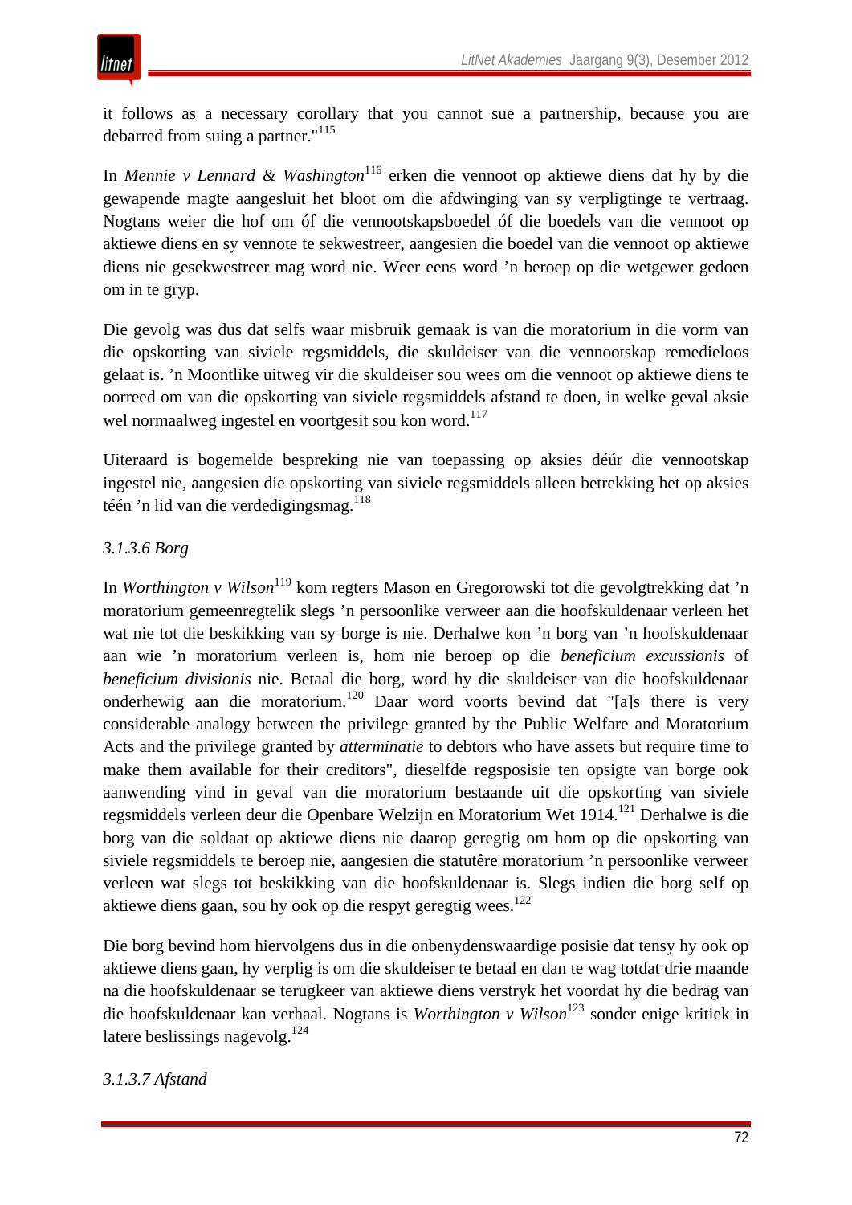it follows as a necessary corollary that you cannot sue a partnership, because you are debarred from suing a partner."[115]

In *Mennie v Lennard & Washington*[116] erken die vennoot op aktiewe diens dat hy by die gewapende magte aangesluit het bloot om die afdwinging van sy verpligtinge te vertraag. Nogtans weier die hof om óf die vennootskapsboedel óf die boedels van die vennoot op aktiewe diens en sy vennote te sekwestreer, aangesien die boedel van die vennoot op aktiewe diens nie gesekwestreer mag word nie. Weer eens word ’n beroep op die wetgewer gedoen om in te gryp.

Die gevolg was dus dat selfs waar misbruik gemaak is van die moratorium in die vorm van die opskorting van siviele regsmiddels, die skuldeiser van die vennootskap remedieloos gelaat is. ’n Moontlike uitweg vir die skuldeiser sou wees om die vennoot op aktiewe diens te oorreed om van die opskorting van siviele regsmiddels afstand te doen, in welke geval aksie wel normaalweg ingestel en voortgesit sou kon word.[117]

Uiteraard is bogemelde bespreking nie van toepassing op aksies déúr die vennootskap ingestel nie, aangesien die opskorting van siviele regsmiddels alleen betrekking het op aksies téén ’n lid van die verdedigingsmag.[118]

*3.1.3.6 Borg*

In *Worthington v Wilson*[119] kom regters Mason en Gregorowski tot die gevolgtrekking dat ’n moratorium gemeenregtelik slegs ’n persoonlike verweer aan die hoofskuldenaar verleen het wat nie tot die beskikking van sy borge is nie. Derhalwe kon ’n borg van ’n hoofskuldenaar aan wie ’n moratorium verleen is, hom nie beroep op die *beneficium excussionis* of *beneficium divisionis* nie. Betaal die borg, word hy die skuldeiser van die hoofskuldenaar onderhewig aan die moratorium.[120] Daar word voorts bevind dat "[a]s there is very considerable analogy between the privilege granted by the Public Welfare and Moratorium Acts and the privilege granted by *atterminatie* to debtors who have assets but require time to make them available for their creditors", dieselfde regsposisie ten opsigte van borge ook aanwending vind in geval van die moratorium bestaande uit die opskorting van siviele regsmiddels verleen deur die Openbare Welzijn en Moratorium Wet 1914.[121] Derhalwe is die borg van die soldaat op aktiewe diens nie daarop geregtig om hom op die opskorting van siviele regsmiddels te beroep nie, aangesien die statutêre moratorium ’n persoonlike verweer verleen wat slegs tot beskikking van die hoofskuldenaar is. Slegs indien die borg self op aktiewe diens gaan, sou hy ook op die respyt geregtig wees.[122]

Die borg bevind hom hiervolgens dus in die onbenydenswaardige posisie dat tensy hy ook op aktiewe diens gaan, hy verplig is om die skuldeiser te betaal en dan te wag totdat drie maande na die hoofskuldenaar se terugkeer van aktiewe diens verstryk het voordat hy die bedrag van die hoofskuldenaar kan verhaal. Nogtans is *Worthington v Wilson*[123] sonder enige kritiek in latere beslissings nagevolg.[124]

*3.1.3.7 Afstand*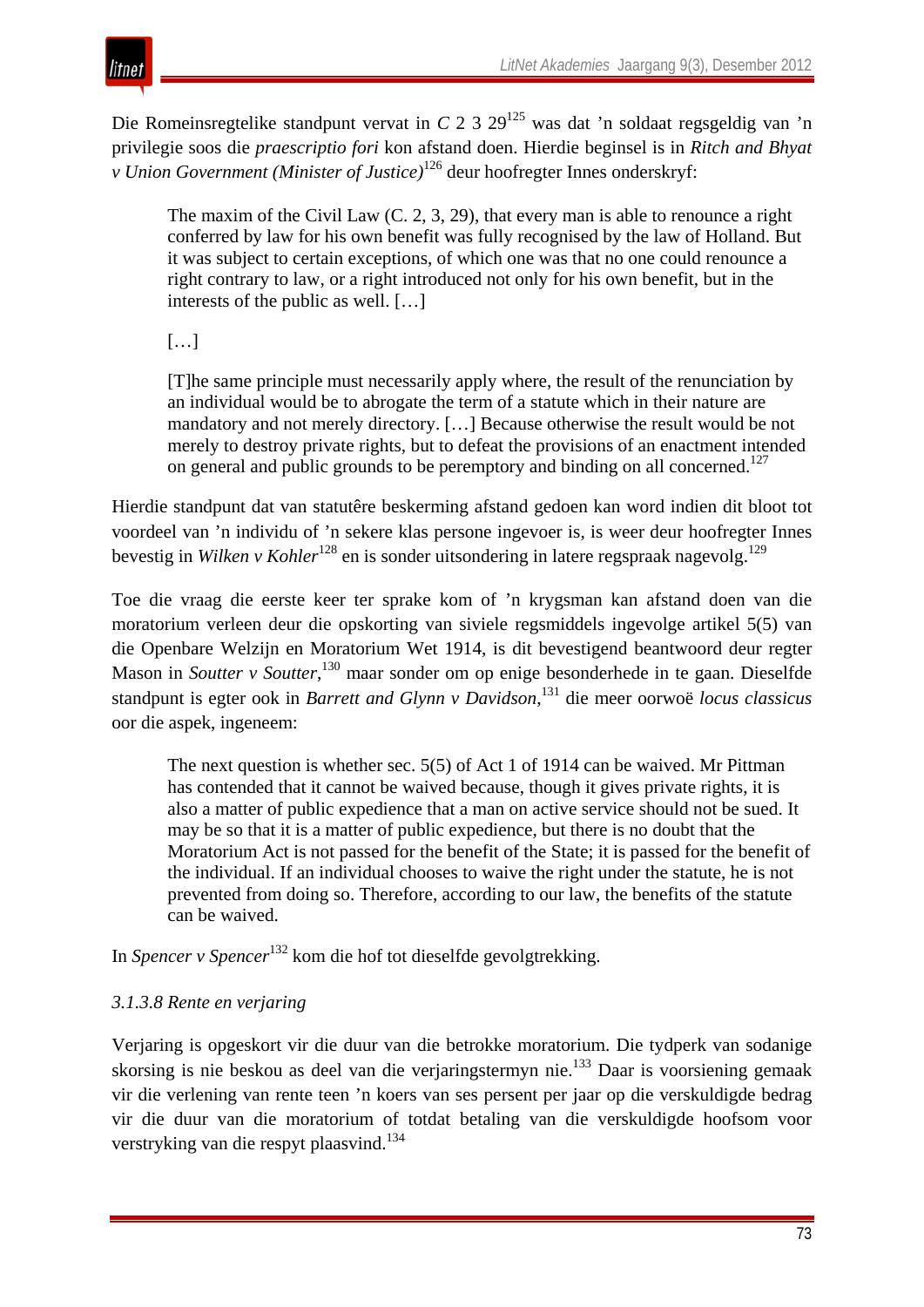Die Romeinsregtelike standpunt vervat in *C* 2 3 29[125] was dat 'n soldaat regsgeldig van 'n privilegie soos die *praescriptio fori* kon afstand doen. Hierdie beginsel is in *Ritch and Bhyat v Union Government (Minister of Justice)*[126] deur hoofregter Innes onderskryf:

> The maxim of the Civil Law (C. 2, 3, 29), that every man is able to renounce a right conferred by law for his own benefit was fully recognised by the law of Holland. But it was subject to certain exceptions, of which one was that no one could renounce a right contrary to law, or a right introduced not only for his own benefit, but in the interests of the public as well. […]
>
> […]
>
> [T]he same principle must necessarily apply where, the result of the renunciation by an individual would be to abrogate the term of a statute which in their nature are mandatory and not merely directory. […] Because otherwise the result would be not merely to destroy private rights, but to defeat the provisions of an enactment intended on general and public grounds to be peremptory and binding on all concerned.[127]

Hierdie standpunt dat van statutêre beskerming afstand gedoen kan word indien dit bloot tot voordeel van 'n individu of 'n sekere klas persone ingevoer is, is weer deur hoofregter Innes bevestig in *Wilken v Kohler*[128] en is sonder uitsondering in latere regspraak nagevolg.[129]

Toe die vraag die eerste keer ter sprake kom of 'n krygsman kan afstand doen van die moratorium verleen deur die opskorting van siviele regsmiddels ingevolge artikel 5(5) van die Openbare Welzijn en Moratorium Wet 1914, is dit bevestigend beantwoord deur regter Mason in *Soutter v Soutter*,[130] maar sonder om op enige besonderhede in te gaan. Dieselfde standpunt is egter ook in *Barrett and Glynn v Davidson*,[131] die meer oorwoë *locus classicus* oor die aspek, ingeneem:

> The next question is whether sec. 5(5) of Act 1 of 1914 can be waived. Mr Pittman has contended that it cannot be waived because, though it gives private rights, it is also a matter of public expedience that a man on active service should not be sued. It may be so that it is a matter of public expedience, but there is no doubt that the Moratorium Act is not passed for the benefit of the State; it is passed for the benefit of the individual. If an individual chooses to waive the right under the statute, he is not prevented from doing so. Therefore, according to our law, the benefits of the statute can be waived.

In *Spencer v Spencer*[132] kom die hof tot dieselfde gevolgtrekking.

*3.1.3.8 Rente en verjaring*

Verjaring is opgeskort vir die duur van die betrokke moratorium. Die tydperk van sodanige skorsing is nie beskou as deel van die verjaringstermyn nie.[133] Daar is voorsiening gemaak vir die verlening van rente teen 'n koers van ses persent per jaar op die verskuldigde bedrag vir die duur van die moratorium of totdat betaling van die verskuldigde hoofsom voor verstryking van die respyt plaasvind.[134]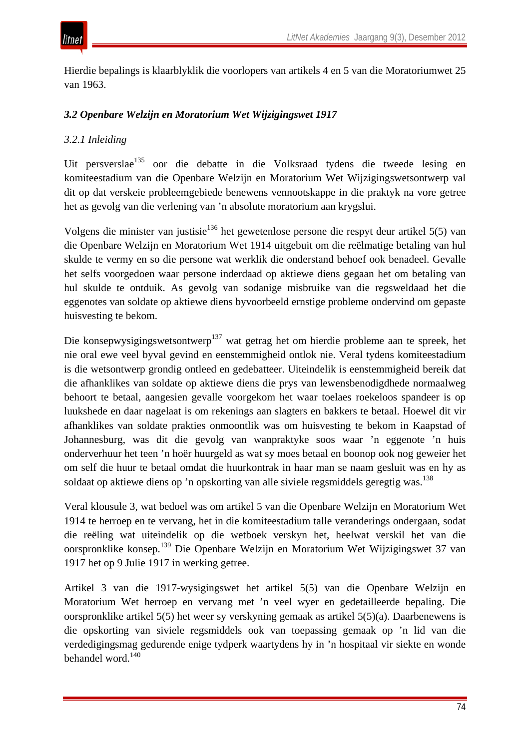Hierdie bepalings is klaarblyklik die voorlopers van artikels 4 en 5 van die Moratoriumwet 25 van 1963.

### *3.2 Openbare Welzijn en Moratorium Wet Wijzigingswet 1917*

#### *3.2.1 Inleiding*

Uit persverslae[135] oor die debatte in die Volksraad tydens die tweede lesing en komiteestadium van die Openbare Welzijn en Moratorium Wet Wijzigingswetsontwerp val dit op dat verskeie probleemgebiede benewens vennootskappe in die praktyk na vore getree het as gevolg van die verlening van ’n absolute moratorium aan krygslui.

Volgens die minister van justisie[136] het gewetenlose persone die respyt deur artikel 5(5) van die Openbare Welzijn en Moratorium Wet 1914 uitgebuit om die reëlmatige betaling van hul skulde te vermy en so die persone wat werklik die onderstand behoef ook benadeel. Gevalle het selfs voorgedoen waar persone inderdaad op aktiewe diens gegaan het om betaling van hul skulde te ontduik. As gevolg van sodanige misbruike van die regsweldaad het die eggenotes van soldate op aktiewe diens byvoorbeeld ernstige probleme ondervind om gepaste huisvesting te bekom.

Die konsepwysigingswetsontwerp[137] wat getrag het om hierdie probleme aan te spreek, het nie oral ewe veel byval gevind en eenstemmigheid ontlok nie. Veral tydens komiteestadium is die wetsontwerp grondig ontleed en gedebatteer. Uiteindelik is eenstemmigheid bereik dat die afhanklikes van soldate op aktiewe diens die prys van lewensbenodigdhede normaalweg behoort te betaal, aangesien gevalle voorgekom het waar toelaes roekeloos spandeer is op luukshede en daar nagelaat is om rekenings aan slagters en bakkers te betaal. Hoewel dit vir afhanklikes van soldate prakties onmoontlik was om huisvesting te bekom in Kaapstad of Johannesburg, was dit die gevolg van wanpraktyke soos waar ’n eggenote ’n huis onderverhuur het teen ’n hoër huurgeld as wat sy moes betaal en boonop ook nog geweier het om self die huur te betaal omdat die huurkontrak in haar man se naam gesluit was en hy as soldaat op aktiewe diens op ’n opskorting van alle siviele regsmiddels geregtig was.[138]

Veral klousule 3, wat bedoel was om artikel 5 van die Openbare Welzijn en Moratorium Wet 1914 te herroep en te vervang, het in die komiteestadium talle veranderings ondergaan, sodat die reëling wat uiteindelik op die wetboek verskyn het, heelwat verskil het van die oorspronklike konsep.[139] Die Openbare Welzijn en Moratorium Wet Wijzigingswet 37 van 1917 het op 9 Julie 1917 in werking getree.

Artikel 3 van die 1917-wysigingswet het artikel 5(5) van die Openbare Welzijn en Moratorium Wet herroep en vervang met ’n veel wyer en gedetailleerde bepaling. Die oorspronklike artikel 5(5) het weer sy verskyning gemaak as artikel 5(5)(a). Daarbenewens is die opskorting van siviele regsmiddels ook van toepassing gemaak op ’n lid van die verdedigingsmag gedurende enige tydperk waartydens hy in ’n hospitaal vir siekte en wonde behandel word.[140]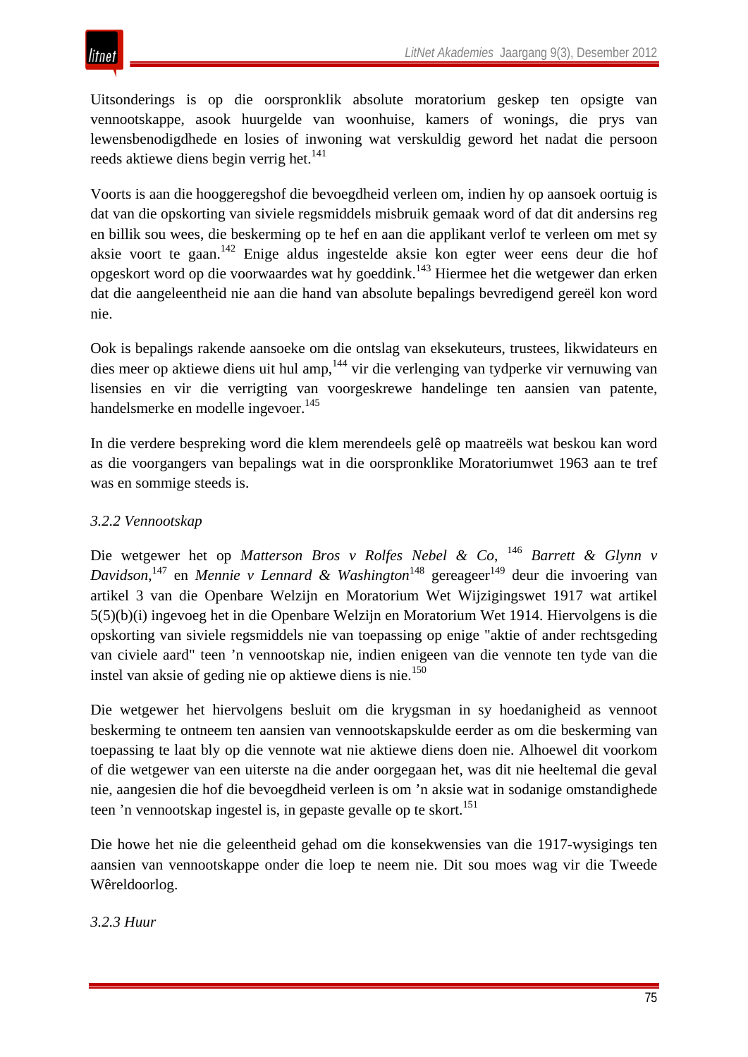Uitsonderings is op die oorspronklik absolute moratorium geskep ten opsigte van vennootskappe, asook huurgelde van woonhuise, kamers of wonings, die prys van lewensbenodigdhede en losies of inwoning wat verskuldig geword het nadat die persoon reeds aktiewe diens begin verrig het.[141]

Voorts is aan die hooggeregshof die bevoegdheid verleen om, indien hy op aansoek oortuig is dat van die opskorting van siviele regsmiddels misbruik gemaak word of dat dit andersins reg en billik sou wees, die beskerming op te hef en aan die applikant verlof te verleen om met sy aksie voort te gaan.[142] Enige aldus ingestelde aksie kon egter weer eens deur die hof opgeskort word op die voorwaardes wat hy goeddink.[143] Hiermee het die wetgewer dan erken dat die aangeleentheid nie aan die hand van absolute bepalings bevredigend gereël kon word nie.

Ook is bepalings rakende aansoeke om die ontslag van eksekuteurs, trustees, likwidateurs en dies meer op aktiewe diens uit hul amp,[144] vir die verlenging van tydperke vir vernuwing van lisensies en vir die verrigting van voorgeskrewe handelinge ten aansien van patente, handelsmerke en modelle ingevoer.[145]

In die verdere bespreking word die klem merendeels gelê op maatreëls wat beskou kan word as die voorgangers van bepalings wat in die oorspronklike Moratoriumwet 1963 aan te tref was en sommige steeds is.

### *3.2.2 Vennootskap*

Die wetgewer het op *Matterson Bros v Rolfes Nebel & Co*, [146] *Barrett & Glynn v Davidson*,[147] en *Mennie v Lennard & Washington*[148] gereageer[149] deur die invoering van artikel 3 van die Openbare Welzijn en Moratorium Wet Wijzigingswet 1917 wat artikel 5(5)(b)(i) ingevoeg het in die Openbare Welzijn en Moratorium Wet 1914. Hiervolgens is die opskorting van siviele regsmiddels nie van toepassing op enige "aktie of ander rechtsgeding van civiele aard" teen ’n vennootskap nie, indien enigeen van die vennote ten tyde van die instel van aksie of geding nie op aktiewe diens is nie.[150]

Die wetgewer het hiervolgens besluit om die krygsman in sy hoedanigheid as vennoot beskerming te ontneem ten aansien van vennootskapskulde eerder as om die beskerming van toepassing te laat bly op die vennote wat nie aktiewe diens doen nie. Alhoewel dit voorkom of die wetgewer van een uiterste na die ander oorgegaan het, was dit nie heeltemal die geval nie, aangesien die hof die bevoegdheid verleen is om ’n aksie wat in sodanige omstandighede teen ’n vennootskap ingestel is, in gepaste gevalle op te skort.[151]

Die howe het nie die geleentheid gehad om die konsekwensies van die 1917-wysigings ten aansien van vennootskappe onder die loep te neem nie. Dit sou moes wag vir die Tweede Wêreldoorlog.

### *3.2.3 Huur*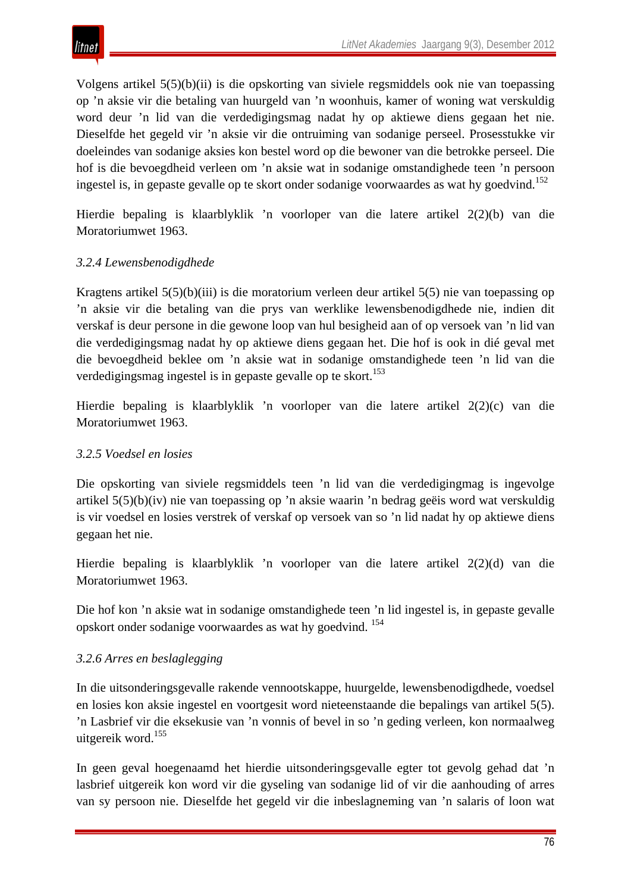Volgens artikel 5(5)(b)(ii) is die opskorting van siviele regsmiddels ook nie van toepassing op ’n aksie vir die betaling van huurgeld van ’n woonhuis, kamer of woning wat verskuldig word deur ’n lid van die verdedigingsmag nadat hy op aktiewe diens gegaan het nie. Dieselfde het gegeld vir ’n aksie vir die ontruiming van sodanige perseel. Prosesstukke vir doeleindes van sodanige aksies kon bestel word op die bewoner van die betrokke perseel. Die hof is die bevoegdheid verleen om ’n aksie wat in sodanige omstandighede teen ’n persoon ingestel is, in gepaste gevalle op te skort onder sodanige voorwaardes as wat hy goedvind.[152]

Hierdie bepaling is klaarblyklik ’n voorloper van die latere artikel 2(2)(b) van die Moratoriumwet 1963.

### *3.2.4 Lewensbenodigdhede*

Kragtens artikel 5(5)(b)(iii) is die moratorium verleen deur artikel 5(5) nie van toepassing op ’n aksie vir die betaling van die prys van werklike lewensbenodigdhede nie, indien dit verskaf is deur persone in die gewone loop van hul besigheid aan of op versoek van ’n lid van die verdedigingsmag nadat hy op aktiewe diens gegaan het. Die hof is ook in dié geval met die bevoegdheid beklee om ’n aksie wat in sodanige omstandighede teen ’n lid van die verdedigingsmag ingestel is in gepaste gevalle op te skort.[153]

Hierdie bepaling is klaarblyklik ’n voorloper van die latere artikel 2(2)(c) van die Moratoriumwet 1963.

### *3.2.5 Voedsel en losies*

Die opskorting van siviele regsmiddels teen ’n lid van die verdedigingmag is ingevolge artikel 5(5)(b)(iv) nie van toepassing op ’n aksie waarin ’n bedrag geëis word wat verskuldig is vir voedsel en losies verstrek of verskaf op versoek van so ’n lid nadat hy op aktiewe diens gegaan het nie.

Hierdie bepaling is klaarblyklik ’n voorloper van die latere artikel 2(2)(d) van die Moratoriumwet 1963.

Die hof kon ’n aksie wat in sodanige omstandighede teen ’n lid ingestel is, in gepaste gevalle opskort onder sodanige voorwaardes as wat hy goedvind.[154]

### *3.2.6 Arres en beslaglegging*

In die uitsonderingsgevalle rakende vennootskappe, huurgelde, lewensbenodigdhede, voedsel en losies kon aksie ingestel en voortgesit word nieteenstaande die bepalings van artikel 5(5). ’n Lasbrief vir die eksekusie van ’n vonnis of bevel in so ’n geding verleen, kon normaalweg uitgereik word.[155]

In geen geval hoegenaamd het hierdie uitsonderingsgevalle egter tot gevolg gehad dat ’n lasbrief uitgereik kon word vir die gyseling van sodanige lid of vir die aanhouding of arres van sy persoon nie. Dieselfde het gegeld vir die inbeslagneming van ’n salaris of loon wat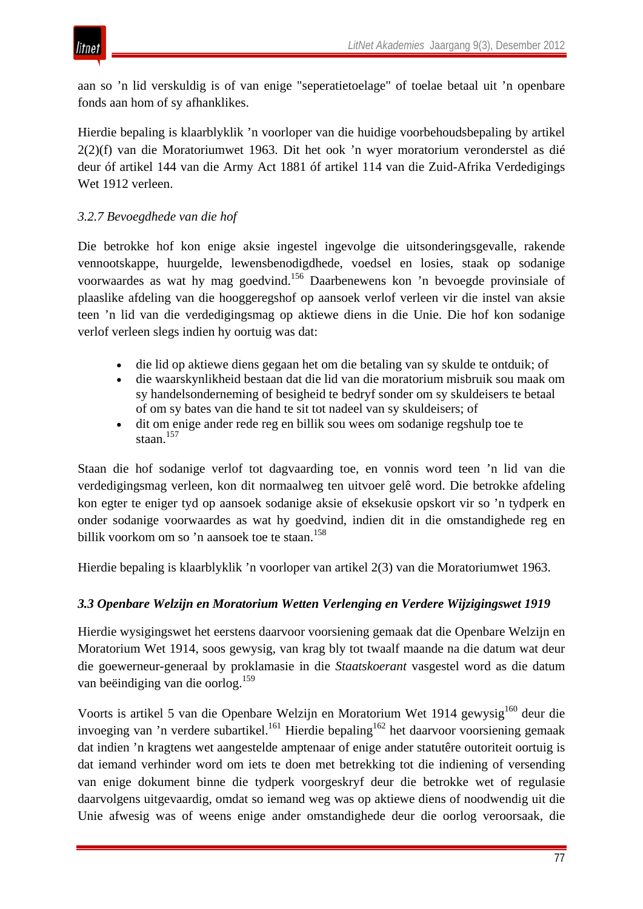aan so ’n lid verskuldig is of van enige "seperatietoelage" of toelae betaal uit ’n openbare fonds aan hom of sy afhanklikes.

Hierdie bepaling is klaarblyklik ’n voorloper van die huidige voorbehoudsbepaling by artikel 2(2)(f) van die Moratoriumwet 1963. Dit het ook ’n wyer moratorium veronderstel as dié deur óf artikel 144 van die Army Act 1881 óf artikel 114 van die Zuid-Afrika Verdedigings Wet 1912 verleen.

*3.2.7 Bevoegdhede van die hof*

Die betrokke hof kon enige aksie ingestel ingevolge die uitsonderingsgevalle, rakende vennootskappe, huurgelde, lewensbenodigdhede, voedsel en losies, staak op sodanige voorwaardes as wat hy mag goedvind.[156] Daarbenewens kon ’n bevoegde provinsiale of plaaslike afdeling van die hooggeregshof op aansoek verlof verleen vir die instel van aksie teen ’n lid van die verdedigingsmag op aktiewe diens in die Unie. Die hof kon sodanige verlof verleen slegs indien hy oortuig was dat:

- die lid op aktiewe diens gegaan het om die betaling van sy skulde te ontduik; of
- die waarskynlikheid bestaan dat die lid van die moratorium misbruik sou maak om sy handelsonderneming of besigheid te bedryf sonder om sy skuldeisers te betaal of om sy bates van die hand te sit tot nadeel van sy skuldeisers; of
- dit om enige ander rede reg en billik sou wees om sodanige regshulp toe te staan.[157]

Staan die hof sodanige verlof tot dagvaarding toe, en vonnis word teen ’n lid van die verdedigingsmag verleen, kon dit normaalweg ten uitvoer gelê word. Die betrokke afdeling kon egter te eniger tyd op aansoek sodanige aksie of eksekusie opskort vir so ’n tydperk en onder sodanige voorwaardes as wat hy goedvind, indien dit in die omstandighede reg en billik voorkom om so ’n aansoek toe te staan.[158]

Hierdie bepaling is klaarblyklik ’n voorloper van artikel 2(3) van die Moratoriumwet 1963.

### *3.3 Openbare Welzijn en Moratorium Wetten Verlenging en Verdere Wijzigingswet 1919*

Hierdie wysigingswet het eerstens daarvoor voorsiening gemaak dat die Openbare Welzijn en Moratorium Wet 1914, soos gewysig, van krag bly tot twaalf maande na die datum wat deur die goewerneur-generaal by proklamasie in die *Staatskoerant* vasgestel word as die datum van beëindiging van die oorlog.[159]

Voorts is artikel 5 van die Openbare Welzijn en Moratorium Wet 1914 gewysig[160] deur die invoeging van ’n verdere subartikel.[161] Hierdie bepaling[162] het daarvoor voorsiening gemaak dat indien ’n kragtens wet aangestelde amptenaar of enige ander statutêre outoriteit oortuig is dat iemand verhinder word om iets te doen met betrekking tot die indiening of versending van enige dokument binne die tydperk voorgeskryf deur die betrokke wet of regulasie daarvolgens uitgevaardig, omdat so iemand weg was op aktiewe diens of noodwendig uit die Unie afwesig was of weens enige ander omstandighede deur die oorlog veroorsaak, die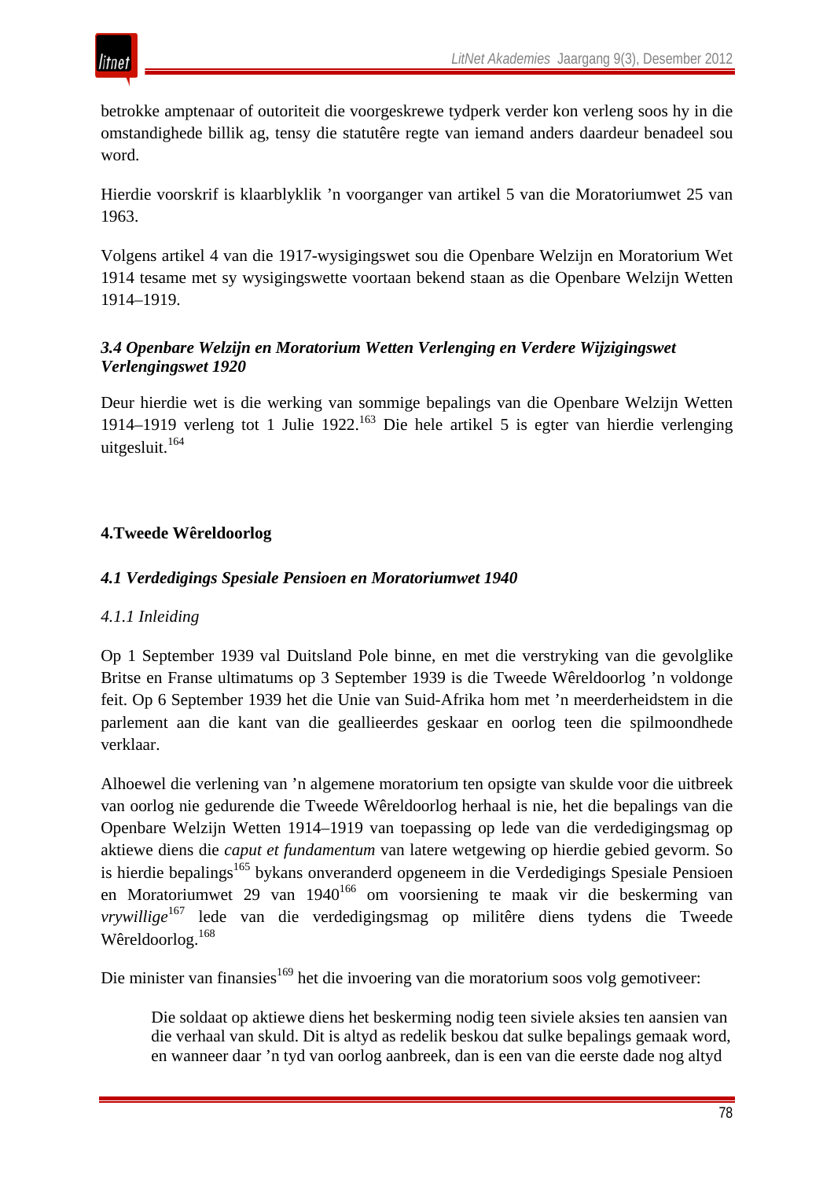betrokke amptenaar of outoriteit die voorgeskrewe tydperk verder kon verleng soos hy in die omstandighede billik ag, tensy die statutêre regte van iemand anders daardeur benadeel sou word.

Hierdie voorskrif is klaarblyklik ’n voorganger van artikel 5 van die Moratoriumwet 25 van 1963.

Volgens artikel 4 van die 1917-wysigingswet sou die Openbare Welzijn en Moratorium Wet 1914 tesame met sy wysigingswette voortaan bekend staan as die Openbare Welzijn Wetten 1914–1919.

### *3.4 Openbare Welzijn en Moratorium Wetten Verlenging en Verdere Wijzigingswet Verlengingswet 1920*

Deur hierdie wet is die werking van sommige bepalings van die Openbare Welzijn Wetten 1914–1919 verleng tot 1 Julie 1922.[163] Die hele artikel 5 is egter van hierdie verlenging uitgesluit.[164]

## 4.Tweede Wêreldoorlog

### *4.1 Verdedigings Spesiale Pensioen en Moratoriumwet 1940*

#### *4.1.1 Inleiding*

Op 1 September 1939 val Duitsland Pole binne, en met die verstryking van die gevolglike Britse en Franse ultimatums op 3 September 1939 is die Tweede Wêreldoorlog ’n voldonge feit. Op 6 September 1939 het die Unie van Suid-Afrika hom met ’n meerderheidstem in die parlement aan die kant van die geallieerdes geskaar en oorlog teen die spilmoondhede verklaar.

Alhoewel die verlening van ’n algemene moratorium ten opsigte van skulde voor die uitbreek van oorlog nie gedurende die Tweede Wêreldoorlog herhaal is nie, het die bepalings van die Openbare Welzijn Wetten 1914–1919 van toepassing op lede van die verdedigingsmag op aktiewe diens die *caput et fundamentum* van latere wetgewing op hierdie gebied gevorm. So is hierdie bepalings[165] bykans onveranderd opgeneem in die Verdedigings Spesiale Pensioen en Moratoriumwet 29 van 1940[166] om voorsiening te maak vir die beskerming van *vrywillige*[167] lede van die verdedigingsmag op militêre diens tydens die Tweede Wêreldoorlog.[168]

Die minister van finansies[169] het die invoering van die moratorium soos volg gemotiveer:

> Die soldaat op aktiewe diens het beskerming nodig teen siviele aksies ten aansien van die verhaal van skuld. Dit is altyd as redelik beskou dat sulke bepalings gemaak word, en wanneer daar ’n tyd van oorlog aanbreek, dan is een van die eerste dade nog altyd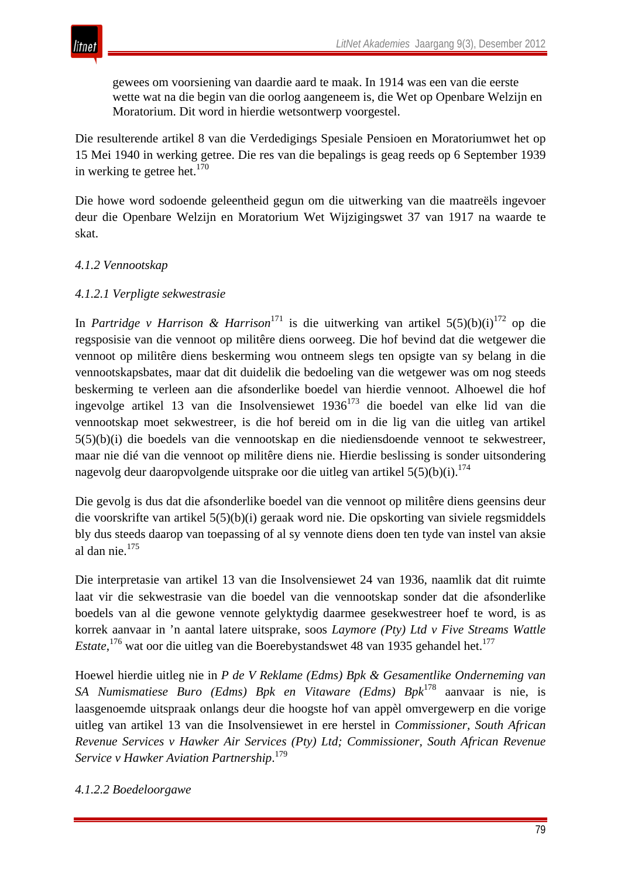> gewees om voorsiening van daardie aard te maak. In 1914 was een van die eerste wette wat na die begin van die oorlog aangeneem is, die Wet op Openbare Welzijn en Moratorium. Dit word in hierdie wetsontwerp voorgestel.

Die resulterende artikel 8 van die Verdedigings Spesiale Pensioen en Moratoriumwet het op 15 Mei 1940 in werking getree. Die res van die bepalings is geag reeds op 6 September 1939 in werking te getree het.[170]

Die howe word sodoende geleentheid gegun om die uitwerking van die maatreëls ingevoer deur die Openbare Welzijn en Moratorium Wet Wijzigingswet 37 van 1917 na waarde te skat.

*4.1.2 Vennootskap*

*4.1.2.1 Verpligte sekwestrasie*

In *Partridge v Harrison & Harrison*[171] is die uitwerking van artikel 5(5)(b)(i)[172] op die regsposisie van die vennoot op militêre diens oorweeg. Die hof bevind dat die wetgewer die vennoot op militêre diens beskerming wou ontneem slegs ten opsigte van sy belang in die vennootskapsbates, maar dat dit duidelik die bedoeling van die wetgewer was om nog steeds beskerming te verleen aan die afsonderlike boedel van hierdie vennoot. Alhoewel die hof ingevolge artikel 13 van die Insolvensiewet 1936[173] die boedel van elke lid van die vennootskap moet sekwestreer, is die hof bereid om in die lig van die uitleg van artikel 5(5)(b)(i) die boedels van die vennootskap en die niediensdoende vennoot te sekwestreer, maar nie dié van die vennoot op militêre diens nie. Hierdie beslissing is sonder uitsondering nagevolg deur daaropvolgende uitsprake oor die uitleg van artikel 5(5)(b)(i).[174]

Die gevolg is dus dat die afsonderlike boedel van die vennoot op militêre diens geensins deur die voorskrifte van artikel 5(5)(b)(i) geraak word nie. Die opskorting van siviele regsmiddels bly dus steeds daarop van toepassing of al sy vennote diens doen ten tyde van instel van aksie al dan nie.[175]

Die interpretasie van artikel 13 van die Insolvensiewet 24 van 1936, naamlik dat dit ruimte laat vir die sekwestrasie van die boedel van die vennootskap sonder dat die afsonderlike boedels van al die gewone vennote gelyktydig daarmee gesekwestreer hoef te word, is as korrek aanvaar in 'n aantal latere uitsprake, soos *Laymore (Pty) Ltd v Five Streams Wattle Estate*,[176] wat oor die uitleg van die Boerebystandswet 48 van 1935 gehandel het.[177]

Hoewel hierdie uitleg nie in *P de V Reklame (Edms) Bpk & Gesamentlike Onderneming van SA Numismatiese Buro (Edms) Bpk en Vitaware (Edms) Bpk*[178] aanvaar is nie, is laasgenoemde uitspraak onlangs deur die hoogste hof van appèl omvergewerp en die vorige uitleg van artikel 13 van die Insolvensiewet in ere herstel in *Commissioner, South African Revenue Services v Hawker Air Services (Pty) Ltd; Commissioner, South African Revenue Service v Hawker Aviation Partnership*.[179]

*4.1.2.2 Boedeloorgawe*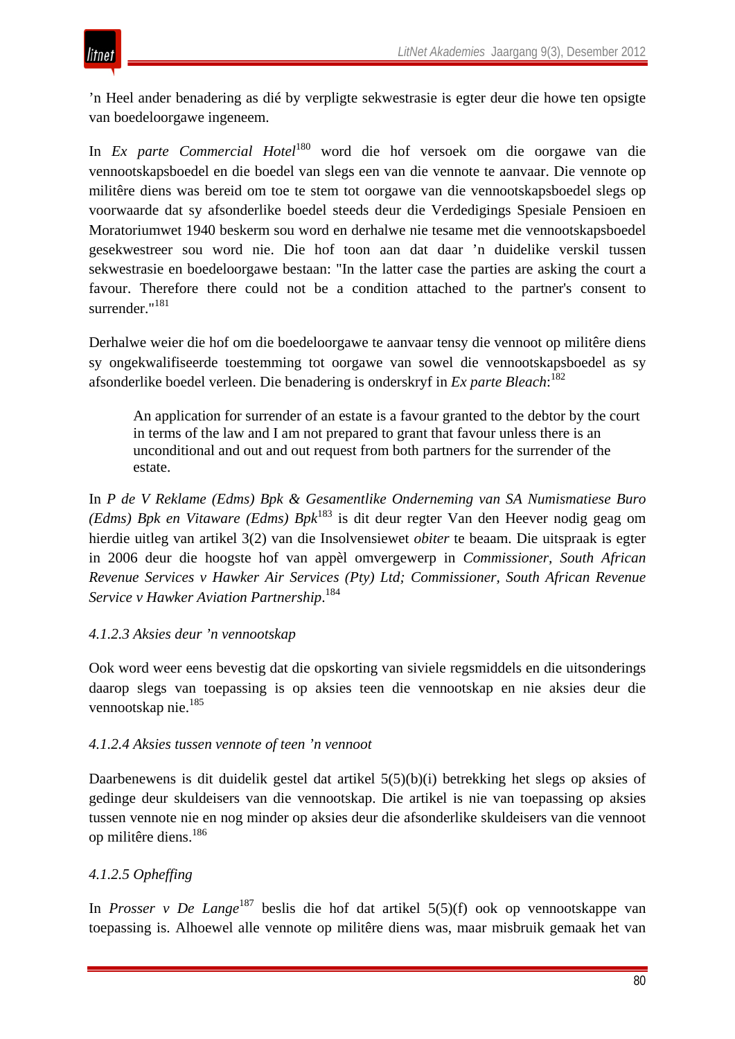’n Heel ander benadering as dié by verpligte sekwestrasie is egter deur die howe ten opsigte van boedeloorgawe ingeneem.

In *Ex parte Commercial Hotel*[180] word die hof versoek om die oorgawe van die vennootskapsboedel en die boedel van slegs een van die vennote te aanvaar. Die vennote op militêre diens was bereid om toe te stem tot oorgawe van die vennootskapsboedel slegs op voorwaarde dat sy afsonderlike boedel steeds deur die Verdedigings Spesiale Pensioen en Moratoriumwet 1940 beskerm sou word en derhalwe nie tesame met die vennootskapsboedel gesekwestreer sou word nie. Die hof toon aan dat daar ’n duidelike verskil tussen sekwestrasie en boedeloorgawe bestaan: "In the latter case the parties are asking the court a favour. Therefore there could not be a condition attached to the partner's consent to surrender."[181]

Derhalwe weier die hof om die boedeloorgawe te aanvaar tensy die vennoot op militêre diens sy ongekwalifiseerde toestemming tot oorgawe van sowel die vennootskapsboedel as sy afsonderlike boedel verleen. Die benadering is onderskryf in *Ex parte Bleach*:[182]

> An application for surrender of an estate is a favour granted to the debtor by the court in terms of the law and I am not prepared to grant that favour unless there is an unconditional and out and out request from both partners for the surrender of the estate.

In *P de V Reklame (Edms) Bpk & Gesamentlike Onderneming van SA Numismatiese Buro (Edms) Bpk en Vitaware (Edms) Bpk*[183] is dit deur regter Van den Heever nodig geag om hierdie uitleg van artikel 3(2) van die Insolvensiewet *obiter* te beaam. Die uitspraak is egter in 2006 deur die hoogste hof van appèl omvergewerp in *Commissioner, South African Revenue Services v Hawker Air Services (Pty) Ltd; Commissioner, South African Revenue Service v Hawker Aviation Partnership*.[184]

*4.1.2.3 Aksies deur ’n vennootskap*

Ook word weer eens bevestig dat die opskorting van siviele regsmiddels en die uitsonderings daarop slegs van toepassing is op aksies teen die vennootskap en nie aksies deur die vennootskap nie.[185]

*4.1.2.4 Aksies tussen vennote of teen ’n vennoot*

Daarbenewens is dit duidelik gestel dat artikel 5(5)(b)(i) betrekking het slegs op aksies of gedinge deur skuldeisers van die vennootskap. Die artikel is nie van toepassing op aksies tussen vennote nie en nog minder op aksies deur die afsonderlike skuldeisers van die vennoot op militêre diens.[186]

*4.1.2.5 Opheffing*

In *Prosser v De Lange*[187] beslis die hof dat artikel 5(5)(f) ook op vennootskappe van toepassing is. Alhoewel alle vennote op militêre diens was, maar misbruik gemaak het van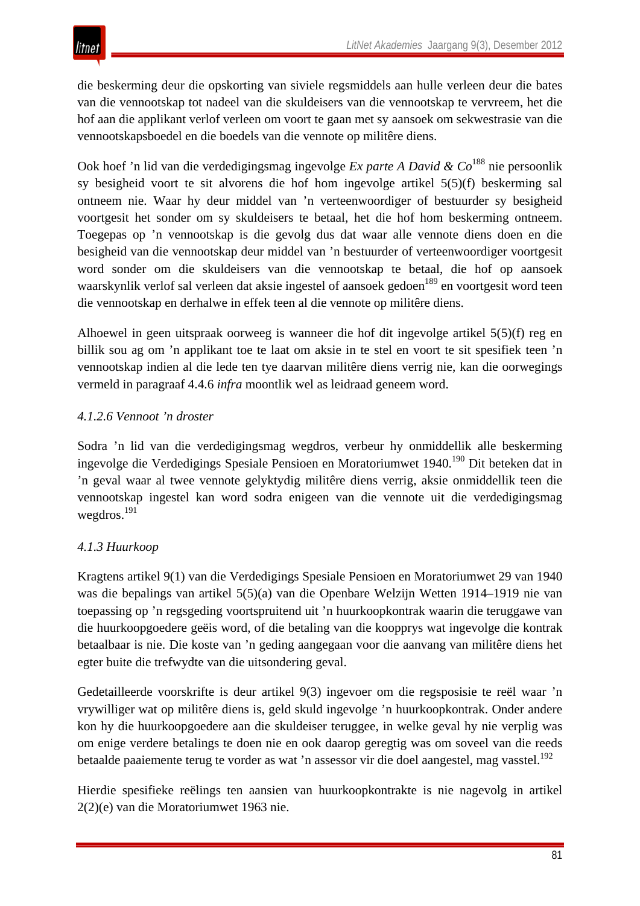die beskerming deur die opskorting van siviele regsmiddels aan hulle verleen deur die bates van die vennootskap tot nadeel van die skuldeisers van die vennootskap te vervreem, het die hof aan die applikant verlof verleen om voort te gaan met sy aansoek om sekwestrasie van die vennootskapsboedel en die boedels van die vennote op militêre diens.

Ook hoef ’n lid van die verdedigingsmag ingevolge *Ex parte A David & Co*[188] nie persoonlik sy besigheid voort te sit alvorens die hof hom ingevolge artikel 5(5)(f) beskerming sal ontneem nie. Waar hy deur middel van ’n verteenwoordiger of bestuurder sy besigheid voortgesit het sonder om sy skuldeisers te betaal, het die hof hom beskerming ontneem. Toegepas op ’n vennootskap is die gevolg dus dat waar alle vennote diens doen en die besigheid van die vennootskap deur middel van ’n bestuurder of verteenwoordiger voortgesit word sonder om die skuldeisers van die vennootskap te betaal, die hof op aansoek waarskynlik verlof sal verleen dat aksie ingestel of aansoek gedoen[189] en voortgesit word teen die vennootskap en derhalwe in effek teen al die vennote op militêre diens.

Alhoewel in geen uitspraak oorweeg is wanneer die hof dit ingevolge artikel 5(5)(f) reg en billik sou ag om ’n applikant toe te laat om aksie in te stel en voort te sit spesifiek teen ’n vennootskap indien al die lede ten tye daarvan militêre diens verrig nie, kan die oorwegings vermeld in paragraaf 4.4.6 *infra* moontlik wel as leidraad geneem word.

*4.1.2.6 Vennoot ’n droster*

Sodra ’n lid van die verdedigingsmag wegdros, verbeur hy onmiddellik alle beskerming ingevolge die Verdedigings Spesiale Pensioen en Moratoriumwet 1940.[190] Dit beteken dat in ’n geval waar al twee vennote gelyktydig militêre diens verrig, aksie onmiddellik teen die vennootskap ingestel kan word sodra enigeen van die vennote uit die verdedigingsmag wegdros.[191]

*4.1.3 Huurkoop*

Kragtens artikel 9(1) van die Verdedigings Spesiale Pensioen en Moratoriumwet 29 van 1940 was die bepalings van artikel 5(5)(a) van die Openbare Welzijn Wetten 1914–1919 nie van toepassing op ’n regsgeding voortspruitend uit ’n huurkoopkontrak waarin die teruggawe van die huurkoopgoedere geëis word, of die betaling van die koopprys wat ingevolge die kontrak betaalbaar is nie. Die koste van ’n geding aangegaan voor die aanvang van militêre diens het egter buite die trefwydte van die uitsondering geval.

Gedetailleerde voorskrifte is deur artikel 9(3) ingevoer om die regsposisie te reël waar ’n vrywilliger wat op militêre diens is, geld skuld ingevolge ’n huurkoopkontrak. Onder andere kon hy die huurkoopgoedere aan die skuldeiser teruggee, in welke geval hy nie verplig was om enige verdere betalings te doen nie en ook daarop geregtig was om soveel van die reeds betaalde paaiemente terug te vorder as wat ’n assessor vir die doel aangestel, mag vasstel.[192]

Hierdie spesifieke reëlings ten aansien van huurkoopkontrakte is nie nagevolg in artikel 2(2)(e) van die Moratoriumwet 1963 nie.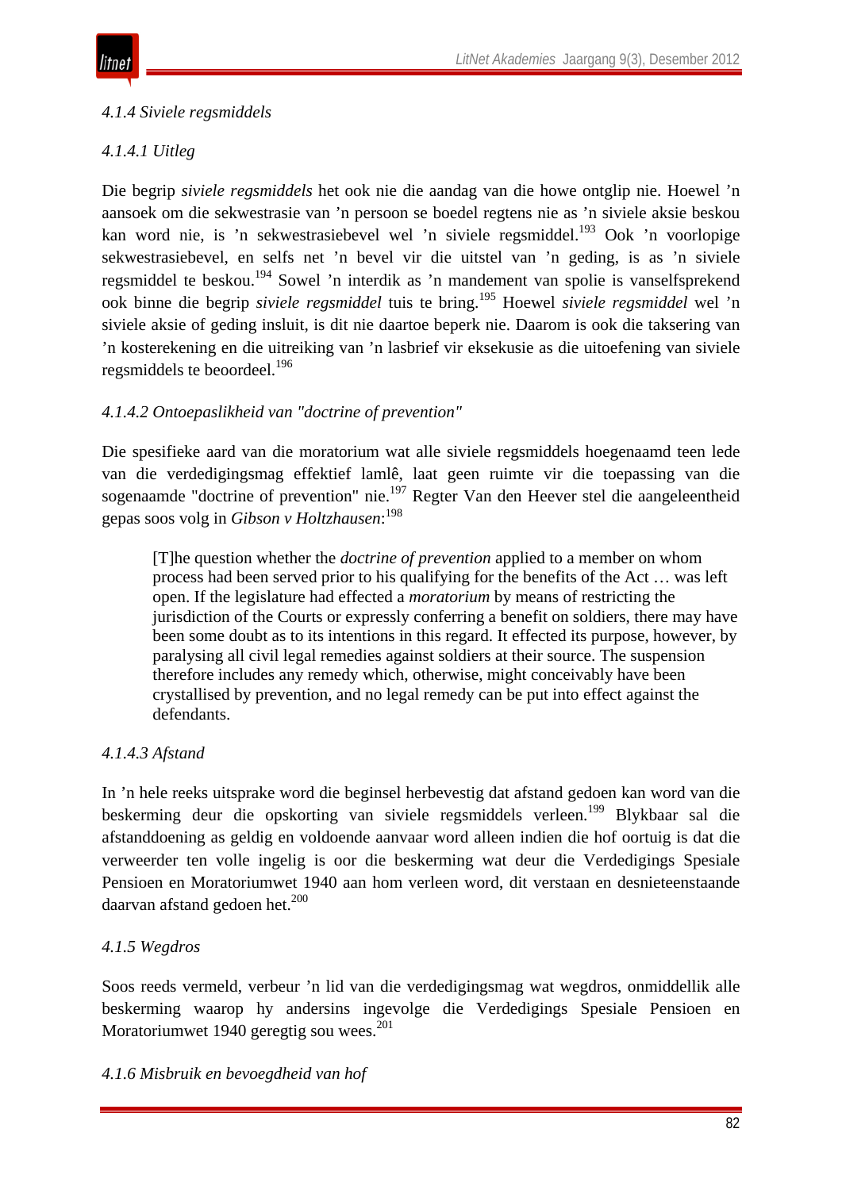*4.1.4 Siviele regsmiddels*

*4.1.4.1 Uitleg*

Die begrip *siviele regsmiddels* het ook nie die aandag van die howe ontglip nie. Hoewel ’n aansoek om die sekwestrasie van ’n persoon se boedel regtens nie as ’n siviele aksie beskou kan word nie, is ’n sekwestrasiebevel wel ’n siviele regsmiddel.[193] Ook ’n voorlopige sekwestrasiebevel, en selfs net ’n bevel vir die uitstel van ’n geding, is as ’n siviele regsmiddel te beskou.[194] Sowel ’n interdik as ’n mandement van spolie is vanselfsprekend ook binne die begrip *siviele regsmiddel* tuis te bring.[195] Hoewel *siviele regsmiddel* wel ’n siviele aksie of geding insluit, is dit nie daartoe beperk nie. Daarom is ook die taksering van ’n kosterekening en die uitreiking van ’n lasbrief vir eksekusie as die uitoefening van siviele regsmiddels te beoordeel.[196]

*4.1.4.2 Ontoepaslikheid van "doctrine of prevention"*

Die spesifieke aard van die moratorium wat alle siviele regsmiddels hoegenaamd teen lede van die verdedigingsmag effektief lamlê, laat geen ruimte vir die toepassing van die sogenaamde "doctrine of prevention" nie.[197] Regter Van den Heever stel die aangeleentheid gepas soos volg in *Gibson v Holtzhausen*:[198]

> [T]he question whether the *doctrine of prevention* applied to a member on whom process had been served prior to his qualifying for the benefits of the Act … was left open. If the legislature had effected a *moratorium* by means of restricting the jurisdiction of the Courts or expressly conferring a benefit on soldiers, there may have been some doubt as to its intentions in this regard. It effected its purpose, however, by paralysing all civil legal remedies against soldiers at their source. The suspension therefore includes any remedy which, otherwise, might conceivably have been crystallised by prevention, and no legal remedy can be put into effect against the defendants.

*4.1.4.3 Afstand*

In ’n hele reeks uitsprake word die beginsel herbevestig dat afstand gedoen kan word van die beskerming deur die opskorting van siviele regsmiddels verleen.[199] Blykbaar sal die afstanddoening as geldig en voldoende aanvaar word alleen indien die hof oortuig is dat die verweerder ten volle ingelig is oor die beskerming wat deur die Verdedigings Spesiale Pensioen en Moratoriumwet 1940 aan hom verleen word, dit verstaan en desnieteenstaande daarvan afstand gedoen het.[200]

*4.1.5 Wegdros*

Soos reeds vermeld, verbeur ’n lid van die verdedigingsmag wat wegdros, onmiddellik alle beskerming waarop hy andersins ingevolge die Verdedigings Spesiale Pensioen en Moratoriumwet 1940 geregtig sou wees.[201]

*4.1.6 Misbruik en bevoegdheid van hof*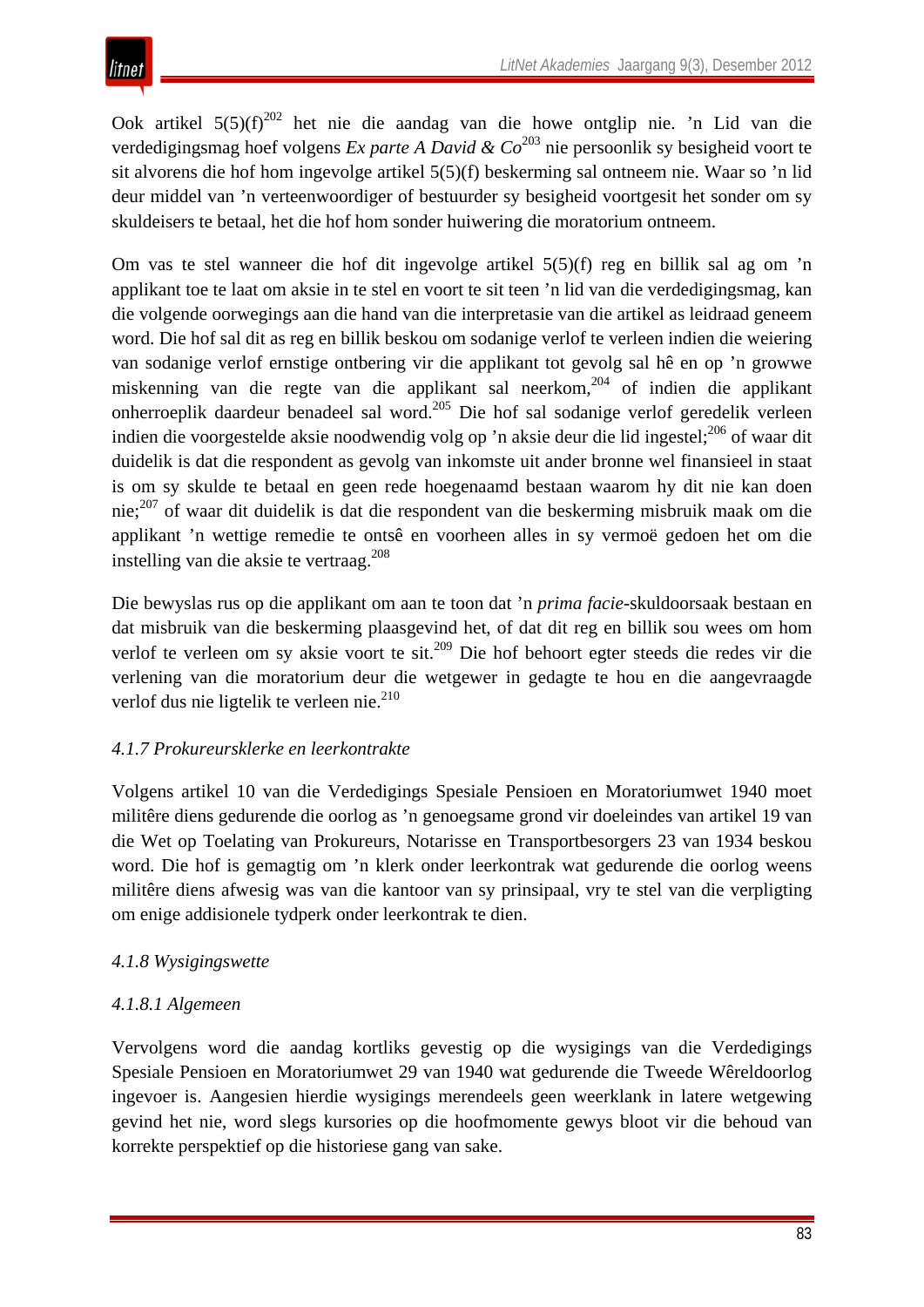Ook artikel 5(5)(f)[202] het nie die aandag van die howe ontglip nie. ’n Lid van die verdedigingsmag hoef volgens *Ex parte A David & Co*[203] nie persoonlik sy besigheid voort te sit alvorens die hof hom ingevolge artikel 5(5)(f) beskerming sal ontneem nie. Waar so ’n lid deur middel van ’n verteenwoordiger of bestuurder sy besigheid voortgesit het sonder om sy skuldeisers te betaal, het die hof hom sonder huiwering die moratorium ontneem.

Om vas te stel wanneer die hof dit ingevolge artikel 5(5)(f) reg en billik sal ag om ’n applikant toe te laat om aksie in te stel en voort te sit teen ’n lid van die verdedigingsmag, kan die volgende oorwegings aan die hand van die interpretasie van die artikel as leidraad geneem word. Die hof sal dit as reg en billik beskou om sodanige verlof te verleen indien die weiering van sodanige verlof ernstige ontbering vir die applikant tot gevolg sal hê en op ’n growwe miskenning van die regte van die applikant sal neerkom,[204] of indien die applikant onherroeplik daardeur benadeel sal word.[205] Die hof sal sodanige verlof geredelik verleen indien die voorgestelde aksie noodwendig volg op ’n aksie deur die lid ingestel;[206] of waar dit duidelik is dat die respondent as gevolg van inkomste uit ander bronne wel finansieel in staat is om sy skulde te betaal en geen rede hoegenaamd bestaan waarom hy dit nie kan doen nie;[207] of waar dit duidelik is dat die respondent van die beskerming misbruik maak om die applikant ’n wettige remedie te ontsê en voorheen alles in sy vermoë gedoen het om die instelling van die aksie te vertraag.[208]

Die bewyslas rus op die applikant om aan te toon dat ’n *prima facie*-skuldoorsaak bestaan en dat misbruik van die beskerming plaasgevind het, of dat dit reg en billik sou wees om hom verlof te verleen om sy aksie voort te sit.[209] Die hof behoort egter steeds die redes vir die verlening van die moratorium deur die wetgewer in gedagte te hou en die aangevraagde verlof dus nie ligtelik te verleen nie.[210]

#### *4.1.7 Prokureursklerke en leerkontrakte*

Volgens artikel 10 van die Verdedigings Spesiale Pensioen en Moratoriumwet 1940 moet militêre diens gedurende die oorlog as ’n genoegsame grond vir doeleindes van artikel 19 van die Wet op Toelating van Prokureurs, Notarisse en Transportbesorgers 23 van 1934 beskou word. Die hof is gemagtig om ’n klerk onder leerkontrak wat gedurende die oorlog weens militêre diens afwesig was van die kantoor van sy prinsipaal, vry te stel van die verpligting om enige addisionele tydperk onder leerkontrak te dien.

#### *4.1.8 Wysigingswette*

##### *4.1.8.1 Algemeen*

Vervolgens word die aandag kortliks gevestig op die wysigings van die Verdedigings Spesiale Pensioen en Moratoriumwet 29 van 1940 wat gedurende die Tweede Wêreldoorlog ingevoer is. Aangesien hierdie wysigings merendeels geen weerklank in latere wetgewing gevind het nie, word slegs kursories op die hoofmomente gewys bloot vir die behoud van korrekte perspektief op die historiese gang van sake.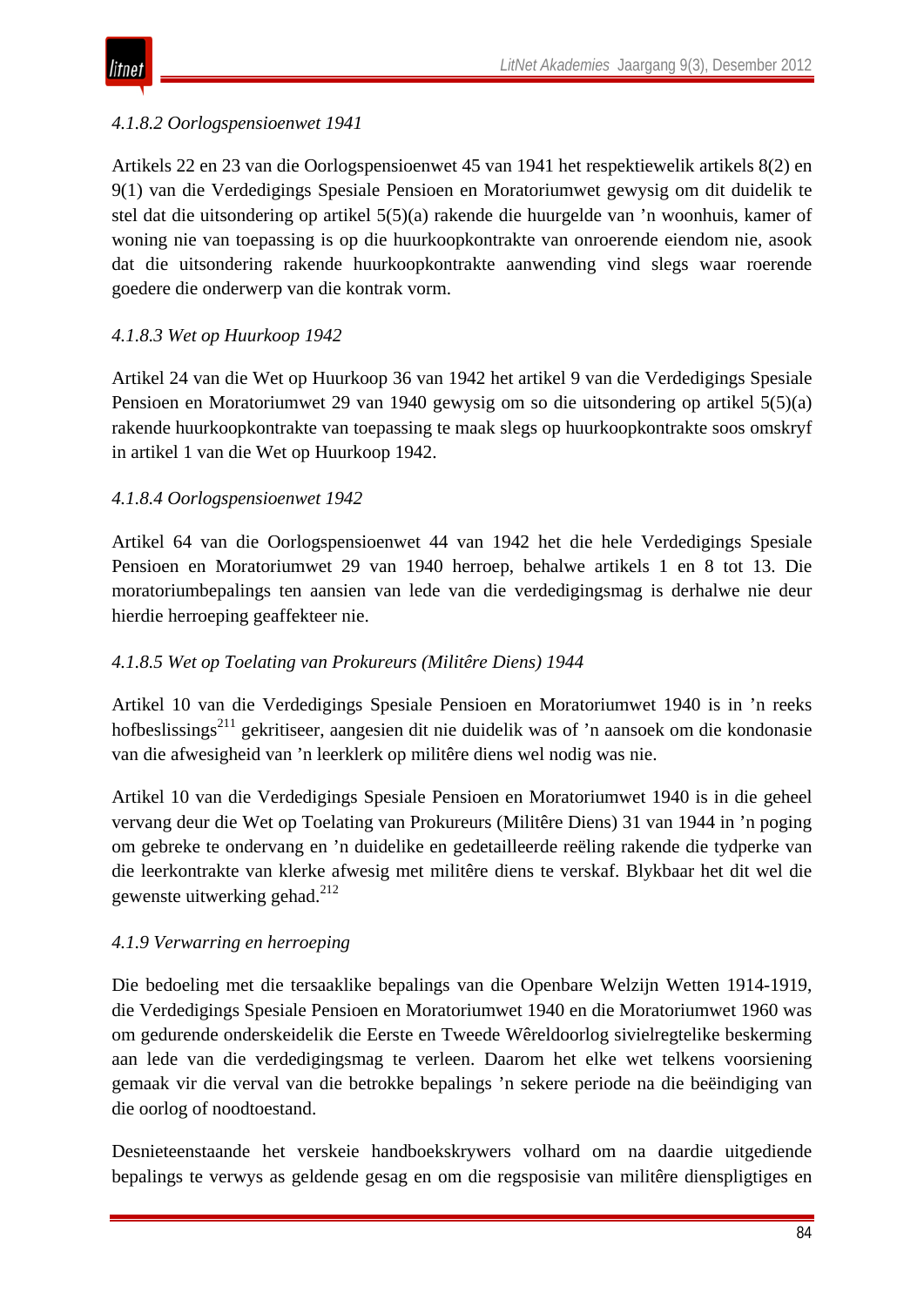#### *4.1.8.2 Oorlogspensioenwet 1941*

Artikels 22 en 23 van die Oorlogspensioenwet 45 van 1941 het respektiewelik artikels 8(2) en 9(1) van die Verdedigings Spesiale Pensioen en Moratoriumwet gewysig om dit duidelik te stel dat die uitsondering op artikel 5(5)(a) rakende die huurgelde van ’n woonhuis, kamer of woning nie van toepassing is op die huurkoopkontrakte van onroerende eiendom nie, asook dat die uitsondering rakende huurkoopkontrakte aanwending vind slegs waar roerende goedere die onderwerp van die kontrak vorm.

#### *4.1.8.3 Wet op Huurkoop 1942*

Artikel 24 van die Wet op Huurkoop 36 van 1942 het artikel 9 van die Verdedigings Spesiale Pensioen en Moratoriumwet 29 van 1940 gewysig om so die uitsondering op artikel 5(5)(a) rakende huurkoopkontrakte van toepassing te maak slegs op huurkoopkontrakte soos omskryf in artikel 1 van die Wet op Huurkoop 1942.

#### *4.1.8.4 Oorlogspensioenwet 1942*

Artikel 64 van die Oorlogspensioenwet 44 van 1942 het die hele Verdedigings Spesiale Pensioen en Moratoriumwet 29 van 1940 herroep, behalwe artikels 1 en 8 tot 13. Die moratoriumbepalings ten aansien van lede van die verdedigingsmag is derhalwe nie deur hierdie herroeping geaffekteer nie.

#### *4.1.8.5 Wet op Toelating van Prokureurs (Militêre Diens) 1944*

Artikel 10 van die Verdedigings Spesiale Pensioen en Moratoriumwet 1940 is in ’n reeks hofbeslissings[211] gekritiseer, aangesien dit nie duidelik was of ’n aansoek om die kondonasie van die afwesigheid van ’n leerklerk op militêre diens wel nodig was nie.

Artikel 10 van die Verdedigings Spesiale Pensioen en Moratoriumwet 1940 is in die geheel vervang deur die Wet op Toelating van Prokureurs (Militêre Diens) 31 van 1944 in ’n poging om gebreke te ondervang en ’n duidelike en gedetailleerde reëling rakende die tydperke van die leerkontrakte van klerke afwesig met militêre diens te verskaf. Blykbaar het dit wel die gewenste uitwerking gehad.[212]

### *4.1.9 Verwarring en herroeping*

Die bedoeling met die tersaaklike bepalings van die Openbare Welzijn Wetten 1914-1919, die Verdedigings Spesiale Pensioen en Moratoriumwet 1940 en die Moratoriumwet 1960 was om gedurende onderskeidelik die Eerste en Tweede Wêreldoorlog sivielregtelike beskerming aan lede van die verdedigingsmag te verleen. Daarom het elke wet telkens voorsiening gemaak vir die verval van die betrokke bepalings ’n sekere periode na die beëindiging van die oorlog of noodtoestand.

Desnieteenstaande het verskeie handboekskrywers volhard om na daardie uitgediende bepalings te verwys as geldende gesag en om die regsposisie van militêre dienspligtiges en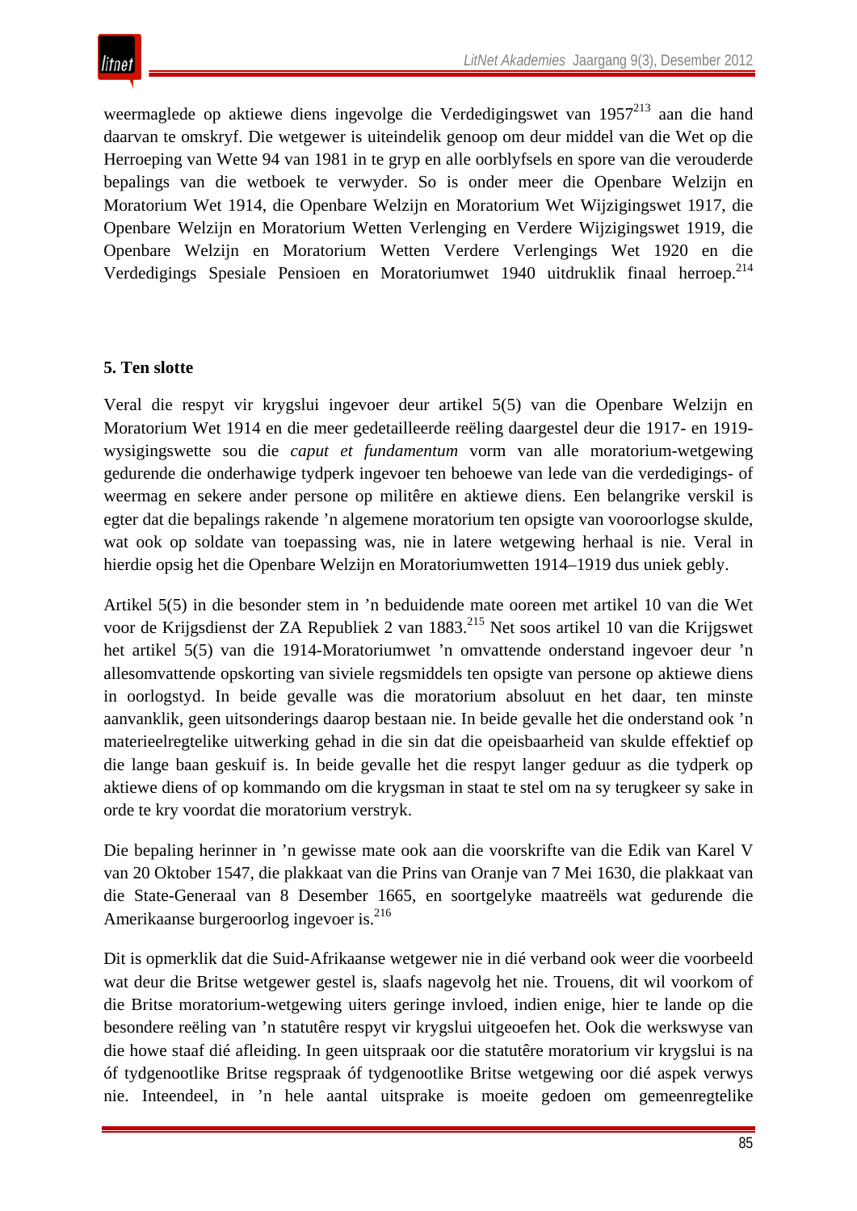weermaglede op aktiewe diens ingevolge die Verdedigingswet van 1957[213] aan die hand daarvan te omskryf. Die wetgewer is uiteindelik genoop om deur middel van die Wet op die Herroeping van Wette 94 van 1981 in te gryp en alle oorblyfsels en spore van die verouderde bepalings van die wetboek te verwyder. So is onder meer die Openbare Welzijn en Moratorium Wet 1914, die Openbare Welzijn en Moratorium Wet Wijzigingswet 1917, die Openbare Welzijn en Moratorium Wetten Verlenging en Verdere Wijzigingswet 1919, die Openbare Welzijn en Moratorium Wetten Verdere Verlengings Wet 1920 en die Verdedigings Spesiale Pensioen en Moratoriumwet 1940 uitdruklik finaal herroep.[214]

## 5. Ten slotte

Veral die respyt vir krygslui ingevoer deur artikel 5(5) van die Openbare Welzijn en Moratorium Wet 1914 en die meer gedetailleerde reëling daargestel deur die 1917- en 1919-wysigingswette sou die *caput et fundamentum* vorm van alle moratorium-wetgewing gedurende die onderhawige tydperk ingevoer ten behoewe van lede van die verdedigings- of weermag en sekere ander persone op militêre en aktiewe diens. Een belangrike verskil is egter dat die bepalings rakende ’n algemene moratorium ten opsigte van vooroorlogse skulde, wat ook op soldate van toepassing was, nie in latere wetgewing herhaal is nie. Veral in hierdie opsig het die Openbare Welzijn en Moratoriumwetten 1914–1919 dus uniek gebly.

Artikel 5(5) in die besonder stem in ’n beduidende mate ooreen met artikel 10 van die Wet voor de Krijgsdienst der ZA Republiek 2 van 1883.[215] Net soos artikel 10 van die Krijgswet het artikel 5(5) van die 1914-Moratoriumwet ’n omvattende onderstand ingevoer deur ’n allesomvattende opskorting van siviele regsmiddels ten opsigte van persone op aktiewe diens in oorlogstyd. In beide gevalle was die moratorium absoluut en het daar, ten minste aanvanklik, geen uitsonderings daarop bestaan nie. In beide gevalle het die onderstand ook ’n materieelregtelike uitwerking gehad in die sin dat die opeisbaarheid van skulde effektief op die lange baan geskuif is. In beide gevalle het die respyt langer geduur as die tydperk op aktiewe diens of op kommando om die krygsman in staat te stel om na sy terugkeer sy sake in orde te kry voordat die moratorium verstryk.

Die bepaling herinner in ’n gewisse mate ook aan die voorskrifte van die Edik van Karel V van 20 Oktober 1547, die plakkaat van die Prins van Oranje van 7 Mei 1630, die plakkaat van die State-Generaal van 8 Desember 1665, en soortgelyke maatreëls wat gedurende die Amerikaanse burgeroorlog ingevoer is.[216]

Dit is opmerklik dat die Suid-Afrikaanse wetgewer nie in dié verband ook weer die voorbeeld wat deur die Britse wetgewer gestel is, slaafs nagevolg het nie. Trouens, dit wil voorkom of die Britse moratorium-wetgewing uiters geringe invloed, indien enige, hier te lande op die besondere reëling van ’n statutêre respyt vir krygslui uitgeoefen het. Ook die werkswyse van die howe staaf dié afleiding. In geen uitspraak oor die statutêre moratorium vir krygslui is na óf tydgenootlike Britse regspraak óf tydgenootlike Britse wetgewing oor dié aspek verwys nie. Inteendeel, in ’n hele aantal uitsprake is moeite gedoen om gemeenregtelike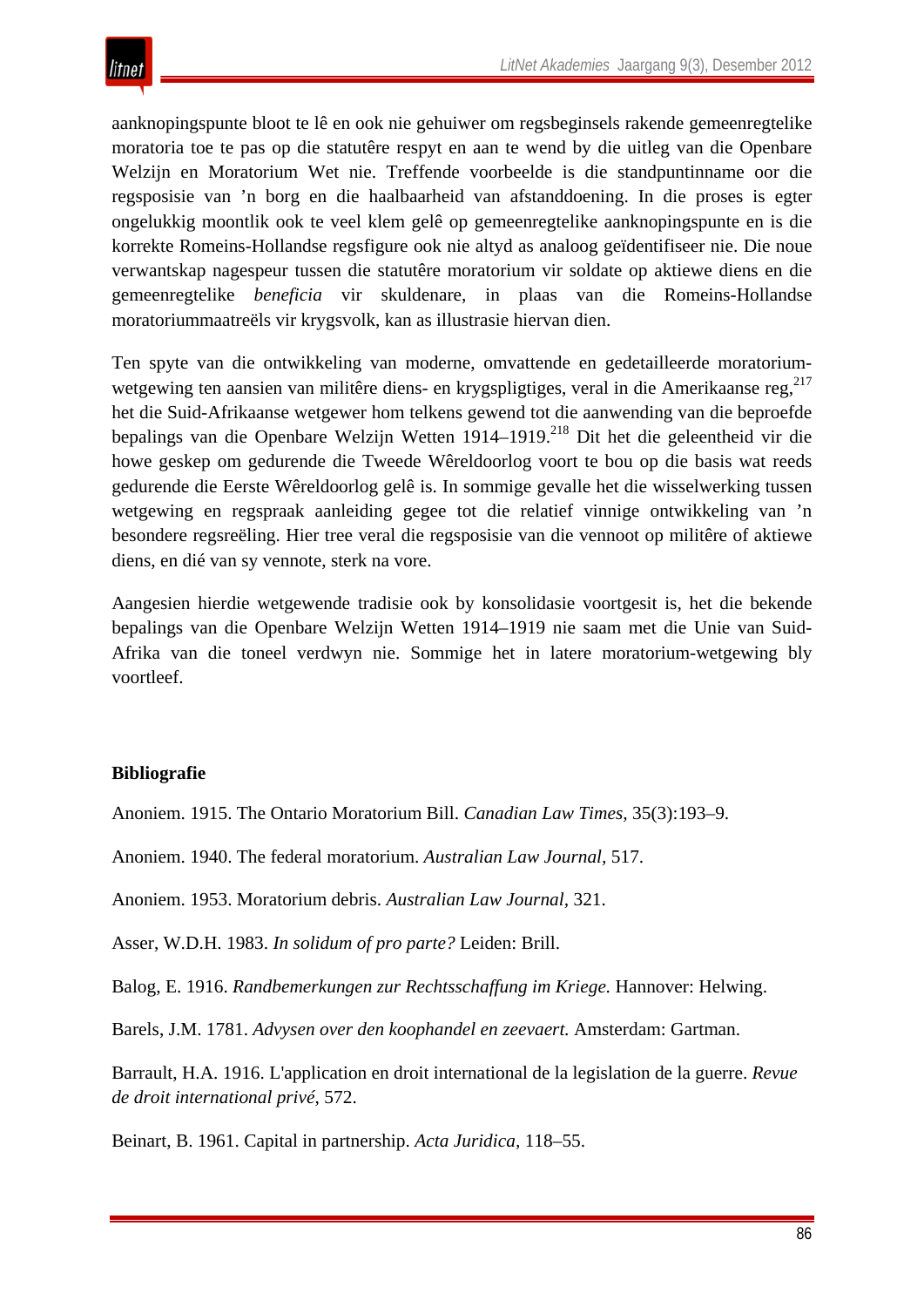aanknopingspunte bloot te lê en ook nie gehuiwer om regsbeginsels rakende gemeenregtelike moratoria toe te pas op die statutêre respyt en aan te wend by die uitleg van die Openbare Welzijn en Moratorium Wet nie. Treffende voorbeelde is die standpuntinname oor die regsposisie van ’n borg en die haalbaarheid van afstanddoening. In die proses is egter ongelukkig moontlik ook te veel klem gelê op gemeenregtelike aanknopingspunte en is die korrekte Romeins-Hollandse regsfigure ook nie altyd as analoog geïdentifiseer nie. Die noue verwantskap nagespeur tussen die statutêre moratorium vir soldate op aktiewe diens en die gemeenregtelike *beneficia* vir skuldenare, in plaas van die Romeins-Hollandse moratoriummaatreëls vir krygsvolk, kan as illustrasie hiervan dien.

Ten spyte van die ontwikkeling van moderne, omvattende en gedetailleerde moratorium-wetgewing ten aansien van militêre diens- en krygspligtiges, veral in die Amerikaanse reg,[217] het die Suid-Afrikaanse wetgewer hom telkens gewend tot die aanwending van die beproefde bepalings van die Openbare Welzijn Wetten 1914–1919.[218] Dit het die geleentheid vir die howe geskep om gedurende die Tweede Wêreldoorlog voort te bou op die basis wat reeds gedurende die Eerste Wêreldoorlog gelê is. In sommige gevalle het die wisselwerking tussen wetgewing en regspraak aanleiding gegee tot die relatief vinnige ontwikkeling van ’n besondere regsreëling. Hier tree veral die regsposisie van die vennoot op militêre of aktiewe diens, en dié van sy vennote, sterk na vore.

Aangesien hierdie wetgewende tradisie ook by konsolidasie voortgesit is, het die bekende bepalings van die Openbare Welzijn Wetten 1914–1919 nie saam met die Unie van Suid-Afrika van die toneel verdwyn nie. Sommige het in latere moratorium-wetgewing bly voortleef.

## Bibliografie

Anoniem. 1915. The Ontario Moratorium Bill. *Canadian Law Times,* 35(3):193–9.

Anoniem. 1940. The federal moratorium. *Australian Law Journal,* 517.

Anoniem. 1953. Moratorium debris. *Australian Law Journal*, 321.

Asser, W.D.H. 1983. *In solidum of pro parte?* Leiden: Brill.

Balog, E. 1916. *Randbemerkungen zur Rechtsschaffung im Kriege.* Hannover: Helwing.

Barels, J.M. 1781. *Advysen over den koophandel en zeevaert.* Amsterdam: Gartman.

Barrault, H.A. 1916. L'application en droit international de la legislation de la guerre. *Revue de droit international privé,* 572.

Beinart, B. 1961. Capital in partnership. *Acta Juridica,* 118–55.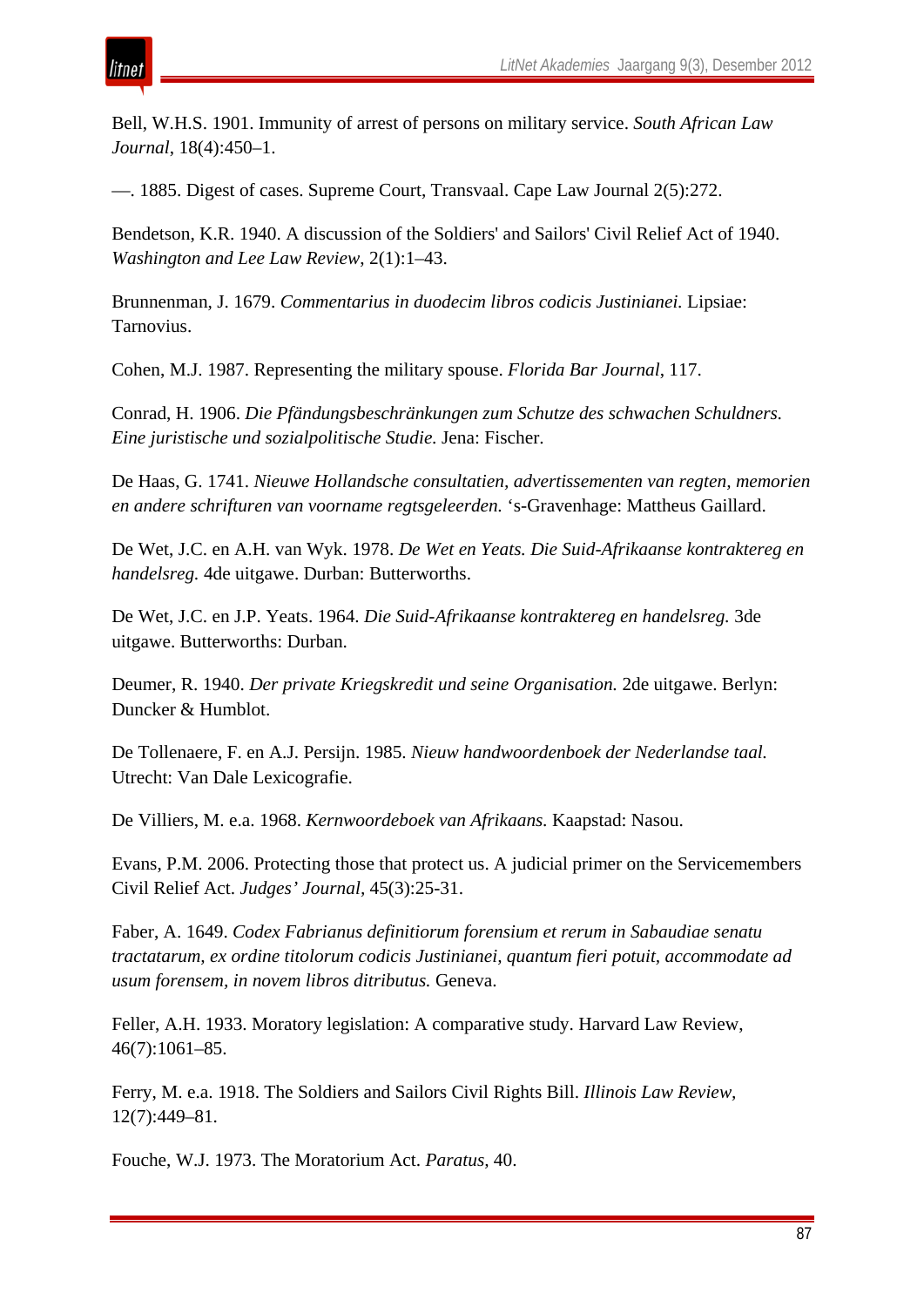Bell, W.H.S. 1901. Immunity of arrest of persons on military service. *South African Law Journal*, 18(4):450–1.

—. 1885. Digest of cases. Supreme Court, Transvaal. Cape Law Journal 2(5):272.

Bendetson, K.R. 1940. A discussion of the Soldiers' and Sailors' Civil Relief Act of 1940. *Washington and Lee Law Review*, 2(1):1–43.

Brunnenman, J. 1679. *Commentarius in duodecim libros codicis Justinianei.* Lipsiae: Tarnovius.

Cohen, M.J. 1987. Representing the military spouse. *Florida Bar Journal*, 117.

Conrad, H. 1906. *Die Pfändungsbeschränkungen zum Schutze des schwachen Schuldners. Eine juristische und sozialpolitische Studie.* Jena: Fischer.

De Haas, G. 1741. *Nieuwe Hollandsche consultatien, advertissementen van regten, memorien en andere schrifturen van voorname regtsgeleerden.* 's-Gravenhage: Mattheus Gaillard.

De Wet, J.C. en A.H. van Wyk. 1978. *De Wet en Yeats. Die Suid-Afrikaanse kontraktereg en handelsreg.* 4de uitgawe. Durban: Butterworths.

De Wet, J.C. en J.P. Yeats. 1964. *Die Suid-Afrikaanse kontraktereg en handelsreg.* 3de uitgawe. Butterworths: Durban.

Deumer, R. 1940. *Der private Kriegskredit und seine Organisation.* 2de uitgawe. Berlyn: Duncker & Humblot.

De Tollenaere, F. en A.J. Persijn. 1985. *Nieuw handwoordenboek der Nederlandse taal.* Utrecht: Van Dale Lexicografie.

De Villiers, M. e.a. 1968. *Kernwoordeboek van Afrikaans.* Kaapstad: Nasou.

Evans, P.M. 2006. Protecting those that protect us. A judicial primer on the Servicemembers Civil Relief Act. *Judges' Journal*, 45(3):25-31.

Faber, A. 1649. *Codex Fabrianus definitiorum forensium et rerum in Sabaudiae senatu tractatarum, ex ordine titolorum codicis Justinianei, quantum fieri potuit, accommodate ad usum forensem, in novem libros ditributus.* Geneva.

Feller, A.H. 1933. Moratory legislation: A comparative study. Harvard Law Review, 46(7):1061–85.

Ferry, M. e.a. 1918. The Soldiers and Sailors Civil Rights Bill. *Illinois Law Review*, 12(7):449–81.

Fouche, W.J. 1973. The Moratorium Act. *Paratus*, 40.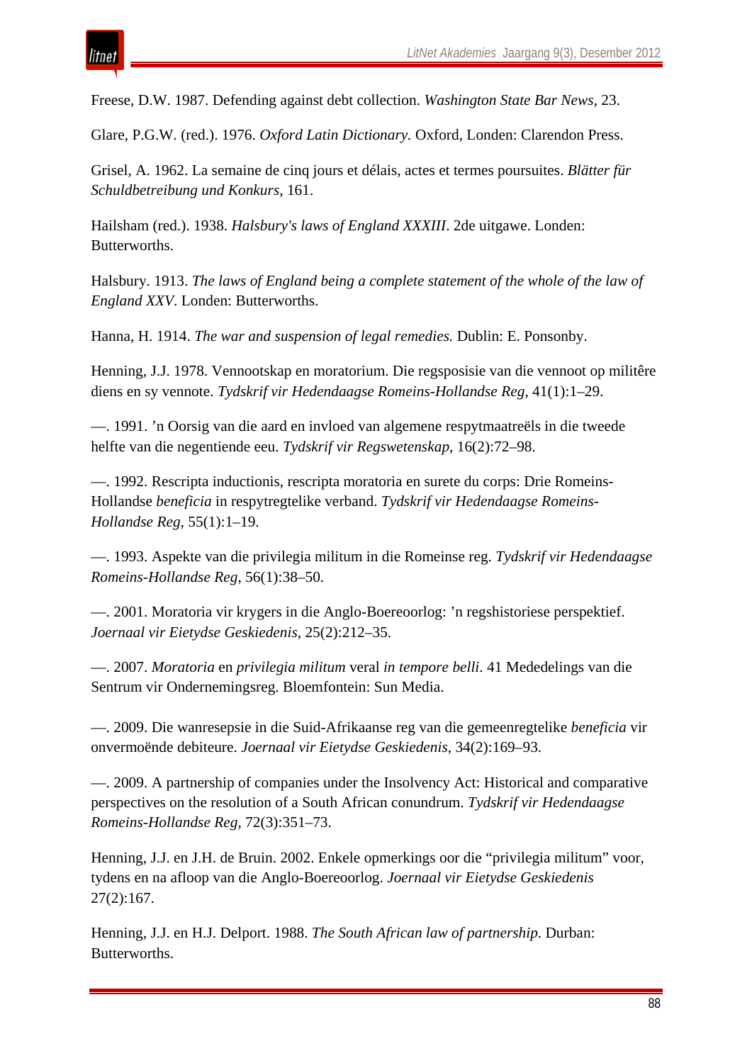Freese, D.W. 1987. Defending against debt collection. *Washington State Bar News*, 23.

Glare, P.G.W. (red.). 1976. *Oxford Latin Dictionary.* Oxford, Londen: Clarendon Press.

Grisel, A. 1962. La semaine de cinq jours et délais, actes et termes poursuites. *Blätter für Schuldbetreibung und Konkurs*, 161.

Hailsham (red.). 1938. *Halsbury's laws of England XXXIII*. 2de uitgawe. Londen: Butterworths.

Halsbury. 1913. *The laws of England being a complete statement of the whole of the law of England XXV*. Londen: Butterworths.

Hanna, H. 1914. *The war and suspension of legal remedies.* Dublin: E. Ponsonby.

Henning, J.J. 1978. Vennootskap en moratorium. Die regsposisie van die vennoot op militêre diens en sy vennote. *Tydskrif vir Hedendaagse Romeins-Hollandse Reg*, 41(1):1–29.

—. 1991. ’n Oorsig van die aard en invloed van algemene respytmaatreëls in die tweede helfte van die negentiende eeu. *Tydskrif vir Regswetenskap*, 16(2):72–98.

—. 1992. Rescripta inductionis, rescripta moratoria en surete du corps: Drie Romeins-Hollandse *beneficia* in respytregtelike verband. *Tydskrif vir Hedendaagse Romeins-Hollandse Reg*, 55(1):1–19.

—. 1993. Aspekte van die privilegia militum in die Romeinse reg. *Tydskrif vir Hedendaagse Romeins-Hollandse Reg*, 56(1):38–50.

—. 2001. Moratoria vir krygers in die Anglo-Boereoorlog: ’n regshistoriese perspektief. *Joernaal vir Eietydse Geskiedenis*, 25(2):212–35.

—. 2007. *Moratoria* en *privilegia militum* veral *in tempore belli*. 41 Mededelings van die Sentrum vir Ondernemingsreg. Bloemfontein: Sun Media.

—. 2009. Die wanresepsie in die Suid-Afrikaanse reg van die gemeenregtelike *beneficia* vir onvermoënde debiteure. *Joernaal vir Eietydse Geskiedenis*, 34(2):169–93.

—. 2009. A partnership of companies under the Insolvency Act: Historical and comparative perspectives on the resolution of a South African conundrum. *Tydskrif vir Hedendaagse Romeins-Hollandse Reg*, 72(3):351–73.

Henning, J.J. en J.H. de Bruin. 2002. Enkele opmerkings oor die “privilegia militum” voor, tydens en na afloop van die Anglo-Boereoorlog. *Joernaal vir Eietydse Geskiedenis* 27(2):167.

Henning, J.J. en H.J. Delport. 1988. *The South African law of partnership*. Durban: Butterworths.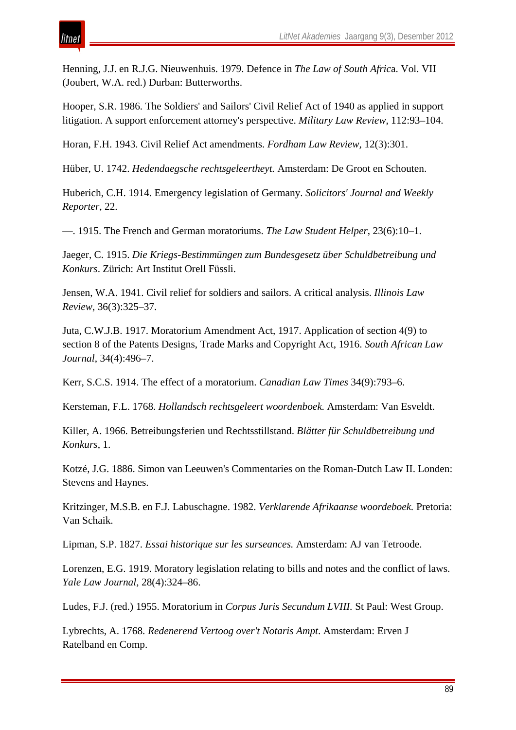Henning, J.J. en R.J.G. Nieuwenhuis. 1979. Defence in *The Law of South Afric*a. Vol. VII (Joubert, W.A. red.) Durban: Butterworths.

Hooper, S.R. 1986. The Soldiers' and Sailors' Civil Relief Act of 1940 as applied in support litigation. A support enforcement attorney's perspective. *Military Law Review*, 112:93–104.

Horan, F.H. 1943. Civil Relief Act amendments. *Fordham Law Review*, 12(3):301.

Hüber, U. 1742. *Hedendaegsche rechtsgeleertheyt.* Amsterdam: De Groot en Schouten.

Huberich, C.H. 1914. Emergency legislation of Germany. *Solicitors' Journal and Weekly Reporter*, 22.

—. 1915. The French and German moratoriums. *The Law Student Helper*, 23(6):10–1.

Jaeger, C. 1915. *Die Kriegs-Bestimmüngen zum Bundesgesetz über Schuldbetreibung und Konkurs*. Zürich: Art Institut Orell Füssli.

Jensen, W.A. 1941. Civil relief for soldiers and sailors. A critical analysis. *Illinois Law Review*, 36(3):325–37.

Juta, C.W.J.B. 1917. Moratorium Amendment Act, 1917. Application of section 4(9) to section 8 of the Patents Designs, Trade Marks and Copyright Act, 1916. *South African Law Journal*, 34(4):496–7.

Kerr, S.C.S. 1914. The effect of a moratorium. *Canadian Law Times* 34(9):793–6.

Kersteman, F.L. 1768. *Hollandsch rechtsgeleert woordenboek.* Amsterdam: Van Esveldt.

Killer, A. 1966. Betreibungsferien und Rechtsstillstand. *Blätter für Schuldbetreibung und Konkurs*, 1.

Kotzé, J.G. 1886. Simon van Leeuwen's Commentaries on the Roman-Dutch Law II. Londen: Stevens and Haynes.

Kritzinger, M.S.B. en F.J. Labuschagne. 1982. *Verklarende Afrikaanse woordeboek.* Pretoria: Van Schaik.

Lipman, S.P. 1827. *Essai historique sur les surseances.* Amsterdam: AJ van Tetroode.

Lorenzen, E.G. 1919. Moratory legislation relating to bills and notes and the conflict of laws. *Yale Law Journal*, 28(4):324–86.

Ludes, F.J. (red.) 1955. Moratorium in *Corpus Juris Secundum LVIII.* St Paul: West Group.

Lybrechts, A. 1768. *Redenerend Vertoog over't Notaris Ampt*. Amsterdam: Erven J Ratelband en Comp.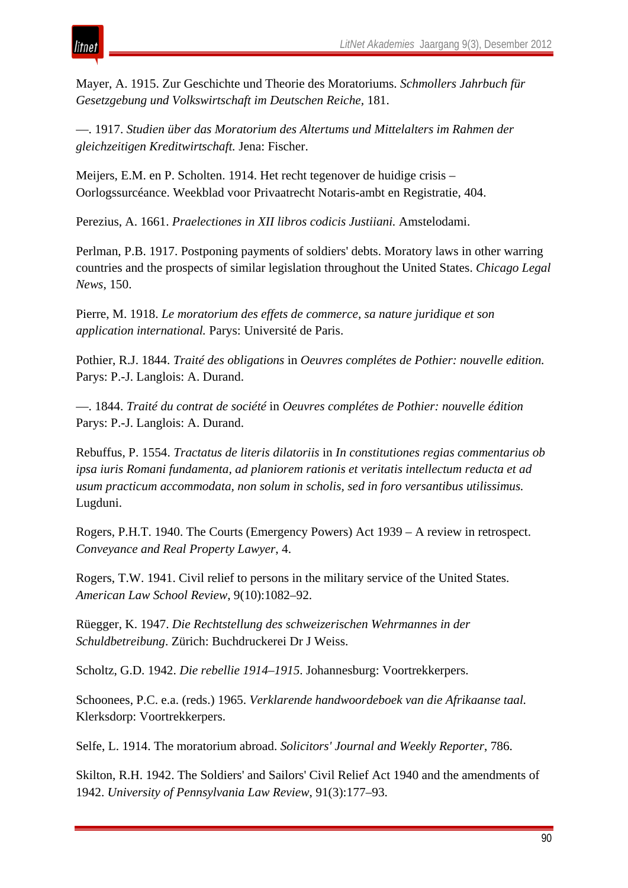Mayer, A. 1915. Zur Geschichte und Theorie des Moratoriums. *Schmollers Jahrbuch für Gesetzgebung und Volkswirtschaft im Deutschen Reiche,* 181.

—. 1917. *Studien über das Moratorium des Altertums und Mittelalters im Rahmen der gleichzeitigen Kreditwirtschaft.* Jena: Fischer.

Meijers, E.M. en P. Scholten. 1914. Het recht tegenover de huidige crisis – Oorlogssurcéance. Weekblad voor Privaatrecht Notaris-ambt en Registratie, 404.

Perezius, A. 1661. *Praelectiones in XII libros codicis Justiiani.* Amstelodami.

Perlman, P.B. 1917. Postponing payments of soldiers' debts. Moratory laws in other warring countries and the prospects of similar legislation throughout the United States. *Chicago Legal News*, 150.

Pierre, M. 1918. *Le moratorium des effets de commerce, sa nature juridique et son application international.* Parys: Université de Paris.

Pothier, R.J. 1844. *Traité des obligations* in *Oeuvres complétes de Pothier: nouvelle edition.* Parys: P.-J. Langlois: A. Durand.

—. 1844. *Traité du contrat de société* in *Oeuvres complétes de Pothier: nouvelle édition* Parys: P.-J. Langlois: A. Durand.

Rebuffus, P. 1554. *Tractatus de literis dilatoriis* in *In constitutiones regias commentarius ob ipsa iuris Romani fundamenta, ad planiorem rationis et veritatis intellectum reducta et ad usum practicum accommodata, non solum in scholis, sed in foro versantibus utilissimus.* Lugduni.

Rogers, P.H.T. 1940. The Courts (Emergency Powers) Act 1939 – A review in retrospect. *Conveyance and Real Property Lawyer*, 4.

Rogers, T.W. 1941. Civil relief to persons in the military service of the United States. *American Law School Review*, 9(10):1082–92.

Rüegger, K. 1947. *Die Rechtstellung des schweizerischen Wehrmannes in der Schuldbetreibung*. Zürich: Buchdruckerei Dr J Weiss.

Scholtz, G.D. 1942. *Die rebellie 1914–1915*. Johannesburg: Voortrekkerpers.

Schoonees, P.C. e.a. (reds.) 1965. *Verklarende handwoordeboek van die Afrikaanse taal.* Klerksdorp: Voortrekkerpers.

Selfe, L. 1914. The moratorium abroad. *Solicitors' Journal and Weekly Reporter*, 786.

Skilton, R.H. 1942. The Soldiers' and Sailors' Civil Relief Act 1940 and the amendments of 1942. *University of Pennsylvania Law Review*, 91(3):177–93.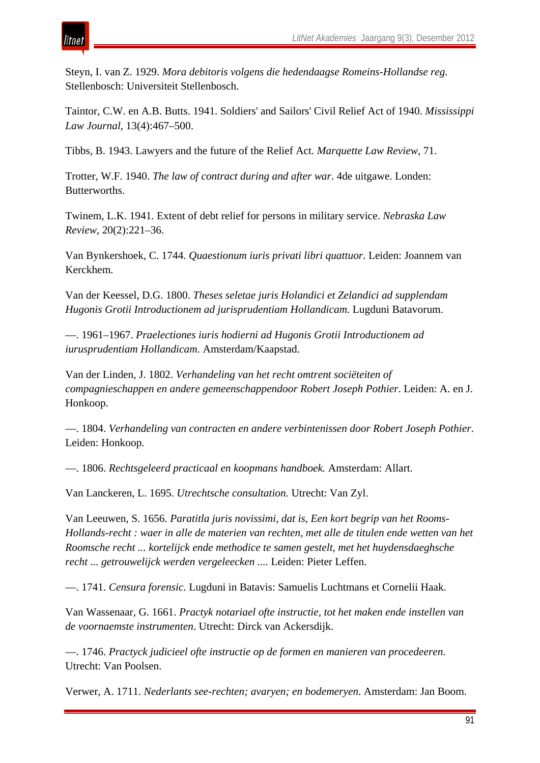Steyn, I. van Z. 1929. *Mora debitoris volgens die hedendaagse Romeins-Hollandse reg*. Stellenbosch: Universiteit Stellenbosch.

Taintor, C.W. en A.B. Butts. 1941. Soldiers' and Sailors' Civil Relief Act of 1940. *Mississippi Law Journal*, 13(4):467–500.

Tibbs, B. 1943. Lawyers and the future of the Relief Act. *Marquette Law Review*, 71.

Trotter, W.F. 1940. *The law of contract during and after war*. 4de uitgawe. Londen: Butterworths.

Twinem, L.K. 1941. Extent of debt relief for persons in military service. *Nebraska Law Review*, 20(2):221–36.

Van Bynkershoek, C. 1744. *Quaestionum iuris privati libri quattuor*. Leiden: Joannem van Kerckhem.

Van der Keessel, D.G. 1800. *Theses seletae juris Holandici et Zelandici ad supplendam Hugonis Grotii Introductionem ad jurisprudentiam Hollandicam.* Lugduni Batavorum.

—. 1961–1967. *Praelectiones iuris hodierni ad Hugonis Grotii Introductionem ad iurusprudentiam Hollandicam.* Amsterdam/Kaapstad.

Van der Linden, J. 1802. *Verhandeling van het recht omtrent sociëteiten of compagnieschappen en andere gemeenschappendoor Robert Joseph Pothier*. Leiden: A. en J. Honkoop.

—. 1804. *Verhandeling van contracten en andere verbintenissen door Robert Joseph Pothier*. Leiden: Honkoop.

—. 1806. *Rechtsgeleerd practicaal en koopmans handboek.* Amsterdam: Allart.

Van Lanckeren, L. 1695. *Utrechtsche consultation.* Utrecht: Van Zyl.

Van Leeuwen, S. 1656. *Paratitla juris novissimi, dat is, Een kort begrip van het Rooms-Hollands-recht : waer in alle de materien van rechten, met alle de titulen ende wetten van het Roomsche recht ... kortelijck ende methodice te samen gestelt, met het huydensdaeghsche recht ... getrouwelijck werden vergeleecken ....* Leiden: Pieter Leffen.

—. 1741. *Censura forensic.* Lugduni in Batavis: Samuelis Luchtmans et Cornelii Haak.

Van Wassenaar, G. 1661. *Practyk notariael ofte instructie, tot het maken ende instellen van de voornaemste instrumenten*. Utrecht: Dirck van Ackersdijk.

—. 1746. *Practyck judicieel ofte instructie op de formen en manieren van procedeeren.* Utrecht: Van Poolsen.

Verwer, A. 1711. *Nederlants see-rechten; avaryen; en bodemeryen*. Amsterdam: Jan Boom.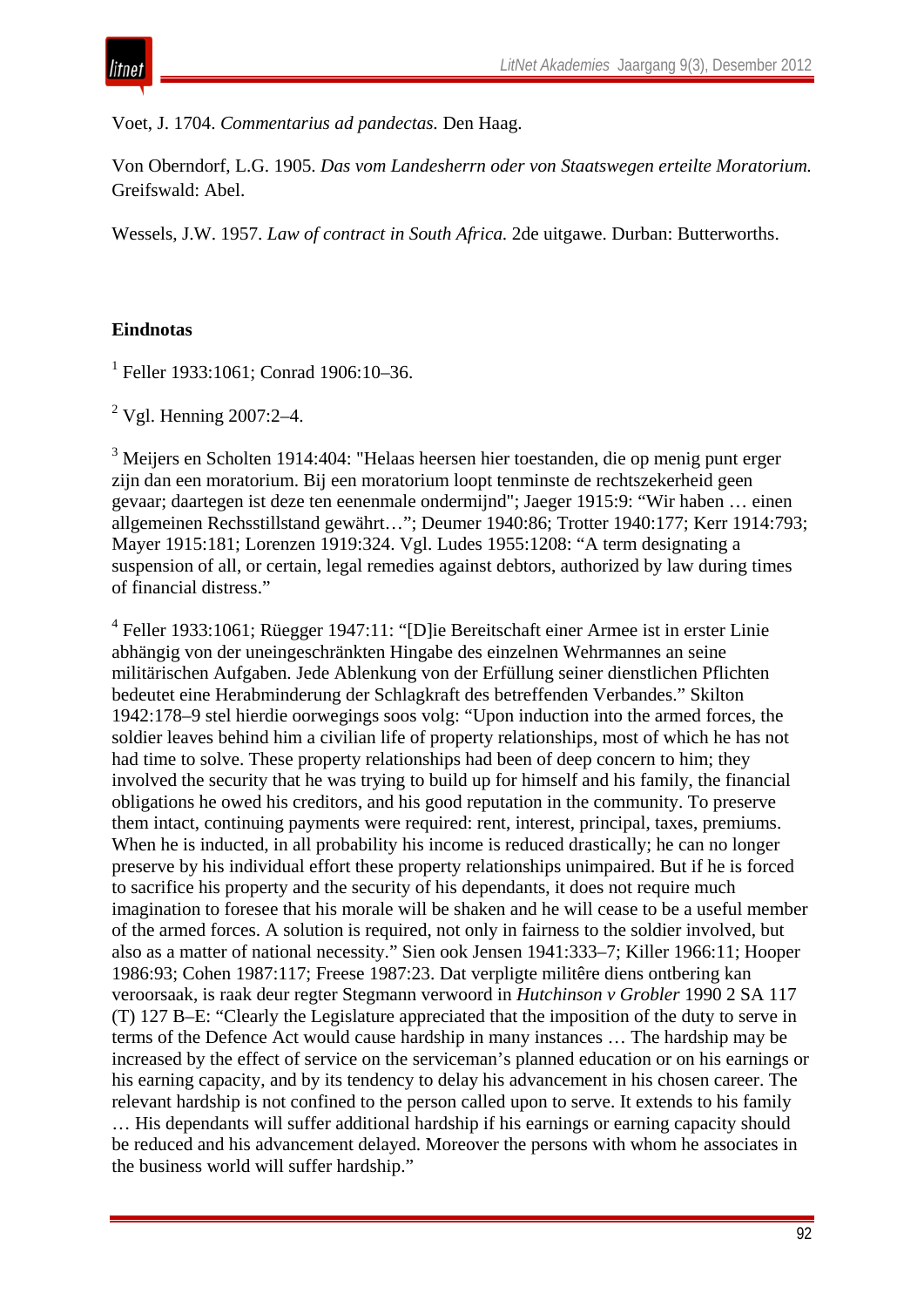Voet, J. 1704. *Commentarius ad pandectas.* Den Haag.

Von Oberndorf, L.G. 1905. *Das vom Landesherrn oder von Staatswegen erteilte Moratorium.* Greifswald: Abel.

Wessels, J.W. 1957. *Law of contract in South Africa.* 2de uitgawe. Durban: Butterworths.

**Eindnotas**

[1] Feller 1933:1061; Conrad 1906:10–36.

[2] Vgl. Henning 2007:2–4.

[3] Meijers en Scholten 1914:404: "Helaas heersen hier toestanden, die op menig punt erger zijn dan een moratorium. Bij een moratorium loopt tenminste de rechtszekerheid geen gevaar; daartegen ist deze ten eenenmale ondermijnd"; Jaeger 1915:9: “Wir haben … einen allgemeinen Rechsstillstand gewährt…”; Deumer 1940:86; Trotter 1940:177; Kerr 1914:793; Mayer 1915:181; Lorenzen 1919:324. Vgl. Ludes 1955:1208: “A term designating a suspension of all, or certain, legal remedies against debtors, authorized by law during times of financial distress.”

[4] Feller 1933:1061; Rüegger 1947:11: “[D]ie Bereitschaft einer Armee ist in erster Linie abhängig von der uneingeschränkten Hingabe des einzelnen Wehrmannes an seine militärischen Aufgaben. Jede Ablenkung von der Erfüllung seiner dienstlichen Pflichten bedeutet eine Herabminderung der Schlagkraft des betreffenden Verbandes.” Skilton 1942:178–9 stel hierdie oorwegings soos volg: “Upon induction into the armed forces, the soldier leaves behind him a civilian life of property relationships, most of which he has not had time to solve. These property relationships had been of deep concern to him; they involved the security that he was trying to build up for himself and his family, the financial obligations he owed his creditors, and his good reputation in the community. To preserve them intact, continuing payments were required: rent, interest, principal, taxes, premiums. When he is inducted, in all probability his income is reduced drastically; he can no longer preserve by his individual effort these property relationships unimpaired. But if he is forced to sacrifice his property and the security of his dependants, it does not require much imagination to foresee that his morale will be shaken and he will cease to be a useful member of the armed forces. A solution is required, not only in fairness to the soldier involved, but also as a matter of national necessity.” Sien ook Jensen 1941:333–7; Killer 1966:11; Hooper 1986:93; Cohen 1987:117; Freese 1987:23. Dat verpligte militêre diens ontbering kan veroorsaak, is raak deur regter Stegmann verwoord in *Hutchinson v Grobler* 1990 2 SA 117 (T) 127 B–E: “Clearly the Legislature appreciated that the imposition of the duty to serve in terms of the Defence Act would cause hardship in many instances … The hardship may be increased by the effect of service on the serviceman’s planned education or on his earnings or his earning capacity, and by its tendency to delay his advancement in his chosen career. The relevant hardship is not confined to the person called upon to serve. It extends to his family … His dependants will suffer additional hardship if his earnings or earning capacity should be reduced and his advancement delayed. Moreover the persons with whom he associates in the business world will suffer hardship.”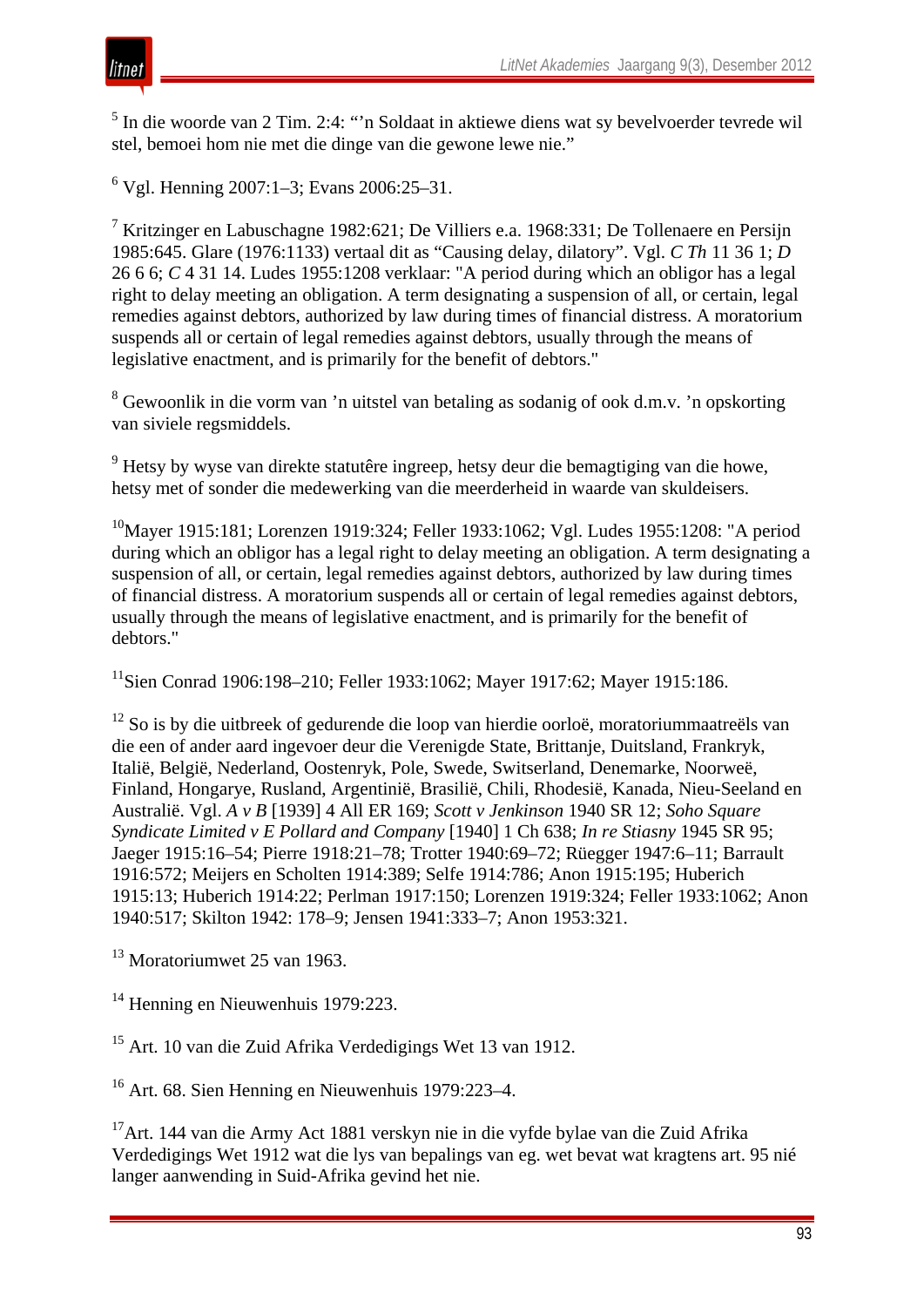[5] In die woorde van 2 Tim. 2:4: "'n Soldaat in aktiewe diens wat sy bevelvoerder tevrede wil stel, bemoei hom nie met die dinge van die gewone lewe nie."

[6] Vgl. Henning 2007:1–3; Evans 2006:25–31.

[7] Kritzinger en Labuschagne 1982:621; De Villiers e.a. 1968:331; De Tollenaere en Persijn 1985:645. Glare (1976:1133) vertaal dit as "Causing delay, dilatory". Vgl. *C Th* 11 36 1; *D* 26 6 6; *C* 4 31 14. Ludes 1955:1208 verklaar: "A period during which an obligor has a legal right to delay meeting an obligation. A term designating a suspension of all, or certain, legal remedies against debtors, authorized by law during times of financial distress. A moratorium suspends all or certain of legal remedies against debtors, usually through the means of legislative enactment, and is primarily for the benefit of debtors."

[8] Gewoonlik in die vorm van 'n uitstel van betaling as sodanig of ook d.m.v. 'n opskorting van siviele regsmiddels.

[9] Hetsy by wyse van direkte statutêre ingreep, hetsy deur die bemagtiging van die howe, hetsy met of sonder die medewerking van die meerderheid in waarde van skuldeisers.

[10] Mayer 1915:181; Lorenzen 1919:324; Feller 1933:1062; Vgl. Ludes 1955:1208: "A period during which an obligor has a legal right to delay meeting an obligation. A term designating a suspension of all, or certain, legal remedies against debtors, authorized by law during times of financial distress. A moratorium suspends all or certain of legal remedies against debtors, usually through the means of legislative enactment, and is primarily for the benefit of debtors."

[11] Sien Conrad 1906:198–210; Feller 1933:1062; Mayer 1917:62; Mayer 1915:186.

[12] So is by die uitbreek of gedurende die loop van hierdie oorloë, moratoriummaatreëls van die een of ander aard ingevoer deur die Verenigde State, Brittanje, Duitsland, Frankryk, Italië, België, Nederland, Oostenryk, Pole, Swede, Switserland, Denemarke, Noorweë, Finland, Hongarye, Rusland, Argentinië, Brasilië, Chili, Rhodesië, Kanada, Nieu-Seeland en Australië. Vgl. *A v B* [1939] 4 All ER 169; *Scott v Jenkinson* 1940 SR 12; *Soho Square Syndicate Limited v E Pollard and Company* [1940] 1 Ch 638; *In re Stiasny* 1945 SR 95; Jaeger 1915:16–54; Pierre 1918:21–78; Trotter 1940:69–72; Rüegger 1947:6–11; Barrault 1916:572; Meijers en Scholten 1914:389; Selfe 1914:786; Anon 1915:195; Huberich 1915:13; Huberich 1914:22; Perlman 1917:150; Lorenzen 1919:324; Feller 1933:1062; Anon 1940:517; Skilton 1942: 178–9; Jensen 1941:333–7; Anon 1953:321.

[13] Moratoriumwet 25 van 1963.

[14] Henning en Nieuwenhuis 1979:223.

[15] Art. 10 van die Zuid Afrika Verdedigings Wet 13 van 1912.

[16] Art. 68. Sien Henning en Nieuwenhuis 1979:223–4.

[17] Art. 144 van die Army Act 1881 verskyn nie in die vyfde bylae van die Zuid Afrika Verdedigings Wet 1912 wat die lys van bepalings van eg. wet bevat wat kragtens art. 95 nié langer aanwending in Suid-Afrika gevind het nie.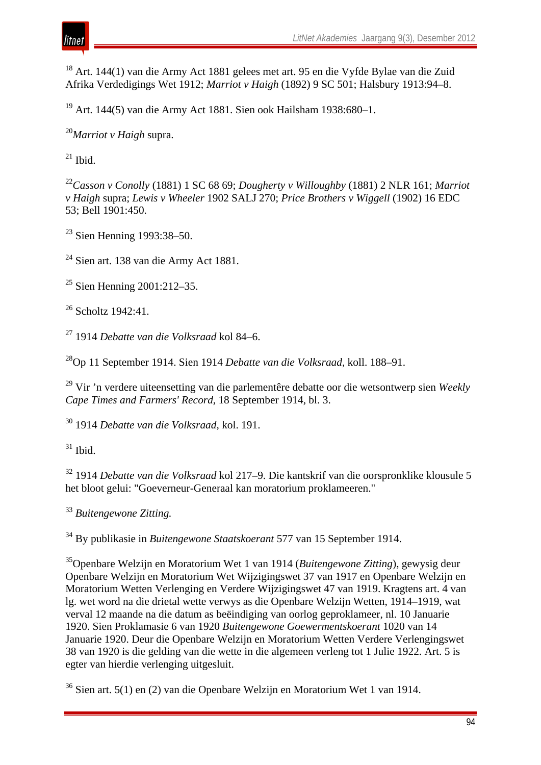[18] Art. 144(1) van die Army Act 1881 gelees met art. 95 en die Vyfde Bylae van die Zuid Afrika Verdedigings Wet 1912; *Marriot v Haigh* (1892) 9 SC 501; Halsbury 1913:94–8.

[19] Art. 144(5) van die Army Act 1881. Sien ook Hailsham 1938:680–1.

[20] *Marriot v Haigh* supra.

[21] Ibid.

[22] *Casson v Conolly* (1881) 1 SC 68 69; *Dougherty v Willoughby* (1881) 2 NLR 161; *Marriot v Haigh* supra; *Lewis v Wheeler* 1902 SALJ 270; *Price Brothers v Wiggell* (1902) 16 EDC 53; Bell 1901:450.

[23] Sien Henning 1993:38–50.

[24] Sien art. 138 van die Army Act 1881.

[25] Sien Henning 2001:212–35.

[26] Scholtz 1942:41.

[27] 1914 *Debatte van die Volksraad* kol 84–6.

[28] Op 11 September 1914. Sien 1914 *Debatte van die Volksraad*, koll. 188–91.

[29] Vir 'n verdere uiteensetting van die parlementêre debatte oor die wetsontwerp sien *Weekly Cape Times and Farmers' Record*, 18 September 1914, bl. 3.

[30] 1914 *Debatte van die Volksraad*, kol. 191.

[31] Ibid.

[32] 1914 *Debatte van die Volksraad* kol 217–9. Die kantskrif van die oorspronklike klousule 5 het bloot gelui: "Goeverneur-Generaal kan moratorium proklameeren."

[33] *Buitengewone Zitting.*

[34] By publikasie in *Buitengewone Staatskoerant* 577 van 15 September 1914.

[35] Openbare Welzijn en Moratorium Wet 1 van 1914 (*Buitengewone Zitting*), gewysig deur Openbare Welzijn en Moratorium Wet Wijzigingswet 37 van 1917 en Openbare Welzijn en Moratorium Wetten Verlenging en Verdere Wijzigingswet 47 van 1919. Kragtens art. 4 van lg. wet word na die drietal wette verwys as die Openbare Welzijn Wetten, 1914–1919, wat verval 12 maande na die datum as beëindiging van oorlog geproklameer, nl. 10 Januarie 1920. Sien Proklamasie 6 van 1920 *Buitengewone Goewermentskoerant* 1020 van 14 Januarie 1920. Deur die Openbare Welzijn en Moratorium Wetten Verdere Verlengingswet 38 van 1920 is die gelding van die wette in die algemeen verleng tot 1 Julie 1922. Art. 5 is egter van hierdie verlenging uitgesluit.

[36] Sien art. 5(1) en (2) van die Openbare Welzijn en Moratorium Wet 1 van 1914.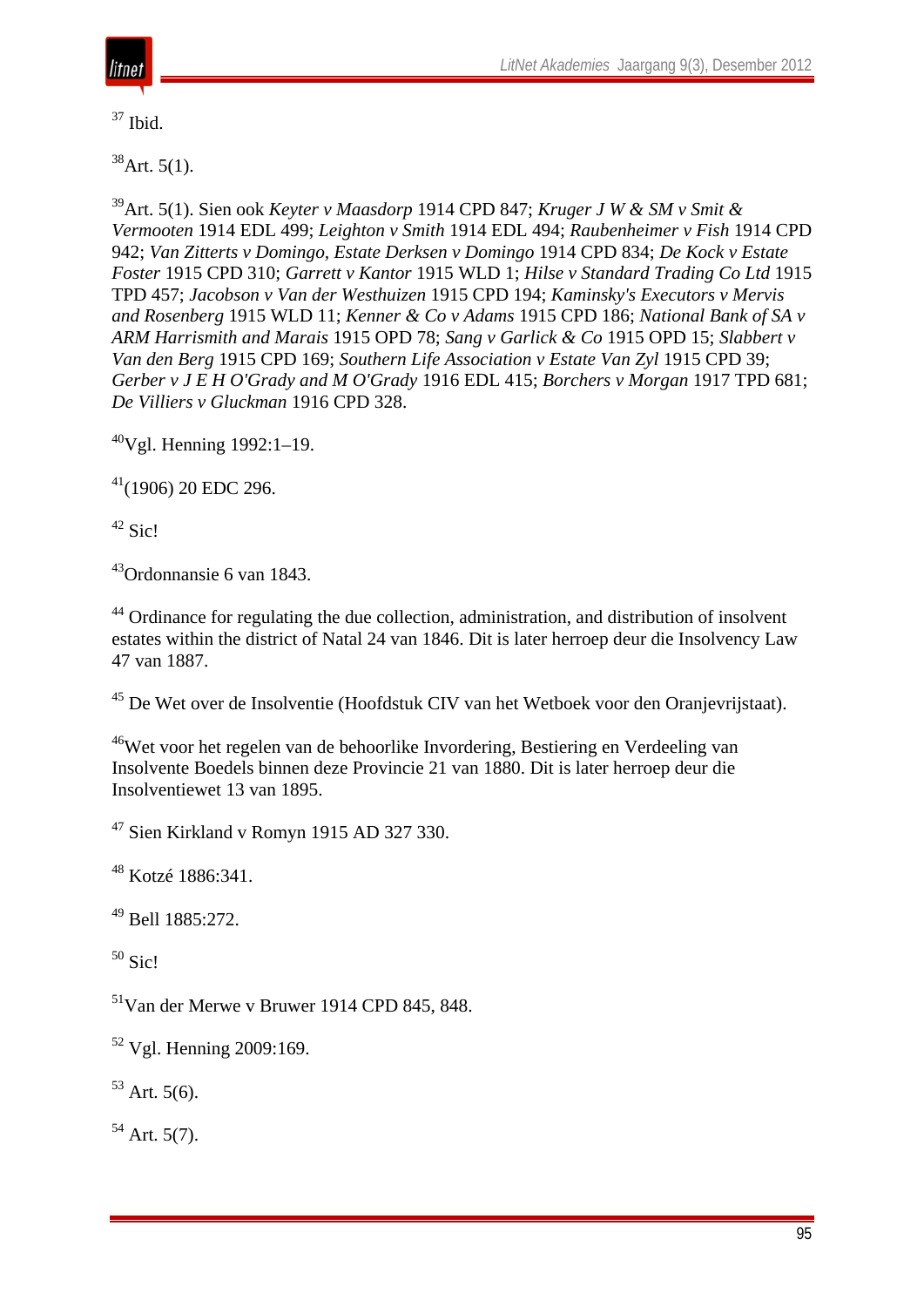[37] Ibid.

[38]Art. 5(1).

[39]Art. 5(1). Sien ook *Keyter v Maasdorp* 1914 CPD 847; *Kruger J W & SM v Smit & Vermooten* 1914 EDL 499; *Leighton v Smith* 1914 EDL 494; *Raubenheimer v Fish* 1914 CPD 942; *Van Zitterts v Domingo, Estate Derksen v Domingo* 1914 CPD 834; *De Kock v Estate Foster* 1915 CPD 310; *Garrett v Kantor* 1915 WLD 1; *Hilse v Standard Trading Co Ltd* 1915 TPD 457; *Jacobson v Van der Westhuizen* 1915 CPD 194; *Kaminsky's Executors v Mervis and Rosenberg* 1915 WLD 11; *Kenner & Co v Adams* 1915 CPD 186; *National Bank of SA v ARM Harrismith and Marais* 1915 OPD 78; *Sang v Garlick & Co* 1915 OPD 15; *Slabbert v Van den Berg* 1915 CPD 169; *Southern Life Association v Estate Van Zyl* 1915 CPD 39; *Gerber v J E H O'Grady and M O'Grady* 1916 EDL 415; *Borchers v Morgan* 1917 TPD 681; *De Villiers v Gluckman* 1916 CPD 328.

[40]Vgl. Henning 1992:1–19.

[41](1906) 20 EDC 296.

[42] Sic!

[43]Ordonnansie 6 van 1843.

[44] Ordinance for regulating the due collection, administration, and distribution of insolvent estates within the district of Natal 24 van 1846. Dit is later herroep deur die Insolvency Law 47 van 1887.

[45] De Wet over de Insolventie (Hoofdstuk CIV van het Wetboek voor den Oranjevrijstaat).

[46]Wet voor het regelen van de behoorlike Invordering, Bestiering en Verdeeling van Insolvente Boedels binnen deze Provincie 21 van 1880. Dit is later herroep deur die Insolventiewet 13 van 1895.

[47] Sien Kirkland v Romyn 1915 AD 327 330.

[48] Kotzé 1886:341.

[49] Bell 1885:272.

[50] Sic!

[51]Van der Merwe v Bruwer 1914 CPD 845, 848.

[52] Vgl. Henning 2009:169.

[53] Art. 5(6).

[54] Art. 5(7).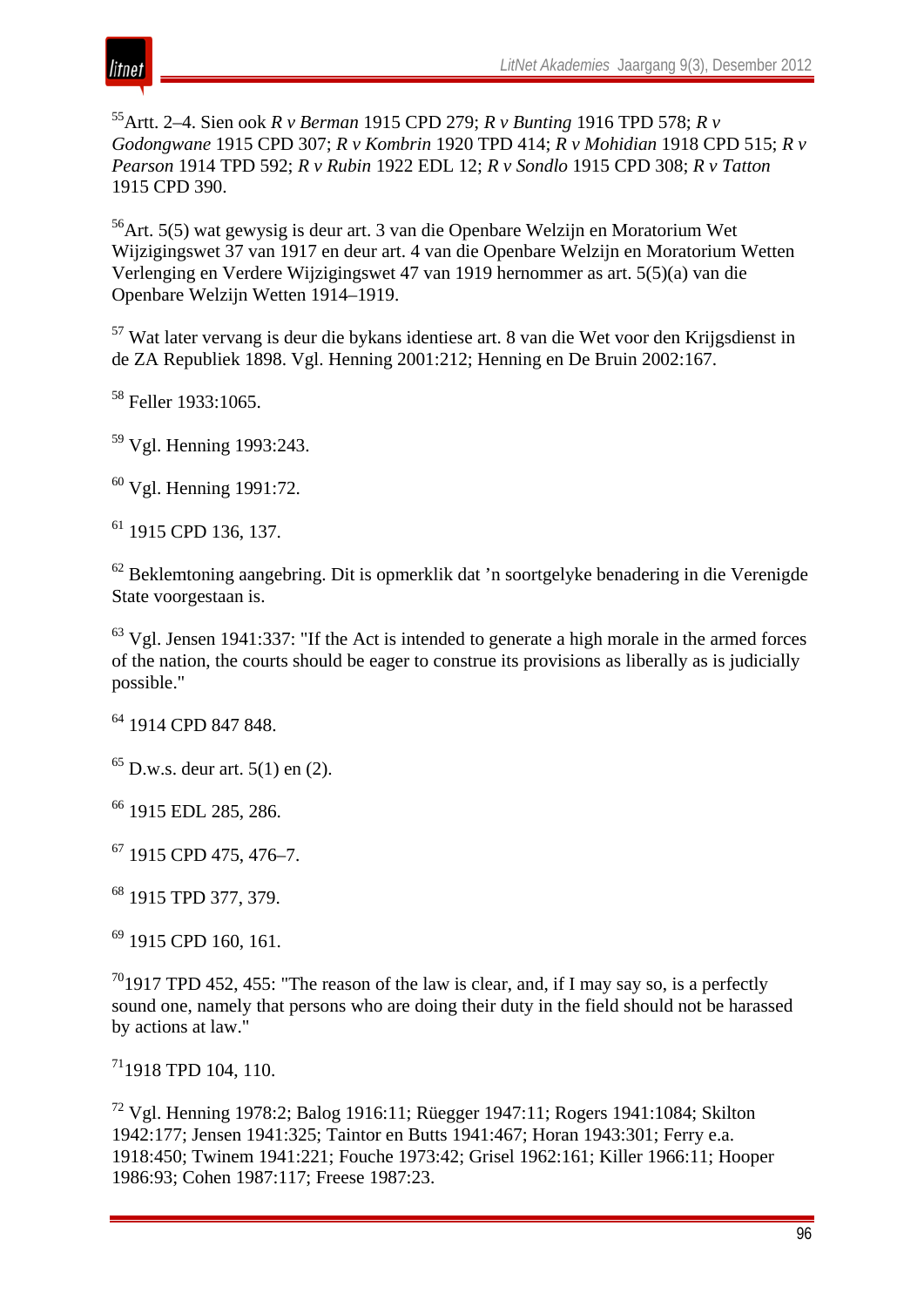[55]Artt. 2–4. Sien ook *R v Berman* 1915 CPD 279; *R v Bunting* 1916 TPD 578; *R v Godongwane* 1915 CPD 307; *R v Kombrin* 1920 TPD 414; *R v Mohidian* 1918 CPD 515; *R v Pearson* 1914 TPD 592; *R v Rubin* 1922 EDL 12; *R v Sondlo* 1915 CPD 308; *R v Tatton* 1915 CPD 390.

[56]Art. 5(5) wat gewysig is deur art. 3 van die Openbare Welzijn en Moratorium Wet Wijzigingswet 37 van 1917 en deur art. 4 van die Openbare Welzijn en Moratorium Wetten Verlenging en Verdere Wijzigingswet 47 van 1919 hernommer as art. 5(5)(a) van die Openbare Welzijn Wetten 1914–1919.

[57] Wat later vervang is deur die bykans identiese art. 8 van die Wet voor den Krijgsdienst in de ZA Republiek 1898. Vgl. Henning 2001:212; Henning en De Bruin 2002:167.

[58] Feller 1933:1065.

[59] Vgl. Henning 1993:243.

[60] Vgl. Henning 1991:72.

[61] 1915 CPD 136, 137.

[62] Beklemtoning aangebring. Dit is opmerklik dat ’n soortgelyke benadering in die Verenigde State voorgestaan is.

[63] Vgl. Jensen 1941:337: "If the Act is intended to generate a high morale in the armed forces of the nation, the courts should be eager to construe its provisions as liberally as is judicially possible."

[64] 1914 CPD 847 848.

[65] D.w.s. deur art. 5(1) en (2).

[66] 1915 EDL 285, 286.

[67] 1915 CPD 475, 476–7.

[68] 1915 TPD 377, 379.

[69] 1915 CPD 160, 161.

[70]1917 TPD 452, 455: "The reason of the law is clear, and, if I may say so, is a perfectly sound one, namely that persons who are doing their duty in the field should not be harassed by actions at law."

[71]1918 TPD 104, 110.

[72] Vgl. Henning 1978:2; Balog 1916:11; Rüegger 1947:11; Rogers 1941:1084; Skilton 1942:177; Jensen 1941:325; Taintor en Butts 1941:467; Horan 1943:301; Ferry e.a. 1918:450; Twinem 1941:221; Fouche 1973:42; Grisel 1962:161; Killer 1966:11; Hooper 1986:93; Cohen 1987:117; Freese 1987:23.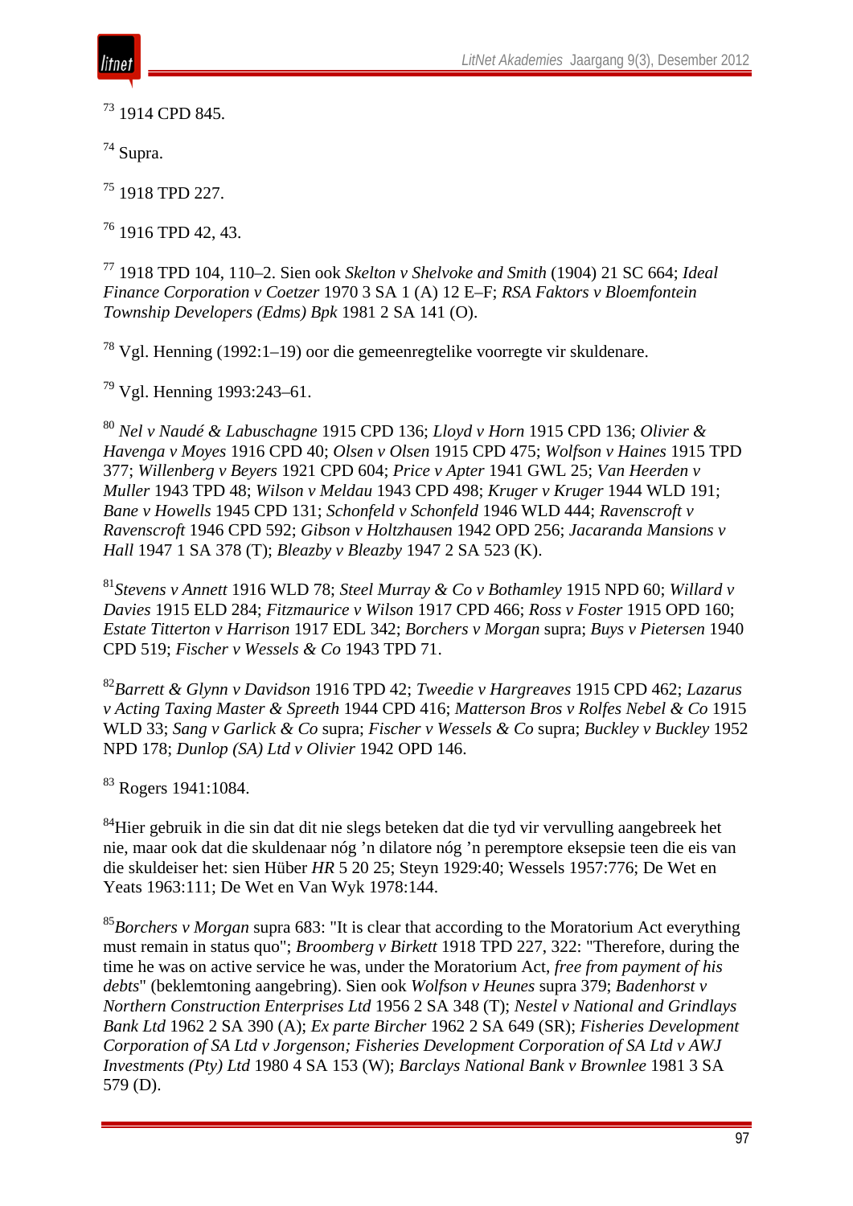[73] 1914 CPD 845.

[74] Supra.

[75] 1918 TPD 227.

[76] 1916 TPD 42, 43.

[77] 1918 TPD 104, 110–2. Sien ook *Skelton v Shelvoke and Smith* (1904) 21 SC 664; *Ideal Finance Corporation v Coetzer* 1970 3 SA 1 (A) 12 E–F; *RSA Faktors v Bloemfontein Township Developers (Edms) Bpk* 1981 2 SA 141 (O).

[78] Vgl. Henning (1992:1–19) oor die gemeenregtelike voorregte vir skuldenare.

[79] Vgl. Henning 1993:243–61.

[80] *Nel v Naudé & Labuschagne* 1915 CPD 136; *Lloyd v Horn* 1915 CPD 136; *Olivier & Havenga v Moyes* 1916 CPD 40; *Olsen v Olsen* 1915 CPD 475; *Wolfson v Haines* 1915 TPD 377; *Willenberg v Beyers* 1921 CPD 604; *Price v Apter* 1941 GWL 25; *Van Heerden v Muller* 1943 TPD 48; *Wilson v Meldau* 1943 CPD 498; *Kruger v Kruger* 1944 WLD 191; *Bane v Howells* 1945 CPD 131; *Schonfeld v Schonfeld* 1946 WLD 444; *Ravenscroft v Ravenscroft* 1946 CPD 592; *Gibson v Holtzhausen* 1942 OPD 256; *Jacaranda Mansions v Hall* 1947 1 SA 378 (T); *Bleazby v Bleazby* 1947 2 SA 523 (K).

[81] *Stevens v Annett* 1916 WLD 78; *Steel Murray & Co v Bothamley* 1915 NPD 60; *Willard v Davies* 1915 ELD 284; *Fitzmaurice v Wilson* 1917 CPD 466; *Ross v Foster* 1915 OPD 160; *Estate Titterton v Harrison* 1917 EDL 342; *Borchers v Morgan* supra; *Buys v Pietersen* 1940 CPD 519; *Fischer v Wessels & Co* 1943 TPD 71.

[82] *Barrett & Glynn v Davidson* 1916 TPD 42; *Tweedie v Hargreaves* 1915 CPD 462; *Lazarus v Acting Taxing Master & Spreeth* 1944 CPD 416; *Matterson Bros v Rolfes Nebel & Co* 1915 WLD 33; *Sang v Garlick & Co* supra; *Fischer v Wessels & Co* supra; *Buckley v Buckley* 1952 NPD 178; *Dunlop (SA) Ltd v Olivier* 1942 OPD 146.

[83] Rogers 1941:1084.

[84] Hier gebruik in die sin dat dit nie slegs beteken dat die tyd vir vervulling aangebreek het nie, maar ook dat die skuldenaar nóg 'n dilatore nóg 'n peremptore eksepsie teen die eis van die skuldeiser het: sien Hüber *HR* 5 20 25; Steyn 1929:40; Wessels 1957:776; De Wet en Yeats 1963:111; De Wet en Van Wyk 1978:144.

[85] *Borchers v Morgan* supra 683: "It is clear that according to the Moratorium Act everything must remain in status quo"; *Broomberg v Birkett* 1918 TPD 227, 322: "Therefore, during the time he was on active service he was, under the Moratorium Act, *free from payment of his debts*" (beklemtoning aangebring). Sien ook *Wolfson v Heunes* supra 379; *Badenhorst v Northern Construction Enterprises Ltd* 1956 2 SA 348 (T); *Nestel v National and Grindlays Bank Ltd* 1962 2 SA 390 (A); *Ex parte Bircher* 1962 2 SA 649 (SR); *Fisheries Development Corporation of SA Ltd v Jorgenson; Fisheries Development Corporation of SA Ltd v AWJ Investments (Pty) Ltd* 1980 4 SA 153 (W); *Barclays National Bank v Brownlee* 1981 3 SA 579 (D).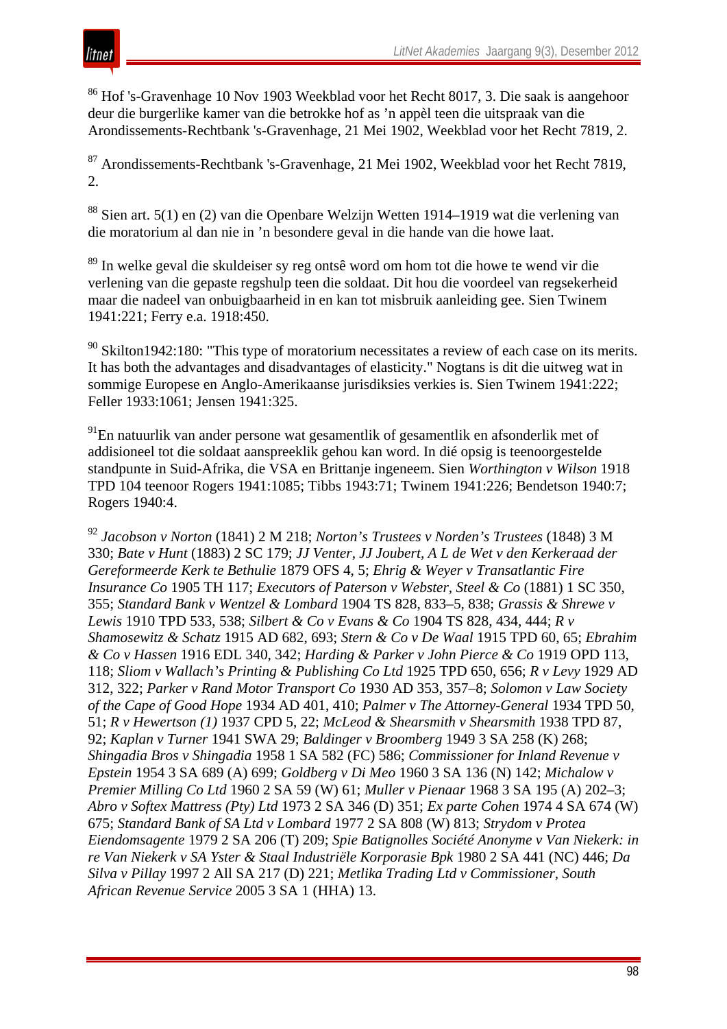[86] Hof 's-Gravenhage 10 Nov 1903 Weekblad voor het Recht 8017, 3. Die saak is aangehoor deur die burgerlike kamer van die betrokke hof as 'n appèl teen die uitspraak van die Arondissements-Rechtbank 's-Gravenhage, 21 Mei 1902, Weekblad voor het Recht 7819, 2.

[87] Arondissements-Rechtbank 's-Gravenhage, 21 Mei 1902, Weekblad voor het Recht 7819, 2.

[88] Sien art. 5(1) en (2) van die Openbare Welzijn Wetten 1914–1919 wat die verlening van die moratorium al dan nie in 'n besondere geval in die hande van die howe laat.

[89] In welke geval die skuldeiser sy reg ontsê word om hom tot die howe te wend vir die verlening van die gepaste regshulp teen die soldaat. Dit hou die voordeel van regsekerheid maar die nadeel van onbuigbaarheid in en kan tot misbruik aanleiding gee. Sien Twinem 1941:221; Ferry e.a. 1918:450.

[90] Skilton1942:180: "This type of moratorium necessitates a review of each case on its merits. It has both the advantages and disadvantages of elasticity." Nogtans is dit die uitweg wat in sommige Europese en Anglo-Amerikaanse jurisdiksies verkies is. Sien Twinem 1941:222; Feller 1933:1061; Jensen 1941:325.

[91] En natuurlik van ander persone wat gesamentlik of gesamentlik en afsonderlik met of addisioneel tot die soldaat aanspreeklik gehou kan word. In dié opsig is teenoorgestelde standpunte in Suid-Afrika, die VSA en Brittanje ingeneem. Sien *Worthington v Wilson* 1918 TPD 104 teenoor Rogers 1941:1085; Tibbs 1943:71; Twinem 1941:226; Bendetson 1940:7; Rogers 1940:4.

[92] *Jacobson v Norton* (1841) 2 M 218; *Norton's Trustees v Norden's Trustees* (1848) 3 M 330; *Bate v Hunt* (1883) 2 SC 179; *JJ Venter, JJ Joubert, A L de Wet v den Kerkeraad der Gereformeerde Kerk te Bethulie* 1879 OFS 4, 5; *Ehrig & Weyer v Transatlantic Fire Insurance Co* 1905 TH 117; *Executors of Paterson v Webster, Steel & Co* (1881) 1 SC 350, 355; *Standard Bank v Wentzel & Lombard* 1904 TS 828, 833–5, 838; *Grassis & Shrewe v Lewis* 1910 TPD 533, 538; *Silbert & Co v Evans & Co* 1904 TS 828, 434, 444; *R v Shamosewitz & Schatz* 1915 AD 682, 693; *Stern & Co v De Waal* 1915 TPD 60, 65; *Ebrahim & Co v Hassen* 1916 EDL 340, 342; *Harding & Parker v John Pierce & Co* 1919 OPD 113, 118; *Sliom v Wallach's Printing & Publishing Co Ltd* 1925 TPD 650, 656; *R v Levy* 1929 AD 312, 322; *Parker v Rand Motor Transport Co* 1930 AD 353, 357–8; *Solomon v Law Society of the Cape of Good Hope* 1934 AD 401, 410; *Palmer v The Attorney-General* 1934 TPD 50, 51; *R v Hewertson (1)* 1937 CPD 5, 22; *McLeod & Shearsmith v Shearsmith* 1938 TPD 87, 92; *Kaplan v Turner* 1941 SWA 29; *Baldinger v Broomberg* 1949 3 SA 258 (K) 268; *Shingadia Bros v Shingadia* 1958 1 SA 582 (FC) 586; *Commissioner for Inland Revenue v Epstein* 1954 3 SA 689 (A) 699; *Goldberg v Di Meo* 1960 3 SA 136 (N) 142; *Michalow v Premier Milling Co Ltd* 1960 2 SA 59 (W) 61; *Muller v Pienaar* 1968 3 SA 195 (A) 202–3; *Abro v Softex Mattress (Pty) Ltd* 1973 2 SA 346 (D) 351; *Ex parte Cohen* 1974 4 SA 674 (W) 675; *Standard Bank of SA Ltd v Lombard* 1977 2 SA 808 (W) 813; *Strydom v Protea Eiendomsagente* 1979 2 SA 206 (T) 209; *Spie Batignolles Société Anonyme v Van Niekerk: in re Van Niekerk v SA Yster & Staal Industriële Korporasie Bpk* 1980 2 SA 441 (NC) 446; *Da Silva v Pillay* 1997 2 All SA 217 (D) 221; *Metlika Trading Ltd v Commissioner, South African Revenue Service* 2005 3 SA 1 (HHA) 13.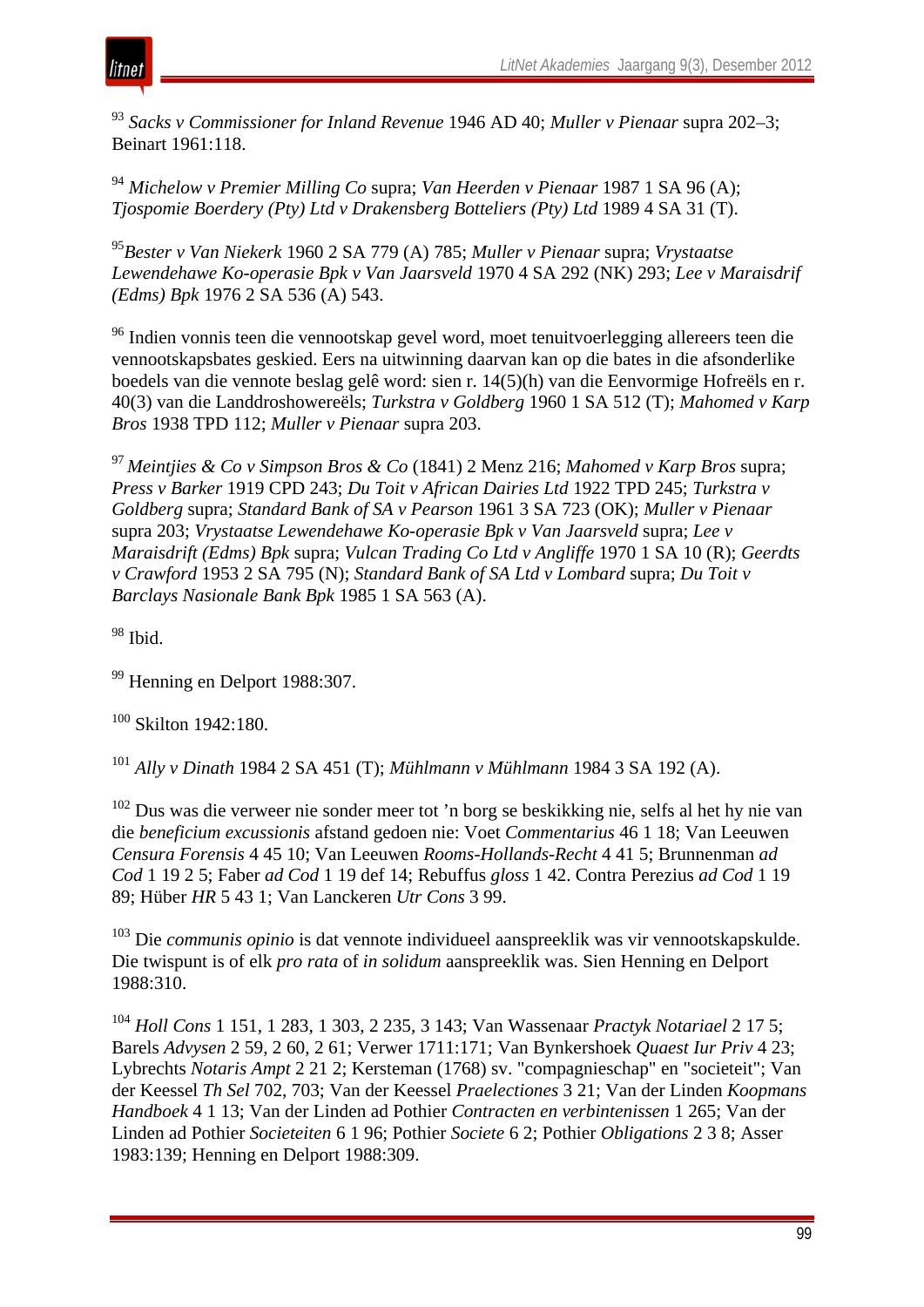[93] *Sacks v Commissioner for Inland Revenue* 1946 AD 40; *Muller v Pienaar* supra 202–3; Beinart 1961:118.

[94] *Michelow v Premier Milling Co* supra; *Van Heerden v Pienaar* 1987 1 SA 96 (A); *Tjospomie Boerdery (Pty) Ltd v Drakensberg Botteliers (Pty) Ltd* 1989 4 SA 31 (T).

[95] *Bester v Van Niekerk* 1960 2 SA 779 (A) 785; *Muller v Pienaar* supra; *Vrystaatse Lewendehawe Ko-operasie Bpk v Van Jaarsveld* 1970 4 SA 292 (NK) 293; *Lee v Maraisdrif (Edms) Bpk* 1976 2 SA 536 (A) 543.

[96] Indien vonnis teen die vennootskap gevel word, moet tenuitvoerlegging allereers teen die vennootskapsbates geskied. Eers na uitwinning daarvan kan op die bates in die afsonderlike boedels van die vennote beslag gelê word: sien r. 14(5)(h) van die Eenvormige Hofreëls en r. 40(3) van die Landdroshowereëls; *Turkstra v Goldberg* 1960 1 SA 512 (T); *Mahomed v Karp Bros* 1938 TPD 112; *Muller v Pienaar* supra 203.

[97] *Meintjies & Co v Simpson Bros & Co* (1841) 2 Menz 216; *Mahomed v Karp Bros* supra; *Press v Barker* 1919 CPD 243; *Du Toit v African Dairies Ltd* 1922 TPD 245; *Turkstra v Goldberg* supra; *Standard Bank of SA v Pearson* 1961 3 SA 723 (OK); *Muller v Pienaar* supra 203; *Vrystaatse Lewendehawe Ko-operasie Bpk v Van Jaarsveld* supra; *Lee v Maraisdrift (Edms) Bpk* supra; *Vulcan Trading Co Ltd v Angliffe* 1970 1 SA 10 (R); *Geerdts v Crawford* 1953 2 SA 795 (N); *Standard Bank of SA Ltd v Lombard* supra; *Du Toit v Barclays Nasionale Bank Bpk* 1985 1 SA 563 (A).

[98] Ibid.

[99] Henning en Delport 1988:307.

[100] Skilton 1942:180.

[101] *Ally v Dinath* 1984 2 SA 451 (T); *Mühlmann v Mühlmann* 1984 3 SA 192 (A).

[102] Dus was die verweer nie sonder meer tot ’n borg se beskikking nie, selfs al het hy nie van die *beneficium excussionis* afstand gedoen nie: Voet *Commentarius* 46 1 18; Van Leeuwen *Censura Forensis* 4 45 10; Van Leeuwen *Rooms-Hollands-Recht* 4 41 5; Brunnenman *ad Cod* 1 19 2 5; Faber *ad Cod* 1 19 def 14; Rebuffus *gloss* 1 42. Contra Perezius *ad Cod* 1 19 89; Hüber *HR* 5 43 1; Van Lanckeren *Utr Cons* 3 99.

[103] Die *communis opinio* is dat vennote individueel aanspreeklik was vir vennootskapskulde. Die twispunt is of elk *pro rata* of *in solidum* aanspreeklik was. Sien Henning en Delport 1988:310.

[104] *Holl Cons* 1 151, 1 283, 1 303, 2 235, 3 143; Van Wassenaar *Practyk Notariael* 2 17 5; Barels *Advysen* 2 59, 2 60, 2 61; Verwer 1711:171; Van Bynkershoek *Quaest Iur Priv* 4 23; Lybrechts *Notaris Ampt* 2 21 2; Kersteman (1768) sv. "compagnieschap" en "societeit"; Van der Keessel *Th Sel* 702, 703; Van der Keessel *Praelectiones* 3 21; Van der Linden *Koopmans Handboek* 4 1 13; Van der Linden ad Pothier *Contracten en verbintenissen* 1 265; Van der Linden ad Pothier *Societeiten* 6 1 96; Pothier *Societe* 6 2; Pothier *Obligations* 2 3 8; Asser 1983:139; Henning en Delport 1988:309.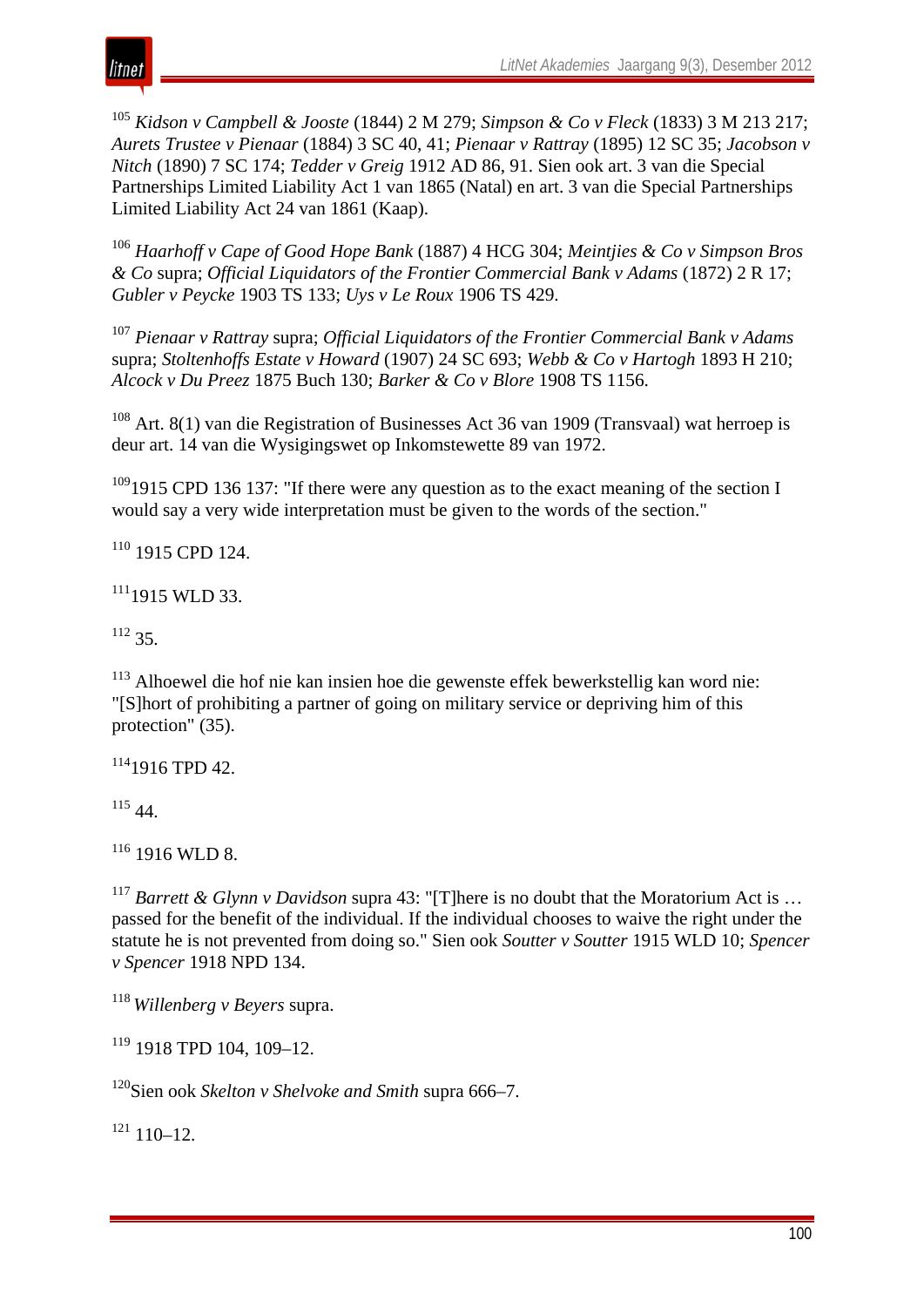[105] *Kidson v Campbell & Jooste* (1844) 2 M 279; *Simpson & Co v Fleck* (1833) 3 M 213 217; *Aurets Trustee v Pienaar* (1884) 3 SC 40, 41; *Pienaar v Rattray* (1895) 12 SC 35; *Jacobson v Nitch* (1890) 7 SC 174; *Tedder v Greig* 1912 AD 86, 91. Sien ook art. 3 van die Special Partnerships Limited Liability Act 1 van 1865 (Natal) en art. 3 van die Special Partnerships Limited Liability Act 24 van 1861 (Kaap).

[106] *Haarhoff v Cape of Good Hope Bank* (1887) 4 HCG 304; *Meintjies & Co v Simpson Bros & Co* supra; *Official Liquidators of the Frontier Commercial Bank v Adams* (1872) 2 R 17; *Gubler v Peycke* 1903 TS 133; *Uys v Le Roux* 1906 TS 429.

[107] *Pienaar v Rattray* supra; *Official Liquidators of the Frontier Commercial Bank v Adams* supra; *Stoltenhoffs Estate v Howard* (1907) 24 SC 693; *Webb & Co v Hartogh* 1893 H 210; *Alcock v Du Preez* 1875 Buch 130; *Barker & Co v Blore* 1908 TS 1156.

[108] Art. 8(1) van die Registration of Businesses Act 36 van 1909 (Transvaal) wat herroep is deur art. 14 van die Wysigingswet op Inkomstewette 89 van 1972.

[109] 1915 CPD 136 137: "If there were any question as to the exact meaning of the section I would say a very wide interpretation must be given to the words of the section."

[110] 1915 CPD 124.

[111] 1915 WLD 33.

[112] 35.

[113] Alhoewel die hof nie kan insien hoe die gewenste effek bewerkstellig kan word nie: "[S]hort of prohibiting a partner of going on military service or depriving him of this protection" (35).

[114] 1916 TPD 42.

[115] 44.

[116] 1916 WLD 8.

[117] *Barrett & Glynn v Davidson* supra 43: "[T]here is no doubt that the Moratorium Act is … passed for the benefit of the individual. If the individual chooses to waive the right under the statute he is not prevented from doing so." Sien ook *Soutter v Soutter* 1915 WLD 10; *Spencer v Spencer* 1918 NPD 134.

[118] *Willenberg v Beyers* supra.

[119] 1918 TPD 104, 109–12.

[120] Sien ook *Skelton v Shelvoke and Smith* supra 666–7.

[121] 110–12.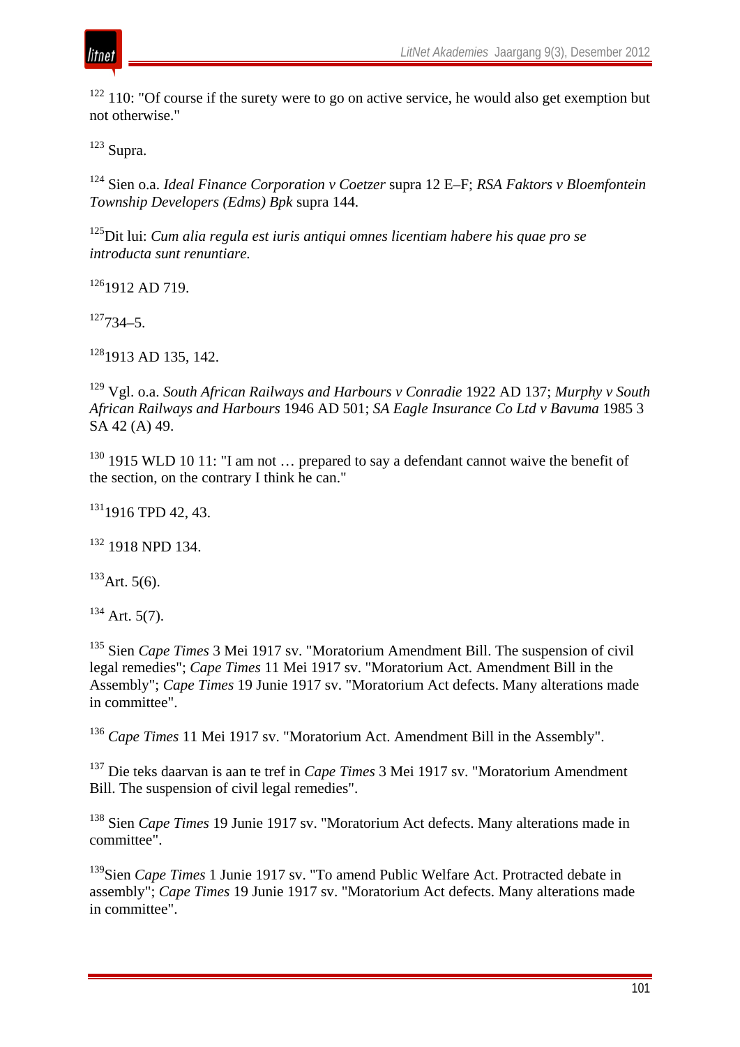[122] 110: "Of course if the surety were to go on active service, he would also get exemption but not otherwise."

[123] Supra.

[124] Sien o.a. *Ideal Finance Corporation v Coetzer* supra 12 E–F; *RSA Faktors v Bloemfontein Township Developers (Edms) Bpk* supra 144.

[125] Dit lui: *Cum alia regula est iuris antiqui omnes licentiam habere his quae pro se introducta sunt renuntiare.*

[126] 1912 AD 719.

[127] 734–5.

[128] 1913 AD 135, 142.

[129] Vgl. o.a. *South African Railways and Harbours v Conradie* 1922 AD 137; *Murphy v South African Railways and Harbours* 1946 AD 501; *SA Eagle Insurance Co Ltd v Bavuma* 1985 3 SA 42 (A) 49.

[130] 1915 WLD 10 11: "I am not … prepared to say a defendant cannot waive the benefit of the section, on the contrary I think he can."

[131] 1916 TPD 42, 43.

[132] 1918 NPD 134.

[133] Art. 5(6).

[134] Art. 5(7).

[135] Sien *Cape Times* 3 Mei 1917 sv. "Moratorium Amendment Bill. The suspension of civil legal remedies"; *Cape Times* 11 Mei 1917 sv. "Moratorium Act. Amendment Bill in the Assembly"; *Cape Times* 19 Junie 1917 sv. "Moratorium Act defects. Many alterations made in committee".

[136] *Cape Times* 11 Mei 1917 sv. "Moratorium Act. Amendment Bill in the Assembly".

[137] Die teks daarvan is aan te tref in *Cape Times* 3 Mei 1917 sv. "Moratorium Amendment Bill. The suspension of civil legal remedies".

[138] Sien *Cape Times* 19 Junie 1917 sv. "Moratorium Act defects. Many alterations made in committee".

[139] Sien *Cape Times* 1 Junie 1917 sv. "To amend Public Welfare Act. Protracted debate in assembly"; *Cape Times* 19 Junie 1917 sv. "Moratorium Act defects. Many alterations made in committee".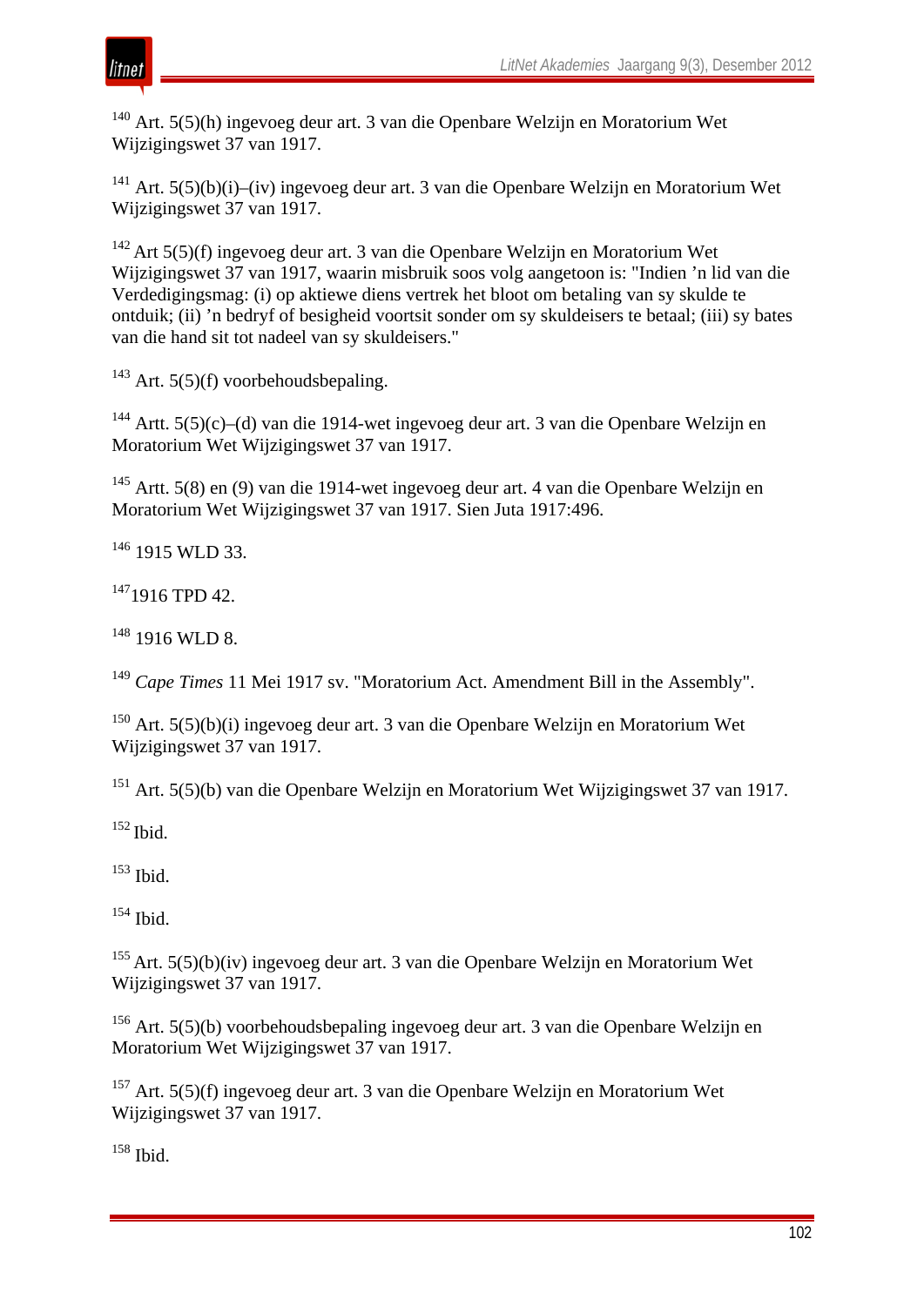[140] Art. 5(5)(h) ingevoeg deur art. 3 van die Openbare Welzijn en Moratorium Wet Wijzigingswet 37 van 1917.

[141] Art. 5(5)(b)(i)–(iv) ingevoeg deur art. 3 van die Openbare Welzijn en Moratorium Wet Wijzigingswet 37 van 1917.

[142] Art 5(5)(f) ingevoeg deur art. 3 van die Openbare Welzijn en Moratorium Wet Wijzigingswet 37 van 1917, waarin misbruik soos volg aangetoon is: "Indien 'n lid van die Verdedigingsmag: (i) op aktiewe diens vertrek het bloot om betaling van sy skulde te ontduik; (ii) 'n bedryf of besigheid voortsit sonder om sy skuldeisers te betaal; (iii) sy bates van die hand sit tot nadeel van sy skuldeisers."

[143] Art. 5(5)(f) voorbehoudsbepaling.

[144] Artt. 5(5)(c)–(d) van die 1914-wet ingevoeg deur art. 3 van die Openbare Welzijn en Moratorium Wet Wijzigingswet 37 van 1917.

[145] Artt. 5(8) en (9) van die 1914-wet ingevoeg deur art. 4 van die Openbare Welzijn en Moratorium Wet Wijzigingswet 37 van 1917. Sien Juta 1917:496.

[146] 1915 WLD 33.

[147] 1916 TPD 42.

[148] 1916 WLD 8.

[149] *Cape Times* 11 Mei 1917 sv. "Moratorium Act. Amendment Bill in the Assembly".

[150] Art. 5(5)(b)(i) ingevoeg deur art. 3 van die Openbare Welzijn en Moratorium Wet Wijzigingswet 37 van 1917.

[151] Art. 5(5)(b) van die Openbare Welzijn en Moratorium Wet Wijzigingswet 37 van 1917.

[152] Ibid.

[153] Ibid.

[154] Ibid.

[155] Art. 5(5)(b)(iv) ingevoeg deur art. 3 van die Openbare Welzijn en Moratorium Wet Wijzigingswet 37 van 1917.

[156] Art. 5(5)(b) voorbehoudsbepaling ingevoeg deur art. 3 van die Openbare Welzijn en Moratorium Wet Wijzigingswet 37 van 1917.

[157] Art. 5(5)(f) ingevoeg deur art. 3 van die Openbare Welzijn en Moratorium Wet Wijzigingswet 37 van 1917.

[158] Ibid.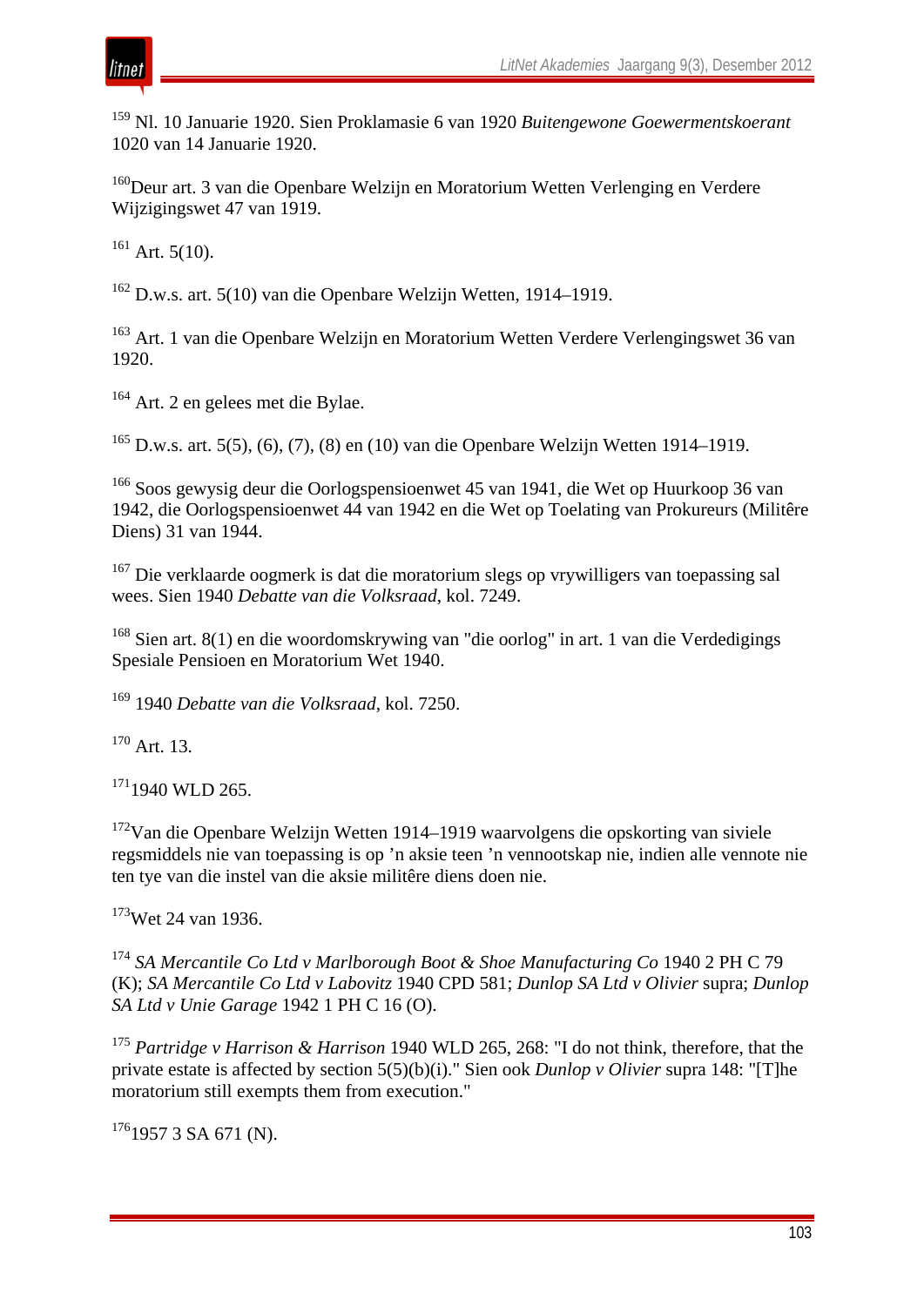[159] Nl. 10 Januarie 1920. Sien Proklamasie 6 van 1920 *Buitengewone Goewermentskoerant* 1020 van 14 Januarie 1920.

[160]Deur art. 3 van die Openbare Welzijn en Moratorium Wetten Verlenging en Verdere Wijzigingswet 47 van 1919.

[161] Art. 5(10).

[162] D.w.s. art. 5(10) van die Openbare Welzijn Wetten, 1914–1919.

[163] Art. 1 van die Openbare Welzijn en Moratorium Wetten Verdere Verlengingswet 36 van 1920.

[164] Art. 2 en gelees met die Bylae.

[165] D.w.s. art. 5(5), (6), (7), (8) en (10) van die Openbare Welzijn Wetten 1914–1919.

[166] Soos gewysig deur die Oorlogspensioenwet 45 van 1941, die Wet op Huurkoop 36 van 1942, die Oorlogspensioenwet 44 van 1942 en die Wet op Toelating van Prokureurs (Militêre Diens) 31 van 1944.

[167] Die verklaarde oogmerk is dat die moratorium slegs op vrywilligers van toepassing sal wees. Sien 1940 *Debatte van die Volksraad*, kol. 7249.

[168] Sien art. 8(1) en die woordomskrywing van "die oorlog" in art. 1 van die Verdedigings Spesiale Pensioen en Moratorium Wet 1940.

[169] 1940 *Debatte van die Volksraad*, kol. 7250.

[170] Art. 13.

[171]1940 WLD 265.

[172]Van die Openbare Welzijn Wetten 1914–1919 waarvolgens die opskorting van siviele regsmiddels nie van toepassing is op ’n aksie teen ’n vennootskap nie, indien alle vennote nie ten tye van die instel van die aksie militêre diens doen nie.

[173]Wet 24 van 1936.

[174] *SA Mercantile Co Ltd v Marlborough Boot & Shoe Manufacturing Co* 1940 2 PH C 79 (K); *SA Mercantile Co Ltd v Labovitz* 1940 CPD 581; *Dunlop SA Ltd v Olivier* supra; *Dunlop SA Ltd v Unie Garage* 1942 1 PH C 16 (O).

[175] *Partridge v Harrison & Harrison* 1940 WLD 265, 268: "I do not think, therefore, that the private estate is affected by section 5(5)(b)(i)." Sien ook *Dunlop v Olivier* supra 148: "[T]he moratorium still exempts them from execution."

[176]1957 3 SA 671 (N).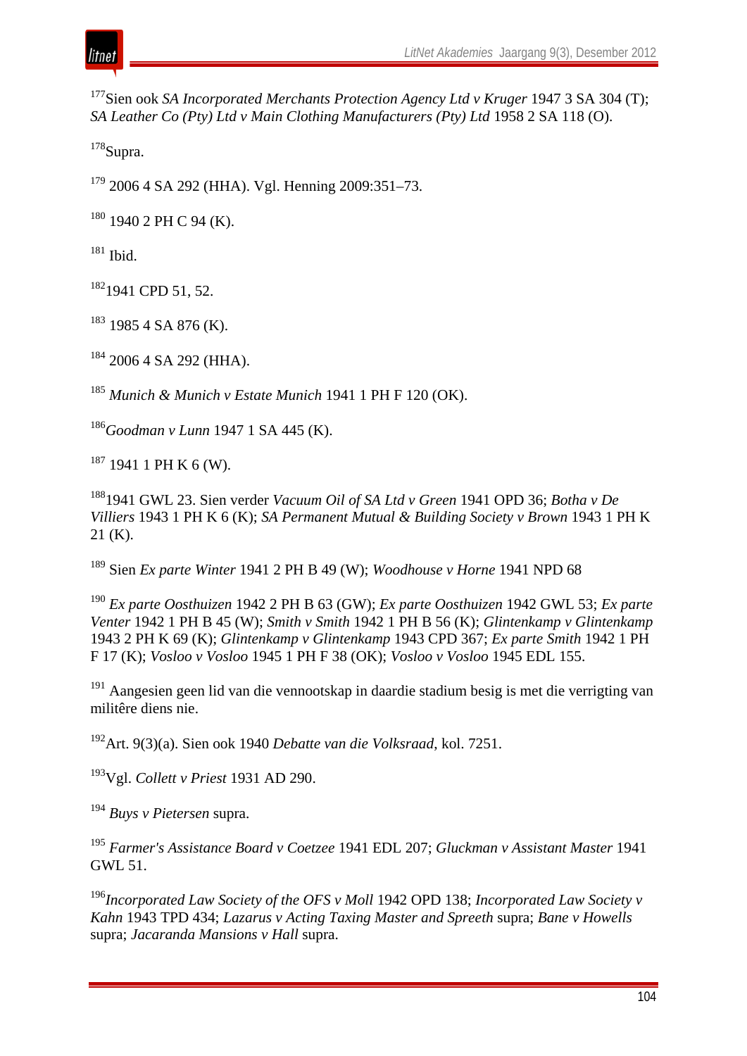[177]Sien ook *SA Incorporated Merchants Protection Agency Ltd v Kruger* 1947 3 SA 304 (T); *SA Leather Co (Pty) Ltd v Main Clothing Manufacturers (Pty) Ltd* 1958 2 SA 118 (O).

[178]Supra.

[179] 2006 4 SA 292 (HHA). Vgl. Henning 2009:351–73.

[180] 1940 2 PH C 94 (K).

[181] Ibid.

[182]1941 CPD 51, 52.

[183] 1985 4 SA 876 (K).

[184] 2006 4 SA 292 (HHA).

[185] *Munich & Munich v Estate Munich* 1941 1 PH F 120 (OK).

[186]*Goodman v Lunn* 1947 1 SA 445 (K).

[187] 1941 1 PH K 6 (W).

[188]1941 GWL 23. Sien verder *Vacuum Oil of SA Ltd v Green* 1941 OPD 36; *Botha v De Villiers* 1943 1 PH K 6 (K); *SA Permanent Mutual & Building Society v Brown* 1943 1 PH K 21 (K).

[189] Sien *Ex parte Winter* 1941 2 PH B 49 (W); *Woodhouse v Horne* 1941 NPD 68

[190] *Ex parte Oosthuizen* 1942 2 PH B 63 (GW); *Ex parte Oosthuizen* 1942 GWL 53; *Ex parte Venter* 1942 1 PH B 45 (W); *Smith v Smith* 1942 1 PH B 56 (K); *Glintenkamp v Glintenkamp* 1943 2 PH K 69 (K); *Glintenkamp v Glintenkamp* 1943 CPD 367; *Ex parte Smith* 1942 1 PH F 17 (K); *Vosloo v Vosloo* 1945 1 PH F 38 (OK); *Vosloo v Vosloo* 1945 EDL 155.

[191] Aangesien geen lid van die vennootskap in daardie stadium besig is met die verrigting van militêre diens nie.

[192]Art. 9(3)(a). Sien ook 1940 *Debatte van die Volksraad*, kol. 7251.

[193]Vgl. *Collett v Priest* 1931 AD 290.

[194] *Buys v Pietersen* supra.

[195] *Farmer's Assistance Board v Coetzee* 1941 EDL 207; *Gluckman v Assistant Master* 1941 GWL 51.

[196]*Incorporated Law Society of the OFS v Moll* 1942 OPD 138; *Incorporated Law Society v Kahn* 1943 TPD 434; *Lazarus v Acting Taxing Master and Spreeth* supra; *Bane v Howells* supra; *Jacaranda Mansions v Hall* supra.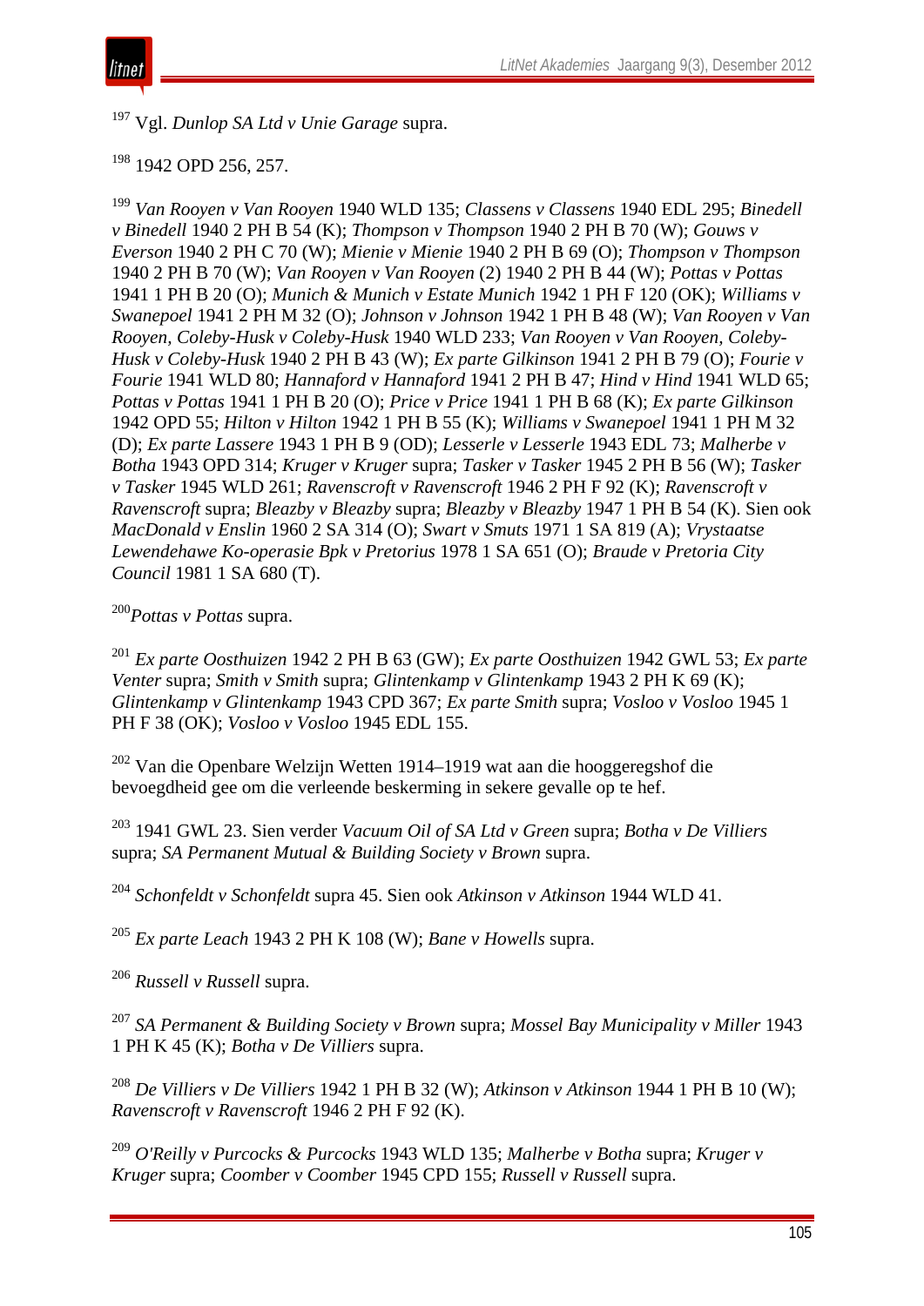[197] Vgl. *Dunlop SA Ltd v Unie Garage* supra.

[198] 1942 OPD 256, 257.

[199] *Van Rooyen v Van Rooyen* 1940 WLD 135; *Classens v Classens* 1940 EDL 295; *Binedell v Binedell* 1940 2 PH B 54 (K); *Thompson v Thompson* 1940 2 PH B 70 (W); *Gouws v Everson* 1940 2 PH C 70 (W); *Mienie v Mienie* 1940 2 PH B 69 (O); *Thompson v Thompson* 1940 2 PH B 70 (W); *Van Rooyen v Van Rooyen* (2) 1940 2 PH B 44 (W); *Pottas v Pottas* 1941 1 PH B 20 (O); *Munich & Munich v Estate Munich* 1942 1 PH F 120 (OK); *Williams v Swanepoel* 1941 2 PH M 32 (O); *Johnson v Johnson* 1942 1 PH B 48 (W); *Van Rooyen v Van Rooyen, Coleby-Husk v Coleby-Husk* 1940 WLD 233; *Van Rooyen v Van Rooyen, Coleby-Husk v Coleby-Husk* 1940 2 PH B 43 (W); *Ex parte Gilkinson* 1941 2 PH B 79 (O); *Fourie v Fourie* 1941 WLD 80; *Hannaford v Hannaford* 1941 2 PH B 47; *Hind v Hind* 1941 WLD 65; *Pottas v Pottas* 1941 1 PH B 20 (O); *Price v Price* 1941 1 PH B 68 (K); *Ex parte Gilkinson* 1942 OPD 55; *Hilton v Hilton* 1942 1 PH B 55 (K); *Williams v Swanepoel* 1941 1 PH M 32 (D); *Ex parte Lassere* 1943 1 PH B 9 (OD); *Lesserle v Lesserle* 1943 EDL 73; *Malherbe v Botha* 1943 OPD 314; *Kruger v Kruger* supra; *Tasker v Tasker* 1945 2 PH B 56 (W); *Tasker v Tasker* 1945 WLD 261; *Ravenscroft v Ravenscroft* 1946 2 PH F 92 (K); *Ravenscroft v Ravenscroft* supra; *Bleazby v Bleazby* supra; *Bleazby v Bleazby* 1947 1 PH B 54 (K). Sien ook *MacDonald v Enslin* 1960 2 SA 314 (O); *Swart v Smuts* 1971 1 SA 819 (A); *Vrystaatse Lewendehawe Ko-operasie Bpk v Pretorius* 1978 1 SA 651 (O); *Braude v Pretoria City Council* 1981 1 SA 680 (T).

[200] *Pottas v Pottas* supra.

[201] *Ex parte Oosthuizen* 1942 2 PH B 63 (GW); *Ex parte Oosthuizen* 1942 GWL 53; *Ex parte Venter* supra; *Smith v Smith* supra; *Glintenkamp v Glintenkamp* 1943 2 PH K 69 (K); *Glintenkamp v Glintenkamp* 1943 CPD 367; *Ex parte Smith* supra; *Vosloo v Vosloo* 1945 1 PH F 38 (OK); *Vosloo v Vosloo* 1945 EDL 155.

[202] Van die Openbare Welzijn Wetten 1914–1919 wat aan die hooggeregshof die bevoegdheid gee om die verleende beskerming in sekere gevalle op te hef.

[203] 1941 GWL 23. Sien verder *Vacuum Oil of SA Ltd v Green* supra; *Botha v De Villiers* supra; *SA Permanent Mutual & Building Society v Brown* supra.

[204] *Schonfeldt v Schonfeldt* supra 45. Sien ook *Atkinson v Atkinson* 1944 WLD 41.

[205] *Ex parte Leach* 1943 2 PH K 108 (W); *Bane v Howells* supra.

[206] *Russell v Russell* supra.

[207] *SA Permanent & Building Society v Brown* supra; *Mossel Bay Municipality v Miller* 1943 1 PH K 45 (K); *Botha v De Villiers* supra.

[208] *De Villiers v De Villiers* 1942 1 PH B 32 (W); *Atkinson v Atkinson* 1944 1 PH B 10 (W); *Ravenscroft v Ravenscroft* 1946 2 PH F 92 (K).

[209] *O'Reilly v Purcocks & Purcocks* 1943 WLD 135; *Malherbe v Botha* supra; *Kruger v Kruger* supra; *Coomber v Coomber* 1945 CPD 155; *Russell v Russell* supra.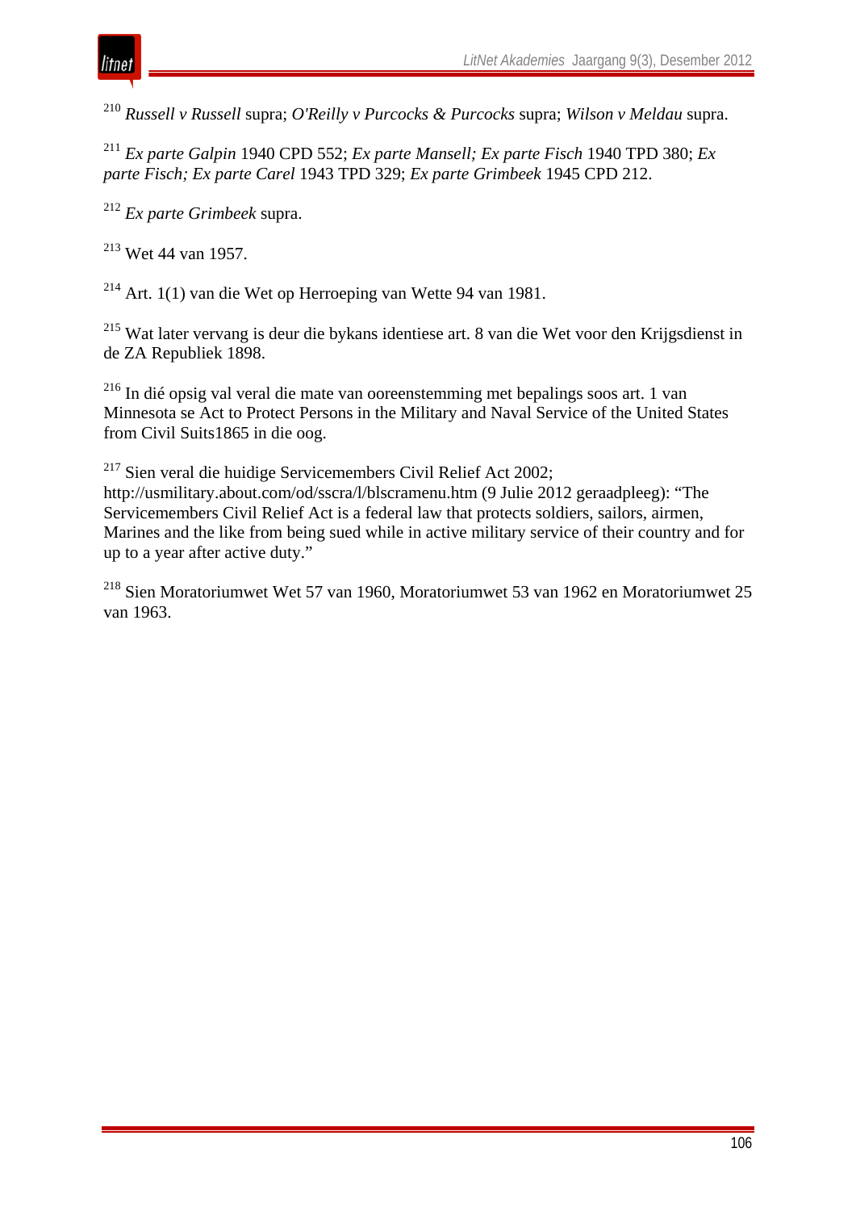[210] *Russell v Russell* supra; *O'Reilly v Purcocks & Purcocks* supra; *Wilson v Meldau* supra.

[211] *Ex parte Galpin* 1940 CPD 552; *Ex parte Mansell; Ex parte Fisch* 1940 TPD 380; *Ex parte Fisch; Ex parte Carel* 1943 TPD 329; *Ex parte Grimbeek* 1945 CPD 212.

[212] *Ex parte Grimbeek* supra.

[213] Wet 44 van 1957.

[214] Art. 1(1) van die Wet op Herroeping van Wette 94 van 1981.

[215] Wat later vervang is deur die bykans identiese art. 8 van die Wet voor den Krijgsdienst in de ZA Republiek 1898.

[216] In dié opsig val veral die mate van ooreenstemming met bepalings soos art. 1 van Minnesota se Act to Protect Persons in the Military and Naval Service of the United States from Civil Suits1865 in die oog.

[217] Sien veral die huidige Servicemembers Civil Relief Act 2002; http://usmilitary.about.com/od/sscra/l/blscramenu.htm (9 Julie 2012 geraadpleeg): "The Servicemembers Civil Relief Act is a federal law that protects soldiers, sailors, airmen, Marines and the like from being sued while in active military service of their country and for up to a year after active duty."

[218] Sien Moratoriumwet Wet 57 van 1960, Moratoriumwet 53 van 1962 en Moratoriumwet 25 van 1963.